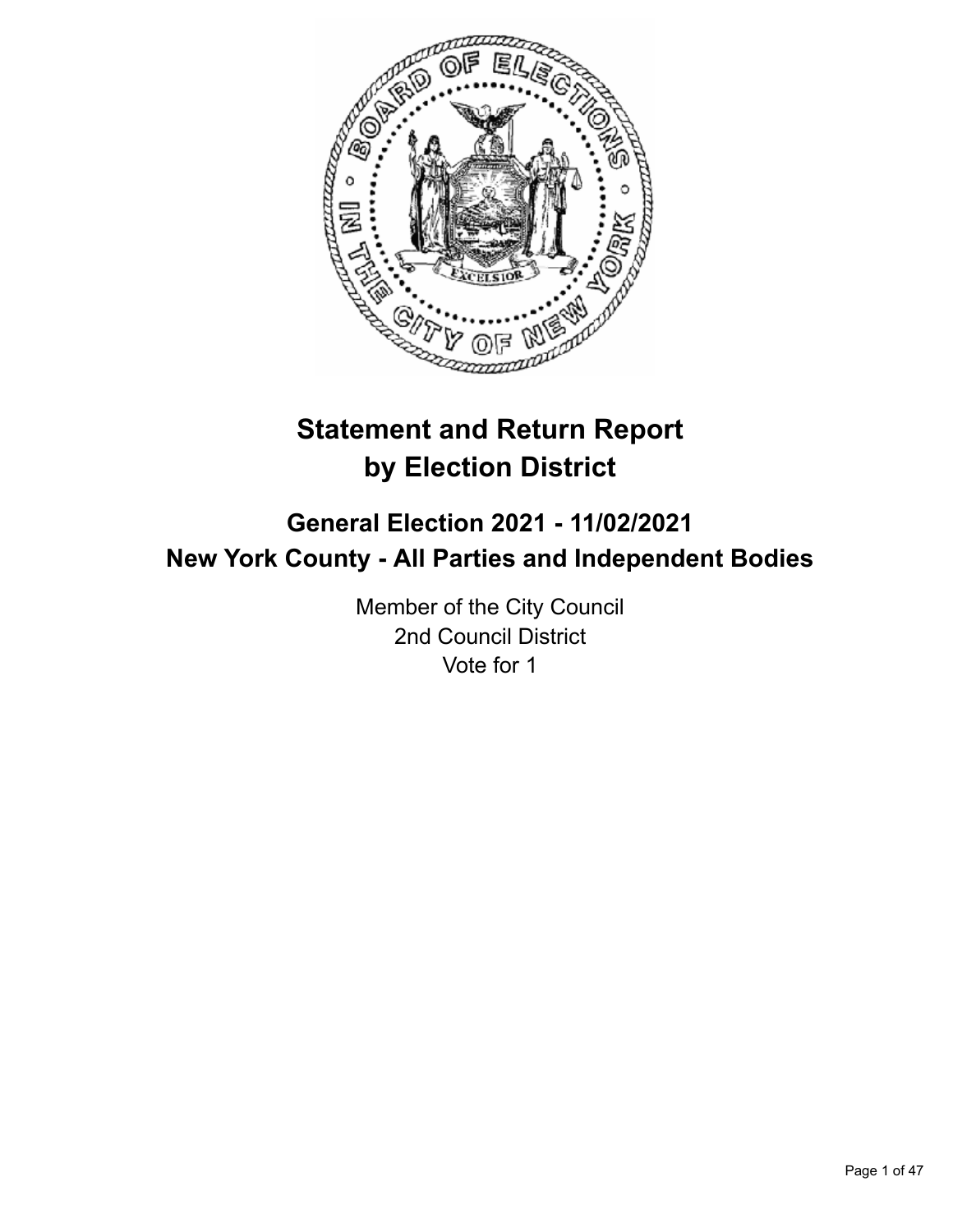# Statement and Return Report by Election District

## General Election 2021 - 11/02/2021
## New York County - All Parties and Independent Bodies

Member of the City Council
2nd Council District
Vote for 1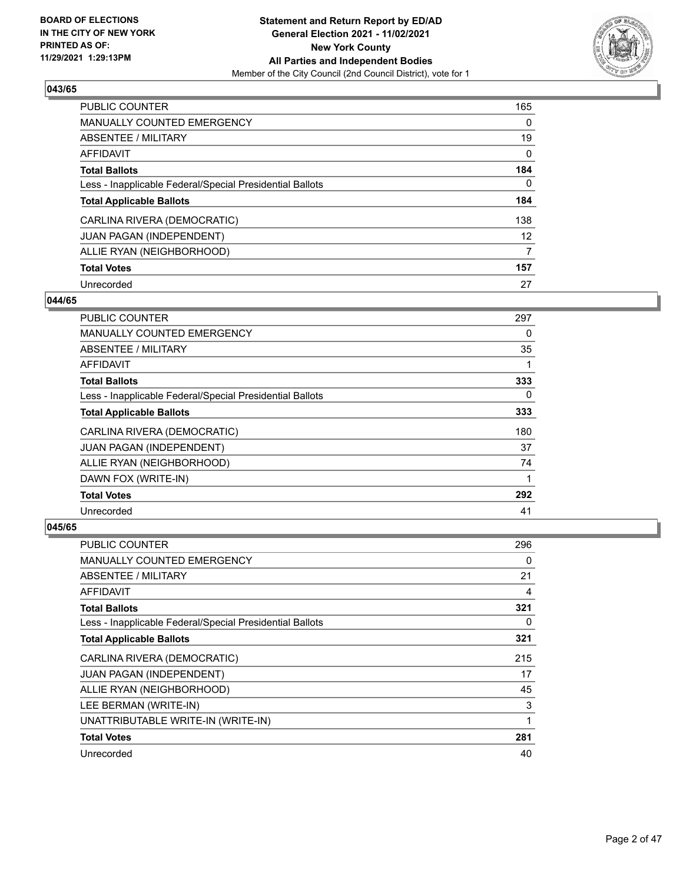## 043/65

| | |
|---|---|
| PUBLIC COUNTER | 165 |
| MANUALLY COUNTED EMERGENCY | 0 |
| ABSENTEE / MILITARY | 19 |
| AFFIDAVIT | 0 |
| **Total Ballots** | **184** |
| Less - Inapplicable Federal/Special Presidential Ballots | 0 |
| **Total Applicable Ballots** | **184** |
| CARLINA RIVERA (DEMOCRATIC) | 138 |
| JUAN PAGAN (INDEPENDENT) | 12 |
| ALLIE RYAN (NEIGHBORHOOD) | 7 |
| **Total Votes** | **157** |
| Unrecorded | 27 |

## 044/65

| | |
|---|---|
| PUBLIC COUNTER | 297 |
| MANUALLY COUNTED EMERGENCY | 0 |
| ABSENTEE / MILITARY | 35 |
| AFFIDAVIT | 1 |
| **Total Ballots** | **333** |
| Less - Inapplicable Federal/Special Presidential Ballots | 0 |
| **Total Applicable Ballots** | **333** |
| CARLINA RIVERA (DEMOCRATIC) | 180 |
| JUAN PAGAN (INDEPENDENT) | 37 |
| ALLIE RYAN (NEIGHBORHOOD) | 74 |
| DAWN FOX (WRITE-IN) | 1 |
| **Total Votes** | **292** |
| Unrecorded | 41 |

## 045/65

| | |
|---|---|
| PUBLIC COUNTER | 296 |
| MANUALLY COUNTED EMERGENCY | 0 |
| ABSENTEE / MILITARY | 21 |
| AFFIDAVIT | 4 |
| **Total Ballots** | **321** |
| Less - Inapplicable Federal/Special Presidential Ballots | 0 |
| **Total Applicable Ballots** | **321** |
| CARLINA RIVERA (DEMOCRATIC) | 215 |
| JUAN PAGAN (INDEPENDENT) | 17 |
| ALLIE RYAN (NEIGHBORHOOD) | 45 |
| LEE BERMAN (WRITE-IN) | 3 |
| UNATTRIBUTABLE WRITE-IN (WRITE-IN) | 1 |
| **Total Votes** | **281** |
| Unrecorded | 40 |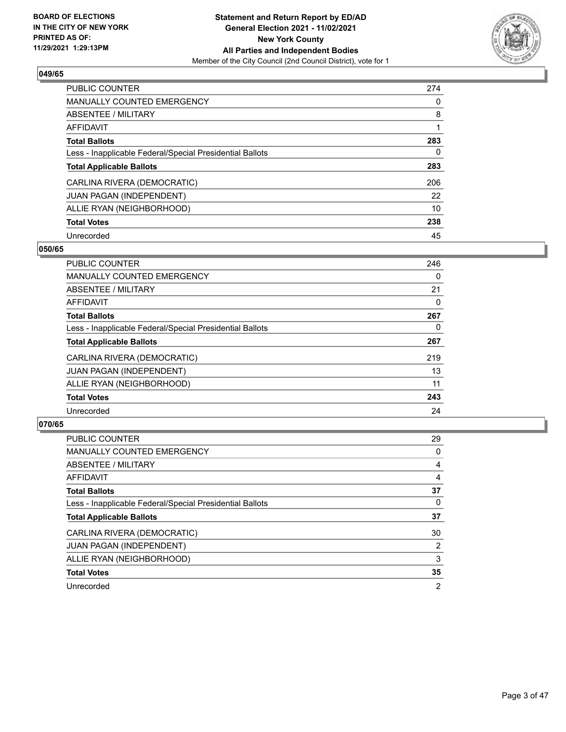**BOARD OF ELECTIONS IN THE CITY OF NEW YORK PRINTED AS OF: 11/29/2021 1:29:13PM**

**Statement and Return Report by ED/AD General Election 2021 - 11/02/2021 New York County All Parties and Independent Bodies**

Member of the City Council (2nd Council District), vote for 1

### 049/65

| | |
|---|---|
| PUBLIC COUNTER | 274 |
| MANUALLY COUNTED EMERGENCY | 0 |
| ABSENTEE / MILITARY | 8 |
| AFFIDAVIT | 1 |
| **Total Ballots** | **283** |
| Less - Inapplicable Federal/Special Presidential Ballots | 0 |
| **Total Applicable Ballots** | **283** |
| CARLINA RIVERA (DEMOCRATIC) | 206 |
| JUAN PAGAN (INDEPENDENT) | 22 |
| ALLIE RYAN (NEIGHBORHOOD) | 10 |
| **Total Votes** | **238** |
| Unrecorded | 45 |

### 050/65

| | |
|---|---|
| PUBLIC COUNTER | 246 |
| MANUALLY COUNTED EMERGENCY | 0 |
| ABSENTEE / MILITARY | 21 |
| AFFIDAVIT | 0 |
| **Total Ballots** | **267** |
| Less - Inapplicable Federal/Special Presidential Ballots | 0 |
| **Total Applicable Ballots** | **267** |
| CARLINA RIVERA (DEMOCRATIC) | 219 |
| JUAN PAGAN (INDEPENDENT) | 13 |
| ALLIE RYAN (NEIGHBORHOOD) | 11 |
| **Total Votes** | **243** |
| Unrecorded | 24 |

### 070/65

| | |
|---|---|
| PUBLIC COUNTER | 29 |
| MANUALLY COUNTED EMERGENCY | 0 |
| ABSENTEE / MILITARY | 4 |
| AFFIDAVIT | 4 |
| **Total Ballots** | **37** |
| Less - Inapplicable Federal/Special Presidential Ballots | 0 |
| **Total Applicable Ballots** | **37** |
| CARLINA RIVERA (DEMOCRATIC) | 30 |
| JUAN PAGAN (INDEPENDENT) | 2 |
| ALLIE RYAN (NEIGHBORHOOD) | 3 |
| **Total Votes** | **35** |
| Unrecorded | 2 |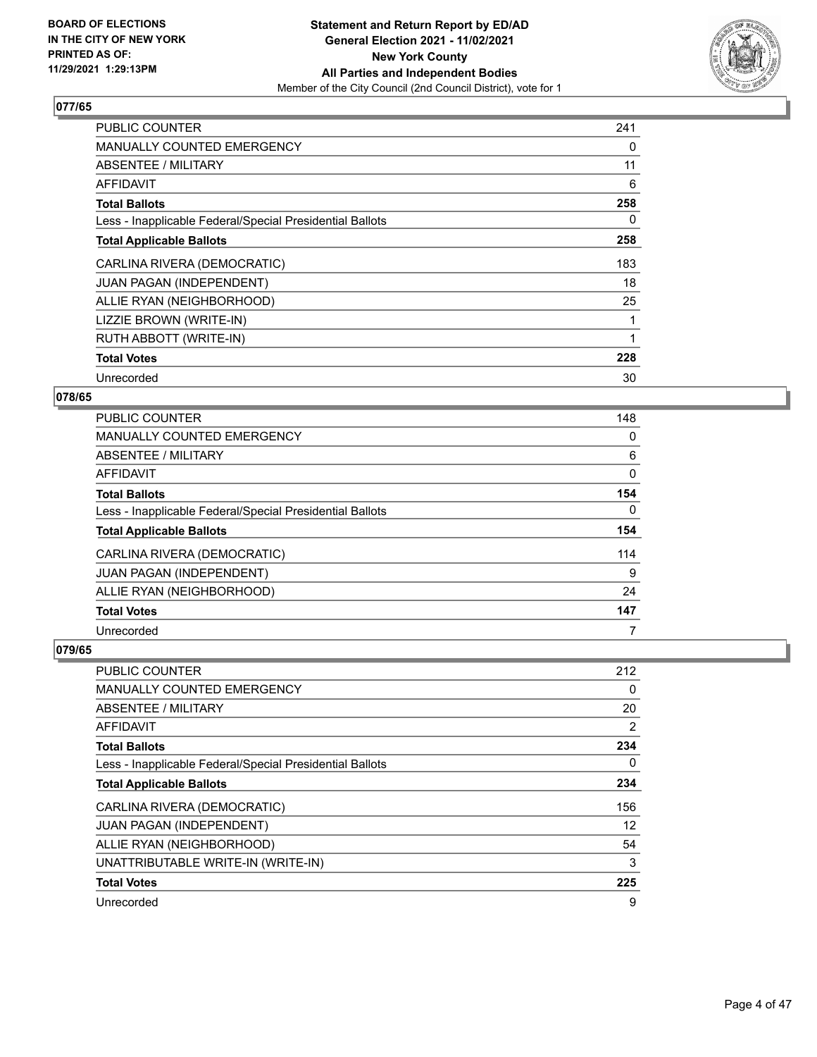BOARD OF ELECTIONS
IN THE CITY OF NEW YORK
PRINTED AS OF:
11/29/2021 1:29:13PM

**Statement and Return Report by ED/AD**
**General Election 2021 - 11/02/2021**
**New York County**
**All Parties and Independent Bodies**
Member of the City Council (2nd Council District), vote for 1

### 077/65

| | |
|---|---|
| PUBLIC COUNTER | 241 |
| MANUALLY COUNTED EMERGENCY | 0 |
| ABSENTEE / MILITARY | 11 |
| AFFIDAVIT | 6 |
| **Total Ballots** | **258** |
| Less - Inapplicable Federal/Special Presidential Ballots | 0 |
| **Total Applicable Ballots** | **258** |
| CARLINA RIVERA (DEMOCRATIC) | 183 |
| JUAN PAGAN (INDEPENDENT) | 18 |
| ALLIE RYAN (NEIGHBORHOOD) | 25 |
| LIZZIE BROWN (WRITE-IN) | 1 |
| RUTH ABBOTT (WRITE-IN) | 1 |
| **Total Votes** | **228** |
| Unrecorded | 30 |

### 078/65

| | |
|---|---|
| PUBLIC COUNTER | 148 |
| MANUALLY COUNTED EMERGENCY | 0 |
| ABSENTEE / MILITARY | 6 |
| AFFIDAVIT | 0 |
| **Total Ballots** | **154** |
| Less - Inapplicable Federal/Special Presidential Ballots | 0 |
| **Total Applicable Ballots** | **154** |
| CARLINA RIVERA (DEMOCRATIC) | 114 |
| JUAN PAGAN (INDEPENDENT) | 9 |
| ALLIE RYAN (NEIGHBORHOOD) | 24 |
| **Total Votes** | **147** |
| Unrecorded | 7 |

### 079/65

| | |
|---|---|
| PUBLIC COUNTER | 212 |
| MANUALLY COUNTED EMERGENCY | 0 |
| ABSENTEE / MILITARY | 20 |
| AFFIDAVIT | 2 |
| **Total Ballots** | **234** |
| Less - Inapplicable Federal/Special Presidential Ballots | 0 |
| **Total Applicable Ballots** | **234** |
| CARLINA RIVERA (DEMOCRATIC) | 156 |
| JUAN PAGAN (INDEPENDENT) | 12 |
| ALLIE RYAN (NEIGHBORHOOD) | 54 |
| UNATTRIBUTABLE WRITE-IN (WRITE-IN) | 3 |
| **Total Votes** | **225** |
| Unrecorded | 9 |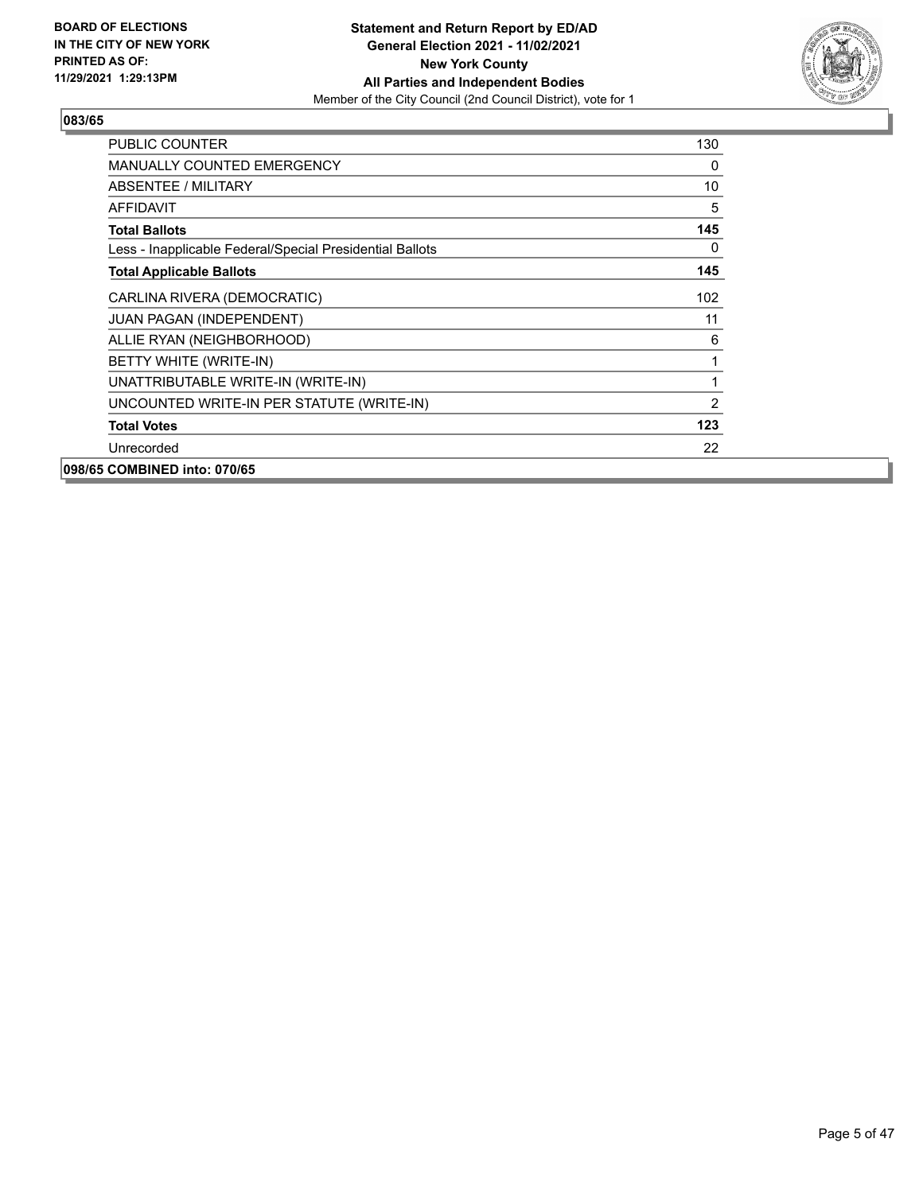**BOARD OF ELECTIONS IN THE CITY OF NEW YORK PRINTED AS OF: 11/29/2021 1:29:13PM**

**Statement and Return Report by ED/AD**
**General Election 2021 - 11/02/2021**
**New York County**
**All Parties and Independent Bodies**
Member of the City Council (2nd Council District), vote for 1

## 083/65

| | |
|---|---|
| PUBLIC COUNTER | 130 |
| MANUALLY COUNTED EMERGENCY | 0 |
| ABSENTEE / MILITARY | 10 |
| AFFIDAVIT | 5 |
| **Total Ballots** | **145** |
| Less - Inapplicable Federal/Special Presidential Ballots | 0 |
| **Total Applicable Ballots** | **145** |
| CARLINA RIVERA (DEMOCRATIC) | 102 |
| JUAN PAGAN (INDEPENDENT) | 11 |
| ALLIE RYAN (NEIGHBORHOOD) | 6 |
| BETTY WHITE (WRITE-IN) | 1 |
| UNATTRIBUTABLE WRITE-IN (WRITE-IN) | 1 |
| UNCOUNTED WRITE-IN PER STATUTE (WRITE-IN) | 2 |
| **Total Votes** | **123** |
| Unrecorded | 22 |

## 098/65 COMBINED into: 070/65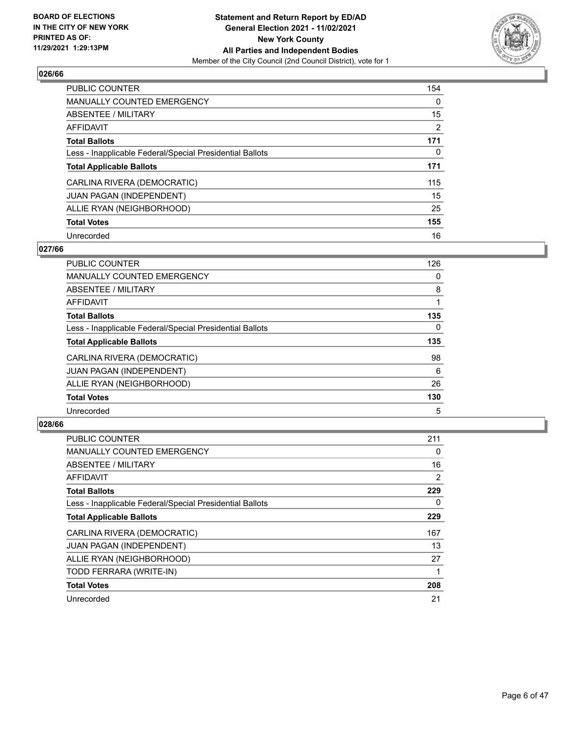**BOARD OF ELECTIONS IN THE CITY OF NEW YORK PRINTED AS OF: 11/29/2021 1:29:13PM**

**Statement and Return Report by ED/AD General Election 2021 - 11/02/2021 New York County All Parties and Independent Bodies**

Member of the City Council (2nd Council District), vote for 1

## 026/66

| | |
|---|---|
| PUBLIC COUNTER | 154 |
| MANUALLY COUNTED EMERGENCY | 0 |
| ABSENTEE / MILITARY | 15 |
| AFFIDAVIT | 2 |
| **Total Ballots** | **171** |
| Less - Inapplicable Federal/Special Presidential Ballots | 0 |
| **Total Applicable Ballots** | **171** |
| CARLINA RIVERA (DEMOCRATIC) | 115 |
| JUAN PAGAN (INDEPENDENT) | 15 |
| ALLIE RYAN (NEIGHBORHOOD) | 25 |
| **Total Votes** | **155** |
| Unrecorded | 16 |

## 027/66

| | |
|---|---|
| PUBLIC COUNTER | 126 |
| MANUALLY COUNTED EMERGENCY | 0 |
| ABSENTEE / MILITARY | 8 |
| AFFIDAVIT | 1 |
| **Total Ballots** | **135** |
| Less - Inapplicable Federal/Special Presidential Ballots | 0 |
| **Total Applicable Ballots** | **135** |
| CARLINA RIVERA (DEMOCRATIC) | 98 |
| JUAN PAGAN (INDEPENDENT) | 6 |
| ALLIE RYAN (NEIGHBORHOOD) | 26 |
| **Total Votes** | **130** |
| Unrecorded | 5 |

## 028/66

| | |
|---|---|
| PUBLIC COUNTER | 211 |
| MANUALLY COUNTED EMERGENCY | 0 |
| ABSENTEE / MILITARY | 16 |
| AFFIDAVIT | 2 |
| **Total Ballots** | **229** |
| Less - Inapplicable Federal/Special Presidential Ballots | 0 |
| **Total Applicable Ballots** | **229** |
| CARLINA RIVERA (DEMOCRATIC) | 167 |
| JUAN PAGAN (INDEPENDENT) | 13 |
| ALLIE RYAN (NEIGHBORHOOD) | 27 |
| TODD FERRARA (WRITE-IN) | 1 |
| **Total Votes** | **208** |
| Unrecorded | 21 |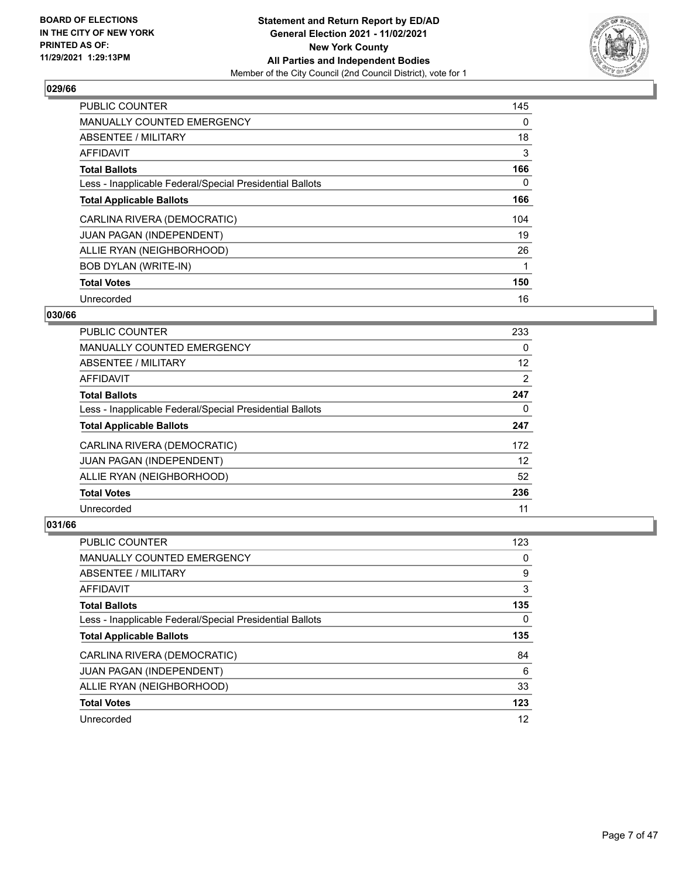**BOARD OF ELECTIONS IN THE CITY OF NEW YORK PRINTED AS OF: 11/29/2021 1:29:13PM**

**Statement and Return Report by ED/AD**
**General Election 2021 - 11/02/2021**
**New York County**
**All Parties and Independent Bodies**
Member of the City Council (2nd Council District), vote for 1

### 029/66

| | |
|---|---|
| PUBLIC COUNTER | 145 |
| MANUALLY COUNTED EMERGENCY | 0 |
| ABSENTEE / MILITARY | 18 |
| AFFIDAVIT | 3 |
| **Total Ballots** | **166** |
| Less - Inapplicable Federal/Special Presidential Ballots | 0 |
| **Total Applicable Ballots** | **166** |
| CARLINA RIVERA (DEMOCRATIC) | 104 |
| JUAN PAGAN (INDEPENDENT) | 19 |
| ALLIE RYAN (NEIGHBORHOOD) | 26 |
| BOB DYLAN (WRITE-IN) | 1 |
| **Total Votes** | **150** |
| Unrecorded | 16 |

### 030/66

| | |
|---|---|
| PUBLIC COUNTER | 233 |
| MANUALLY COUNTED EMERGENCY | 0 |
| ABSENTEE / MILITARY | 12 |
| AFFIDAVIT | 2 |
| **Total Ballots** | **247** |
| Less - Inapplicable Federal/Special Presidential Ballots | 0 |
| **Total Applicable Ballots** | **247** |
| CARLINA RIVERA (DEMOCRATIC) | 172 |
| JUAN PAGAN (INDEPENDENT) | 12 |
| ALLIE RYAN (NEIGHBORHOOD) | 52 |
| **Total Votes** | **236** |
| Unrecorded | 11 |

### 031/66

| | |
|---|---|
| PUBLIC COUNTER | 123 |
| MANUALLY COUNTED EMERGENCY | 0 |
| ABSENTEE / MILITARY | 9 |
| AFFIDAVIT | 3 |
| **Total Ballots** | **135** |
| Less - Inapplicable Federal/Special Presidential Ballots | 0 |
| **Total Applicable Ballots** | **135** |
| CARLINA RIVERA (DEMOCRATIC) | 84 |
| JUAN PAGAN (INDEPENDENT) | 6 |
| ALLIE RYAN (NEIGHBORHOOD) | 33 |
| **Total Votes** | **123** |
| Unrecorded | 12 |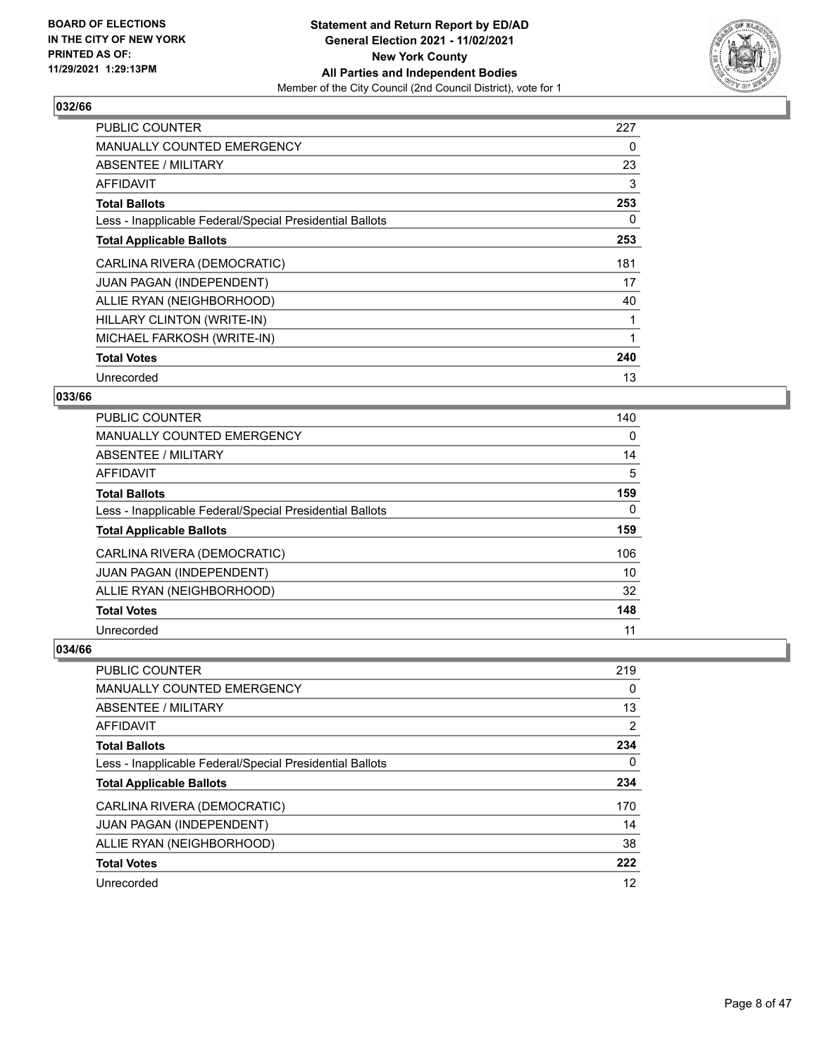## 032/66

| | |
|---|---|
| PUBLIC COUNTER | 227 |
| MANUALLY COUNTED EMERGENCY | 0 |
| ABSENTEE / MILITARY | 23 |
| AFFIDAVIT | 3 |
| **Total Ballots** | **253** |
| Less - Inapplicable Federal/Special Presidential Ballots | 0 |
| **Total Applicable Ballots** | **253** |
| CARLINA RIVERA (DEMOCRATIC) | 181 |
| JUAN PAGAN (INDEPENDENT) | 17 |
| ALLIE RYAN (NEIGHBORHOOD) | 40 |
| HILLARY CLINTON (WRITE-IN) | 1 |
| MICHAEL FARKOSH (WRITE-IN) | 1 |
| **Total Votes** | **240** |
| Unrecorded | 13 |

## 033/66

| | |
|---|---|
| PUBLIC COUNTER | 140 |
| MANUALLY COUNTED EMERGENCY | 0 |
| ABSENTEE / MILITARY | 14 |
| AFFIDAVIT | 5 |
| **Total Ballots** | **159** |
| Less - Inapplicable Federal/Special Presidential Ballots | 0 |
| **Total Applicable Ballots** | **159** |
| CARLINA RIVERA (DEMOCRATIC) | 106 |
| JUAN PAGAN (INDEPENDENT) | 10 |
| ALLIE RYAN (NEIGHBORHOOD) | 32 |
| **Total Votes** | **148** |
| Unrecorded | 11 |

## 034/66

| | |
|---|---|
| PUBLIC COUNTER | 219 |
| MANUALLY COUNTED EMERGENCY | 0 |
| ABSENTEE / MILITARY | 13 |
| AFFIDAVIT | 2 |
| **Total Ballots** | **234** |
| Less - Inapplicable Federal/Special Presidential Ballots | 0 |
| **Total Applicable Ballots** | **234** |
| CARLINA RIVERA (DEMOCRATIC) | 170 |
| JUAN PAGAN (INDEPENDENT) | 14 |
| ALLIE RYAN (NEIGHBORHOOD) | 38 |
| **Total Votes** | **222** |
| Unrecorded | 12 |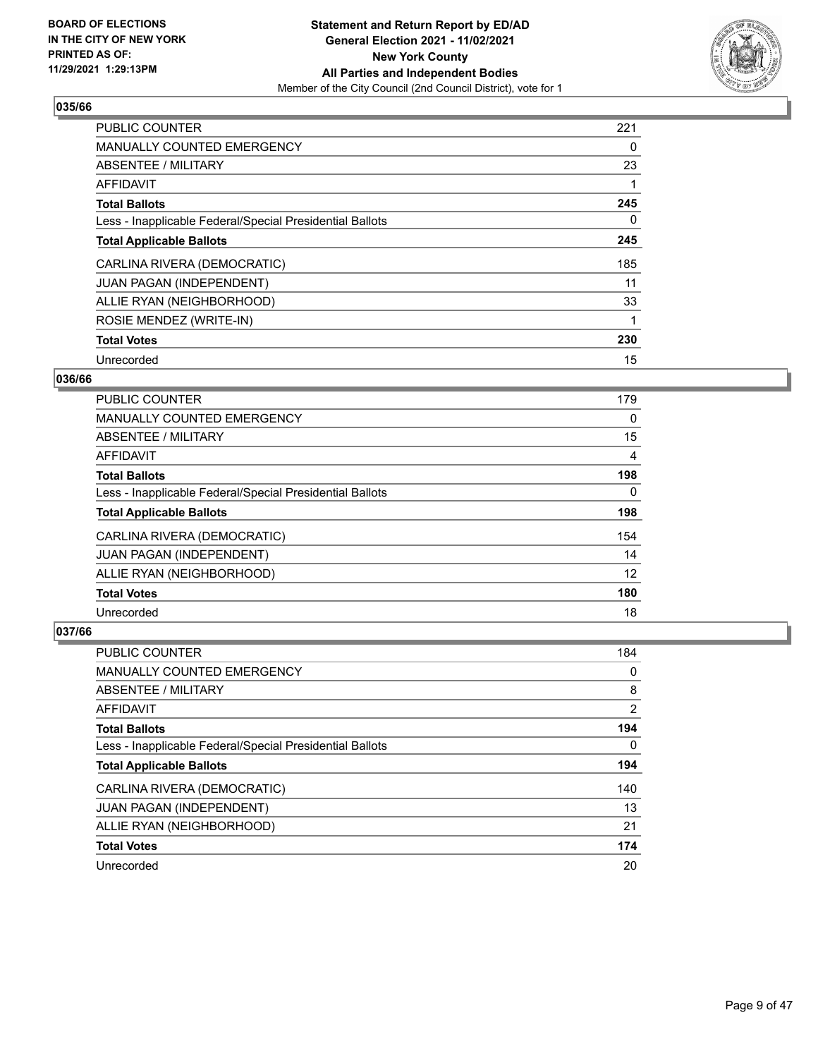## 035/66

| | |
|---|---|
| PUBLIC COUNTER | 221 |
| MANUALLY COUNTED EMERGENCY | 0 |
| ABSENTEE / MILITARY | 23 |
| AFFIDAVIT | 1 |
| **Total Ballots** | **245** |
| Less - Inapplicable Federal/Special Presidential Ballots | 0 |
| **Total Applicable Ballots** | **245** |
| CARLINA RIVERA (DEMOCRATIC) | 185 |
| JUAN PAGAN (INDEPENDENT) | 11 |
| ALLIE RYAN (NEIGHBORHOOD) | 33 |
| ROSIE MENDEZ (WRITE-IN) | 1 |
| **Total Votes** | **230** |
| Unrecorded | 15 |

## 036/66

| | |
|---|---|
| PUBLIC COUNTER | 179 |
| MANUALLY COUNTED EMERGENCY | 0 |
| ABSENTEE / MILITARY | 15 |
| AFFIDAVIT | 4 |
| **Total Ballots** | **198** |
| Less - Inapplicable Federal/Special Presidential Ballots | 0 |
| **Total Applicable Ballots** | **198** |
| CARLINA RIVERA (DEMOCRATIC) | 154 |
| JUAN PAGAN (INDEPENDENT) | 14 |
| ALLIE RYAN (NEIGHBORHOOD) | 12 |
| **Total Votes** | **180** |
| Unrecorded | 18 |

## 037/66

| | |
|---|---|
| PUBLIC COUNTER | 184 |
| MANUALLY COUNTED EMERGENCY | 0 |
| ABSENTEE / MILITARY | 8 |
| AFFIDAVIT | 2 |
| **Total Ballots** | **194** |
| Less - Inapplicable Federal/Special Presidential Ballots | 0 |
| **Total Applicable Ballots** | **194** |
| CARLINA RIVERA (DEMOCRATIC) | 140 |
| JUAN PAGAN (INDEPENDENT) | 13 |
| ALLIE RYAN (NEIGHBORHOOD) | 21 |
| **Total Votes** | **174** |
| Unrecorded | 20 |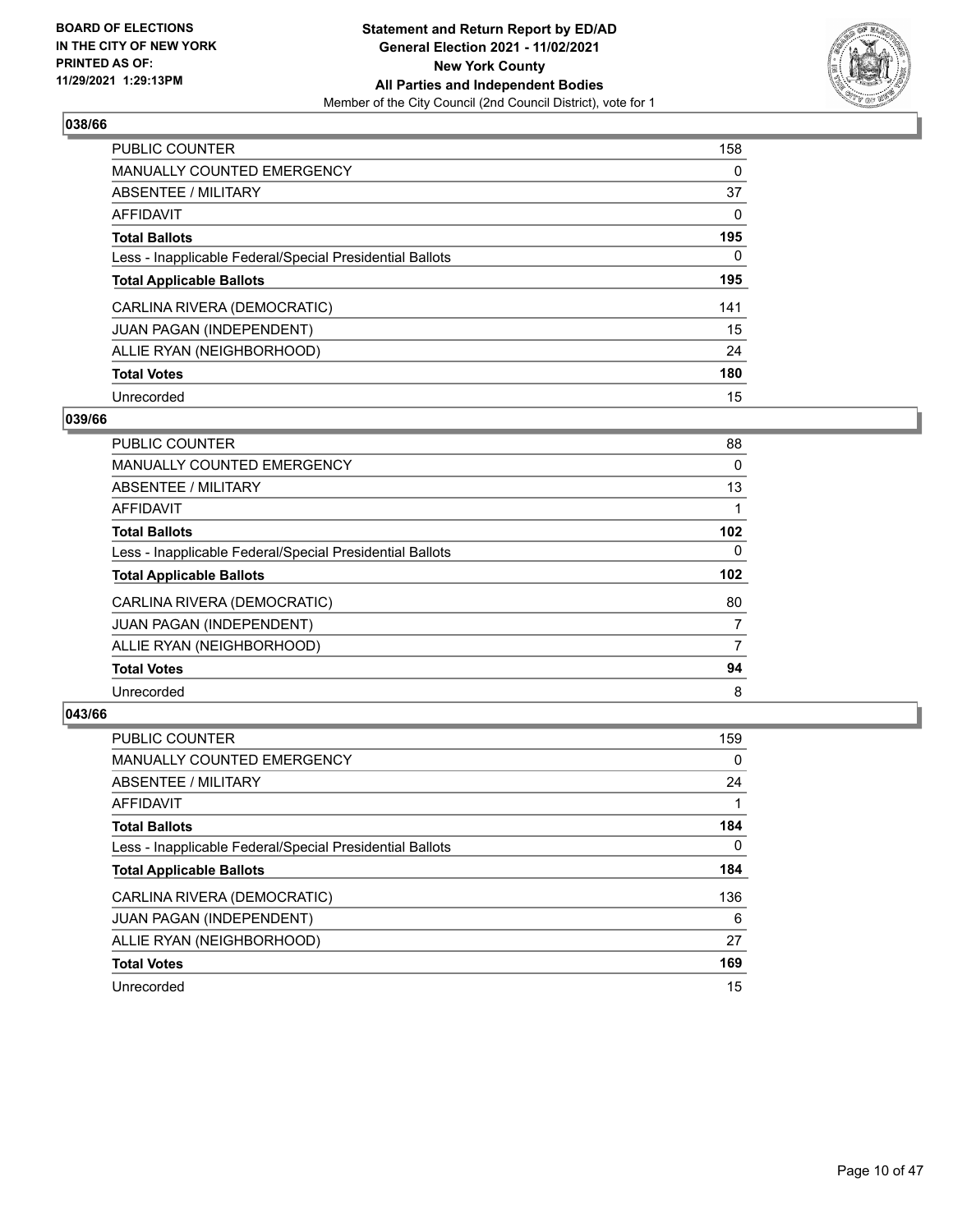## 038/66

| | |
|---|---|
| PUBLIC COUNTER | 158 |
| MANUALLY COUNTED EMERGENCY | 0 |
| ABSENTEE / MILITARY | 37 |
| AFFIDAVIT | 0 |
| **Total Ballots** | **195** |
| Less - Inapplicable Federal/Special Presidential Ballots | 0 |
| **Total Applicable Ballots** | **195** |
| CARLINA RIVERA (DEMOCRATIC) | 141 |
| JUAN PAGAN (INDEPENDENT) | 15 |
| ALLIE RYAN (NEIGHBORHOOD) | 24 |
| **Total Votes** | **180** |
| Unrecorded | 15 |

## 039/66

| | |
|---|---|
| PUBLIC COUNTER | 88 |
| MANUALLY COUNTED EMERGENCY | 0 |
| ABSENTEE / MILITARY | 13 |
| AFFIDAVIT | 1 |
| **Total Ballots** | **102** |
| Less - Inapplicable Federal/Special Presidential Ballots | 0 |
| **Total Applicable Ballots** | **102** |
| CARLINA RIVERA (DEMOCRATIC) | 80 |
| JUAN PAGAN (INDEPENDENT) | 7 |
| ALLIE RYAN (NEIGHBORHOOD) | 7 |
| **Total Votes** | **94** |
| Unrecorded | 8 |

## 043/66

| | |
|---|---|
| PUBLIC COUNTER | 159 |
| MANUALLY COUNTED EMERGENCY | 0 |
| ABSENTEE / MILITARY | 24 |
| AFFIDAVIT | 1 |
| **Total Ballots** | **184** |
| Less - Inapplicable Federal/Special Presidential Ballots | 0 |
| **Total Applicable Ballots** | **184** |
| CARLINA RIVERA (DEMOCRATIC) | 136 |
| JUAN PAGAN (INDEPENDENT) | 6 |
| ALLIE RYAN (NEIGHBORHOOD) | 27 |
| **Total Votes** | **169** |
| Unrecorded | 15 |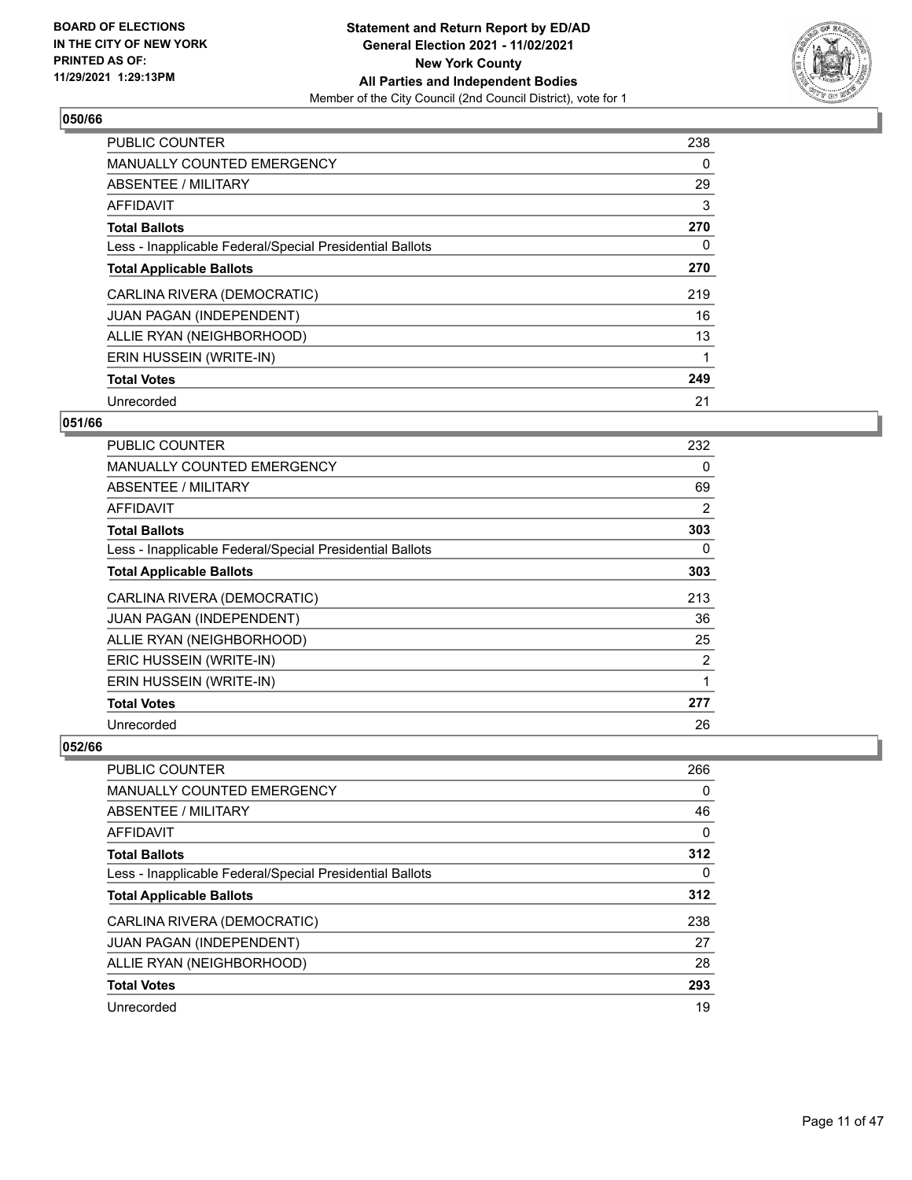**BOARD OF ELECTIONS IN THE CITY OF NEW YORK PRINTED AS OF: 11/29/2021 1:29:13PM**

**Statement and Return Report by ED/AD**
**General Election 2021 - 11/02/2021**
**New York County**
**All Parties and Independent Bodies**
Member of the City Council (2nd Council District), vote for 1

### 050/66

| | |
|---|---|
| PUBLIC COUNTER | 238 |
| MANUALLY COUNTED EMERGENCY | 0 |
| ABSENTEE / MILITARY | 29 |
| AFFIDAVIT | 3 |
| **Total Ballots** | **270** |
| Less - Inapplicable Federal/Special Presidential Ballots | 0 |
| **Total Applicable Ballots** | **270** |
| CARLINA RIVERA (DEMOCRATIC) | 219 |
| JUAN PAGAN (INDEPENDENT) | 16 |
| ALLIE RYAN (NEIGHBORHOOD) | 13 |
| ERIN HUSSEIN (WRITE-IN) | 1 |
| **Total Votes** | **249** |
| Unrecorded | 21 |

### 051/66

| | |
|---|---|
| PUBLIC COUNTER | 232 |
| MANUALLY COUNTED EMERGENCY | 0 |
| ABSENTEE / MILITARY | 69 |
| AFFIDAVIT | 2 |
| **Total Ballots** | **303** |
| Less - Inapplicable Federal/Special Presidential Ballots | 0 |
| **Total Applicable Ballots** | **303** |
| CARLINA RIVERA (DEMOCRATIC) | 213 |
| JUAN PAGAN (INDEPENDENT) | 36 |
| ALLIE RYAN (NEIGHBORHOOD) | 25 |
| ERIC HUSSEIN (WRITE-IN) | 2 |
| ERIN HUSSEIN (WRITE-IN) | 1 |
| **Total Votes** | **277** |
| Unrecorded | 26 |

### 052/66

| | |
|---|---|
| PUBLIC COUNTER | 266 |
| MANUALLY COUNTED EMERGENCY | 0 |
| ABSENTEE / MILITARY | 46 |
| AFFIDAVIT | 0 |
| **Total Ballots** | **312** |
| Less - Inapplicable Federal/Special Presidential Ballots | 0 |
| **Total Applicable Ballots** | **312** |
| CARLINA RIVERA (DEMOCRATIC) | 238 |
| JUAN PAGAN (INDEPENDENT) | 27 |
| ALLIE RYAN (NEIGHBORHOOD) | 28 |
| **Total Votes** | **293** |
| Unrecorded | 19 |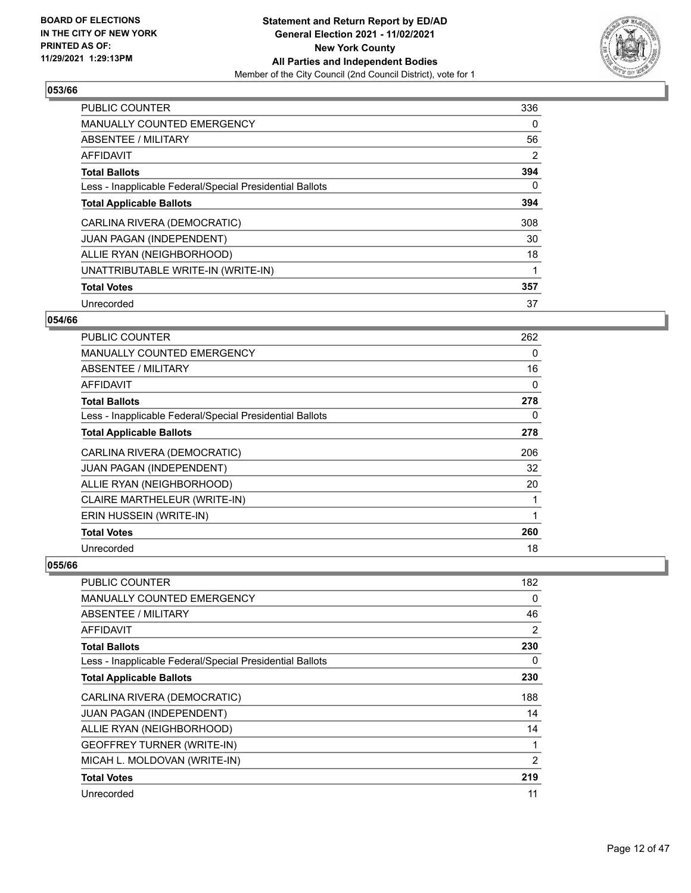## 053/66

| | |
|---|---|
| PUBLIC COUNTER | 336 |
| MANUALLY COUNTED EMERGENCY | 0 |
| ABSENTEE / MILITARY | 56 |
| AFFIDAVIT | 2 |
| **Total Ballots** | **394** |
| Less - Inapplicable Federal/Special Presidential Ballots | 0 |
| **Total Applicable Ballots** | **394** |
| CARLINA RIVERA (DEMOCRATIC) | 308 |
| JUAN PAGAN (INDEPENDENT) | 30 |
| ALLIE RYAN (NEIGHBORHOOD) | 18 |
| UNATTRIBUTABLE WRITE-IN (WRITE-IN) | 1 |
| **Total Votes** | **357** |
| Unrecorded | 37 |

## 054/66

| | |
|---|---|
| PUBLIC COUNTER | 262 |
| MANUALLY COUNTED EMERGENCY | 0 |
| ABSENTEE / MILITARY | 16 |
| AFFIDAVIT | 0 |
| **Total Ballots** | **278** |
| Less - Inapplicable Federal/Special Presidential Ballots | 0 |
| **Total Applicable Ballots** | **278** |
| CARLINA RIVERA (DEMOCRATIC) | 206 |
| JUAN PAGAN (INDEPENDENT) | 32 |
| ALLIE RYAN (NEIGHBORHOOD) | 20 |
| CLAIRE MARTHELEUR (WRITE-IN) | 1 |
| ERIN HUSSEIN (WRITE-IN) | 1 |
| **Total Votes** | **260** |
| Unrecorded | 18 |

## 055/66

| | |
|---|---|
| PUBLIC COUNTER | 182 |
| MANUALLY COUNTED EMERGENCY | 0 |
| ABSENTEE / MILITARY | 46 |
| AFFIDAVIT | 2 |
| **Total Ballots** | **230** |
| Less - Inapplicable Federal/Special Presidential Ballots | 0 |
| **Total Applicable Ballots** | **230** |
| CARLINA RIVERA (DEMOCRATIC) | 188 |
| JUAN PAGAN (INDEPENDENT) | 14 |
| ALLIE RYAN (NEIGHBORHOOD) | 14 |
| GEOFFREY TURNER (WRITE-IN) | 1 |
| MICAH L. MOLDOVAN (WRITE-IN) | 2 |
| **Total Votes** | **219** |
| Unrecorded | 11 |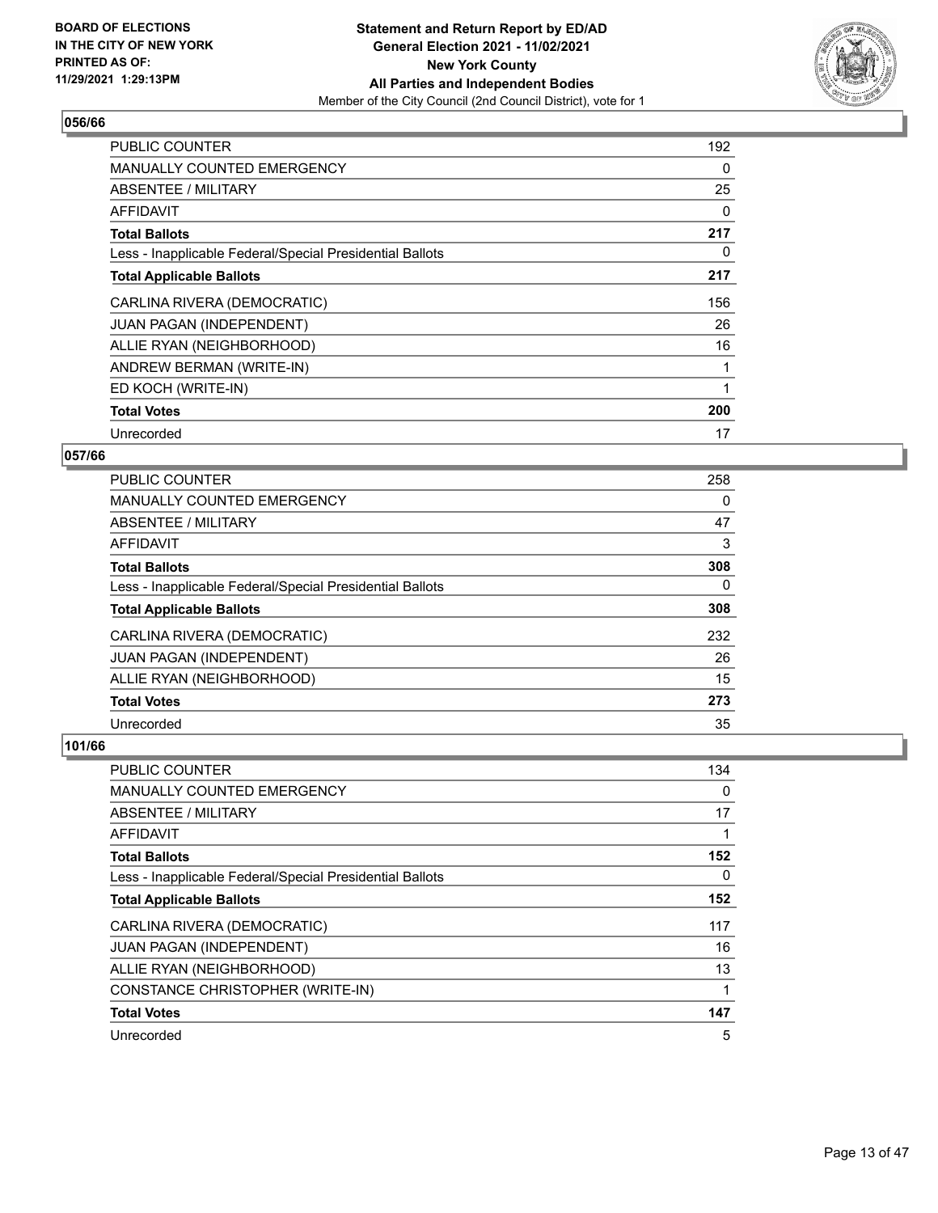**BOARD OF ELECTIONS IN THE CITY OF NEW YORK PRINTED AS OF: 11/29/2021 1:29:13PM**

**Statement and Return Report by ED/AD**
**General Election 2021 - 11/02/2021**
**New York County**
**All Parties and Independent Bodies**
Member of the City Council (2nd Council District), vote for 1

## 056/66

| | |
|---|---|
| PUBLIC COUNTER | 192 |
| MANUALLY COUNTED EMERGENCY | 0 |
| ABSENTEE / MILITARY | 25 |
| AFFIDAVIT | 0 |
| **Total Ballots** | **217** |
| Less - Inapplicable Federal/Special Presidential Ballots | 0 |
| **Total Applicable Ballots** | **217** |
| CARLINA RIVERA (DEMOCRATIC) | 156 |
| JUAN PAGAN (INDEPENDENT) | 26 |
| ALLIE RYAN (NEIGHBORHOOD) | 16 |
| ANDREW BERMAN (WRITE-IN) | 1 |
| ED KOCH (WRITE-IN) | 1 |
| **Total Votes** | **200** |
| Unrecorded | 17 |

## 057/66

| | |
|---|---|
| PUBLIC COUNTER | 258 |
| MANUALLY COUNTED EMERGENCY | 0 |
| ABSENTEE / MILITARY | 47 |
| AFFIDAVIT | 3 |
| **Total Ballots** | **308** |
| Less - Inapplicable Federal/Special Presidential Ballots | 0 |
| **Total Applicable Ballots** | **308** |
| CARLINA RIVERA (DEMOCRATIC) | 232 |
| JUAN PAGAN (INDEPENDENT) | 26 |
| ALLIE RYAN (NEIGHBORHOOD) | 15 |
| **Total Votes** | **273** |
| Unrecorded | 35 |

## 101/66

| | |
|---|---|
| PUBLIC COUNTER | 134 |
| MANUALLY COUNTED EMERGENCY | 0 |
| ABSENTEE / MILITARY | 17 |
| AFFIDAVIT | 1 |
| **Total Ballots** | **152** |
| Less - Inapplicable Federal/Special Presidential Ballots | 0 |
| **Total Applicable Ballots** | **152** |
| CARLINA RIVERA (DEMOCRATIC) | 117 |
| JUAN PAGAN (INDEPENDENT) | 16 |
| ALLIE RYAN (NEIGHBORHOOD) | 13 |
| CONSTANCE CHRISTOPHER (WRITE-IN) | 1 |
| **Total Votes** | **147** |
| Unrecorded | 5 |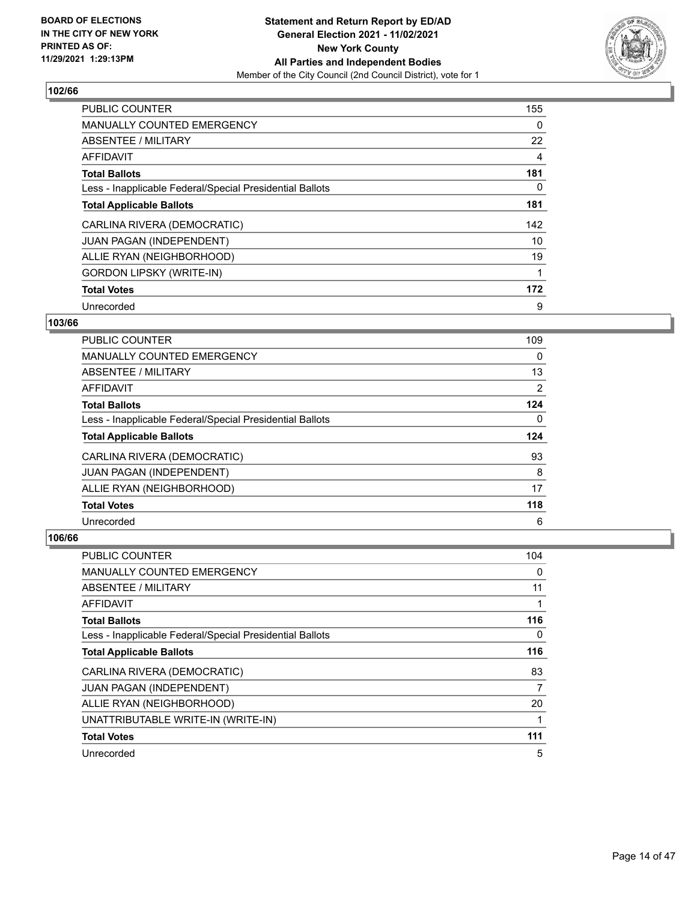BOARD OF ELECTIONS
IN THE CITY OF NEW YORK
PRINTED AS OF:
11/29/2021 1:29:13PM

**Statement and Return Report by ED/AD**
**General Election 2021 - 11/02/2021**
**New York County**
**All Parties and Independent Bodies**
Member of the City Council (2nd Council District), vote for 1

### 102/66

| | |
|---|---|
| PUBLIC COUNTER | 155 |
| MANUALLY COUNTED EMERGENCY | 0 |
| ABSENTEE / MILITARY | 22 |
| AFFIDAVIT | 4 |
| **Total Ballots** | **181** |
| Less - Inapplicable Federal/Special Presidential Ballots | 0 |
| **Total Applicable Ballots** | **181** |
| CARLINA RIVERA (DEMOCRATIC) | 142 |
| JUAN PAGAN (INDEPENDENT) | 10 |
| ALLIE RYAN (NEIGHBORHOOD) | 19 |
| GORDON LIPSKY (WRITE-IN) | 1 |
| **Total Votes** | **172** |
| Unrecorded | 9 |

### 103/66

| | |
|---|---|
| PUBLIC COUNTER | 109 |
| MANUALLY COUNTED EMERGENCY | 0 |
| ABSENTEE / MILITARY | 13 |
| AFFIDAVIT | 2 |
| **Total Ballots** | **124** |
| Less - Inapplicable Federal/Special Presidential Ballots | 0 |
| **Total Applicable Ballots** | **124** |
| CARLINA RIVERA (DEMOCRATIC) | 93 |
| JUAN PAGAN (INDEPENDENT) | 8 |
| ALLIE RYAN (NEIGHBORHOOD) | 17 |
| **Total Votes** | **118** |
| Unrecorded | 6 |

### 106/66

| | |
|---|---|
| PUBLIC COUNTER | 104 |
| MANUALLY COUNTED EMERGENCY | 0 |
| ABSENTEE / MILITARY | 11 |
| AFFIDAVIT | 1 |
| **Total Ballots** | **116** |
| Less - Inapplicable Federal/Special Presidential Ballots | 0 |
| **Total Applicable Ballots** | **116** |
| CARLINA RIVERA (DEMOCRATIC) | 83 |
| JUAN PAGAN (INDEPENDENT) | 7 |
| ALLIE RYAN (NEIGHBORHOOD) | 20 |
| UNATTRIBUTABLE WRITE-IN (WRITE-IN) | 1 |
| **Total Votes** | **111** |
| Unrecorded | 5 |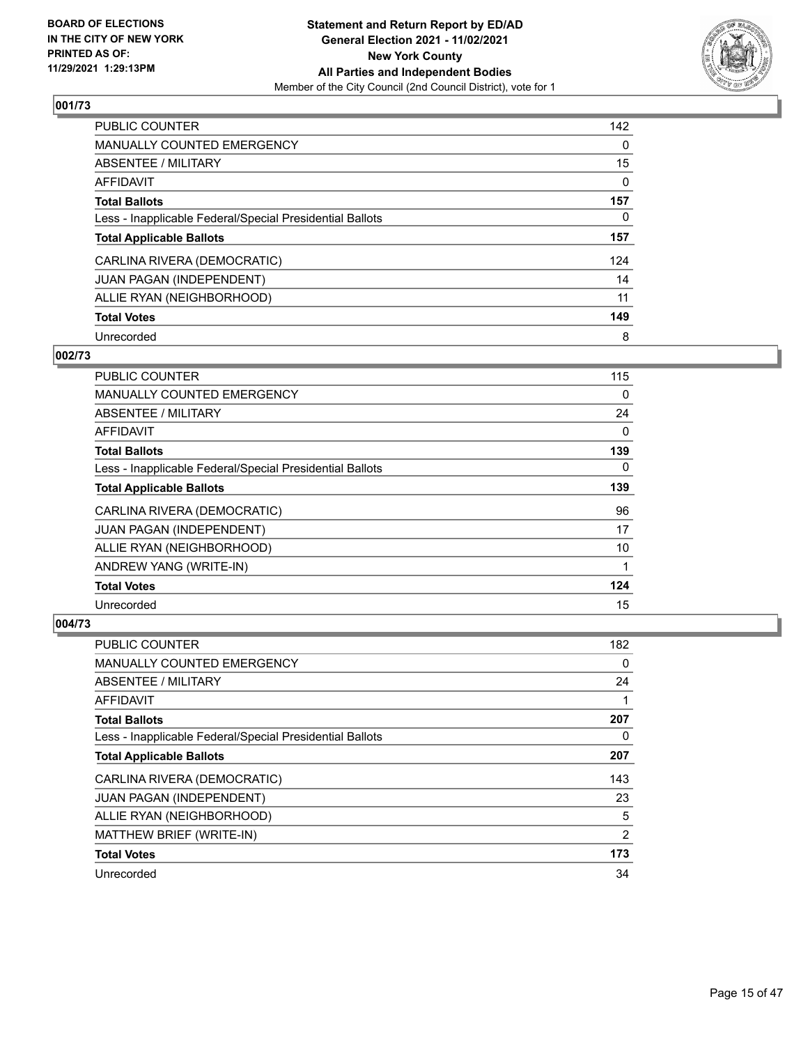**BOARD OF ELECTIONS IN THE CITY OF NEW YORK PRINTED AS OF: 11/29/2021 1:29:13PM**

**Statement and Return Report by ED/AD**
**General Election 2021 - 11/02/2021**
**New York County**
**All Parties and Independent Bodies**
Member of the City Council (2nd Council District), vote for 1

### 001/73

| | |
|---|---|
| PUBLIC COUNTER | 142 |
| MANUALLY COUNTED EMERGENCY | 0 |
| ABSENTEE / MILITARY | 15 |
| AFFIDAVIT | 0 |
| **Total Ballots** | **157** |
| Less - Inapplicable Federal/Special Presidential Ballots | 0 |
| **Total Applicable Ballots** | **157** |
| CARLINA RIVERA (DEMOCRATIC) | 124 |
| JUAN PAGAN (INDEPENDENT) | 14 |
| ALLIE RYAN (NEIGHBORHOOD) | 11 |
| **Total Votes** | **149** |
| Unrecorded | 8 |

### 002/73

| | |
|---|---|
| PUBLIC COUNTER | 115 |
| MANUALLY COUNTED EMERGENCY | 0 |
| ABSENTEE / MILITARY | 24 |
| AFFIDAVIT | 0 |
| **Total Ballots** | **139** |
| Less - Inapplicable Federal/Special Presidential Ballots | 0 |
| **Total Applicable Ballots** | **139** |
| CARLINA RIVERA (DEMOCRATIC) | 96 |
| JUAN PAGAN (INDEPENDENT) | 17 |
| ALLIE RYAN (NEIGHBORHOOD) | 10 |
| ANDREW YANG (WRITE-IN) | 1 |
| **Total Votes** | **124** |
| Unrecorded | 15 |

### 004/73

| | |
|---|---|
| PUBLIC COUNTER | 182 |
| MANUALLY COUNTED EMERGENCY | 0 |
| ABSENTEE / MILITARY | 24 |
| AFFIDAVIT | 1 |
| **Total Ballots** | **207** |
| Less - Inapplicable Federal/Special Presidential Ballots | 0 |
| **Total Applicable Ballots** | **207** |
| CARLINA RIVERA (DEMOCRATIC) | 143 |
| JUAN PAGAN (INDEPENDENT) | 23 |
| ALLIE RYAN (NEIGHBORHOOD) | 5 |
| MATTHEW BRIEF (WRITE-IN) | 2 |
| **Total Votes** | **173** |
| Unrecorded | 34 |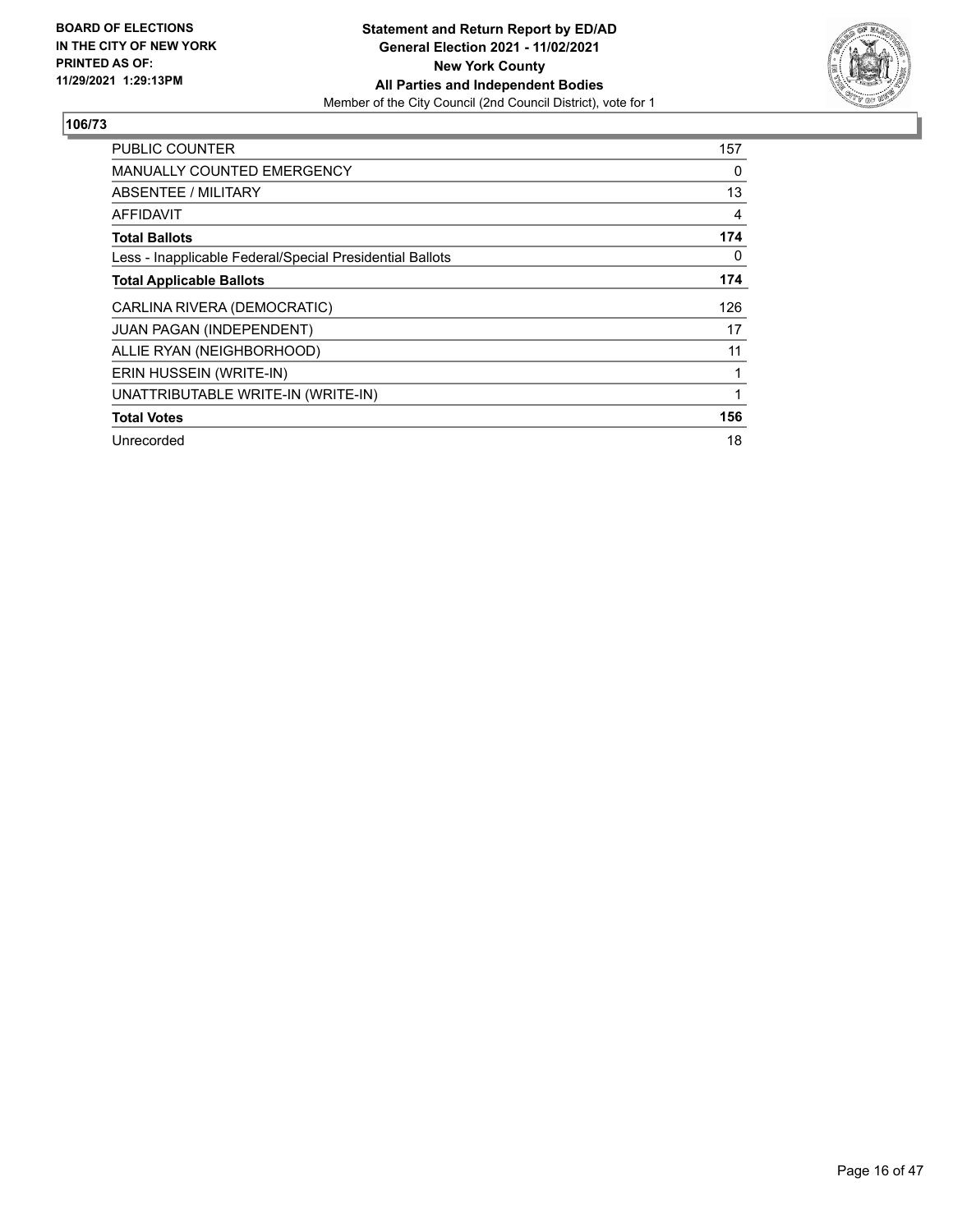**BOARD OF ELECTIONS IN THE CITY OF NEW YORK PRINTED AS OF: 11/29/2021 1:29:13PM**

**Statement and Return Report by ED/AD General Election 2021 - 11/02/2021 New York County All Parties and Independent Bodies**

Member of the City Council (2nd Council District), vote for 1

## 106/73

| | |
|---|---|
| PUBLIC COUNTER | 157 |
| MANUALLY COUNTED EMERGENCY | 0 |
| ABSENTEE / MILITARY | 13 |
| AFFIDAVIT | 4 |
| **Total Ballots** | **174** |
| Less - Inapplicable Federal/Special Presidential Ballots | 0 |
| **Total Applicable Ballots** | **174** |
| CARLINA RIVERA (DEMOCRATIC) | 126 |
| JUAN PAGAN (INDEPENDENT) | 17 |
| ALLIE RYAN (NEIGHBORHOOD) | 11 |
| ERIN HUSSEIN (WRITE-IN) | 1 |
| UNATTRIBUTABLE WRITE-IN (WRITE-IN) | 1 |
| **Total Votes** | **156** |
| Unrecorded | 18 |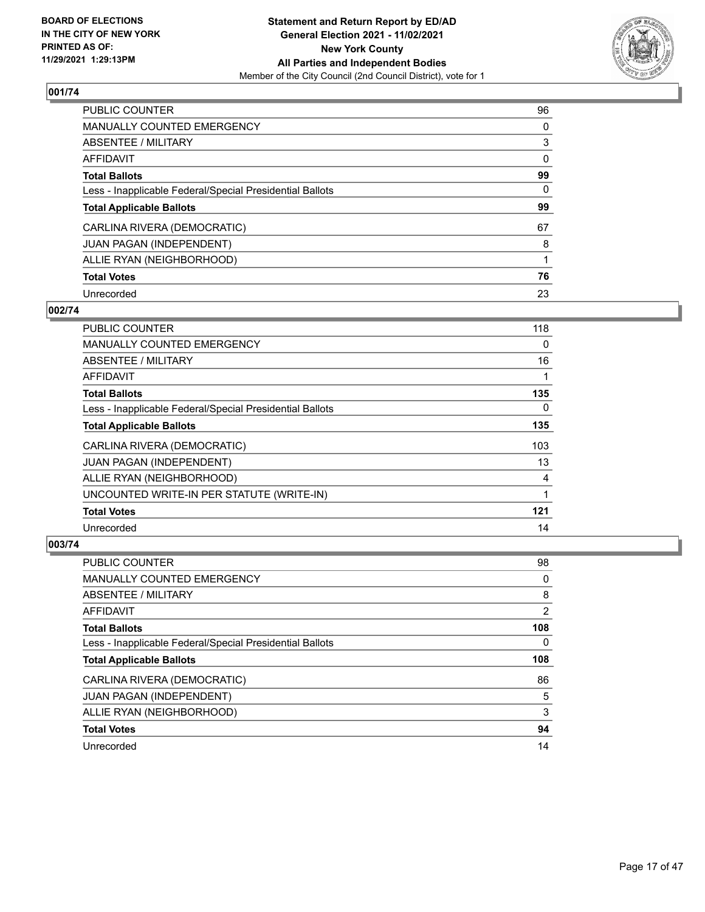**BOARD OF ELECTIONS IN THE CITY OF NEW YORK PRINTED AS OF: 11/29/2021 1:29:13PM**

**Statement and Return Report by ED/AD General Election 2021 - 11/02/2021 New York County All Parties and Independent Bodies**

Member of the City Council (2nd Council District), vote for 1

## 001/74

| | |
|---|---|
| PUBLIC COUNTER | 96 |
| MANUALLY COUNTED EMERGENCY | 0 |
| ABSENTEE / MILITARY | 3 |
| AFFIDAVIT | 0 |
| **Total Ballots** | **99** |
| Less - Inapplicable Federal/Special Presidential Ballots | 0 |
| **Total Applicable Ballots** | **99** |
| CARLINA RIVERA (DEMOCRATIC) | 67 |
| JUAN PAGAN (INDEPENDENT) | 8 |
| ALLIE RYAN (NEIGHBORHOOD) | 1 |
| **Total Votes** | **76** |
| Unrecorded | 23 |

## 002/74

| | |
|---|---|
| PUBLIC COUNTER | 118 |
| MANUALLY COUNTED EMERGENCY | 0 |
| ABSENTEE / MILITARY | 16 |
| AFFIDAVIT | 1 |
| **Total Ballots** | **135** |
| Less - Inapplicable Federal/Special Presidential Ballots | 0 |
| **Total Applicable Ballots** | **135** |
| CARLINA RIVERA (DEMOCRATIC) | 103 |
| JUAN PAGAN (INDEPENDENT) | 13 |
| ALLIE RYAN (NEIGHBORHOOD) | 4 |
| UNCOUNTED WRITE-IN PER STATUTE (WRITE-IN) | 1 |
| **Total Votes** | **121** |
| Unrecorded | 14 |

## 003/74

| | |
|---|---|
| PUBLIC COUNTER | 98 |
| MANUALLY COUNTED EMERGENCY | 0 |
| ABSENTEE / MILITARY | 8 |
| AFFIDAVIT | 2 |
| **Total Ballots** | **108** |
| Less - Inapplicable Federal/Special Presidential Ballots | 0 |
| **Total Applicable Ballots** | **108** |
| CARLINA RIVERA (DEMOCRATIC) | 86 |
| JUAN PAGAN (INDEPENDENT) | 5 |
| ALLIE RYAN (NEIGHBORHOOD) | 3 |
| **Total Votes** | **94** |
| Unrecorded | 14 |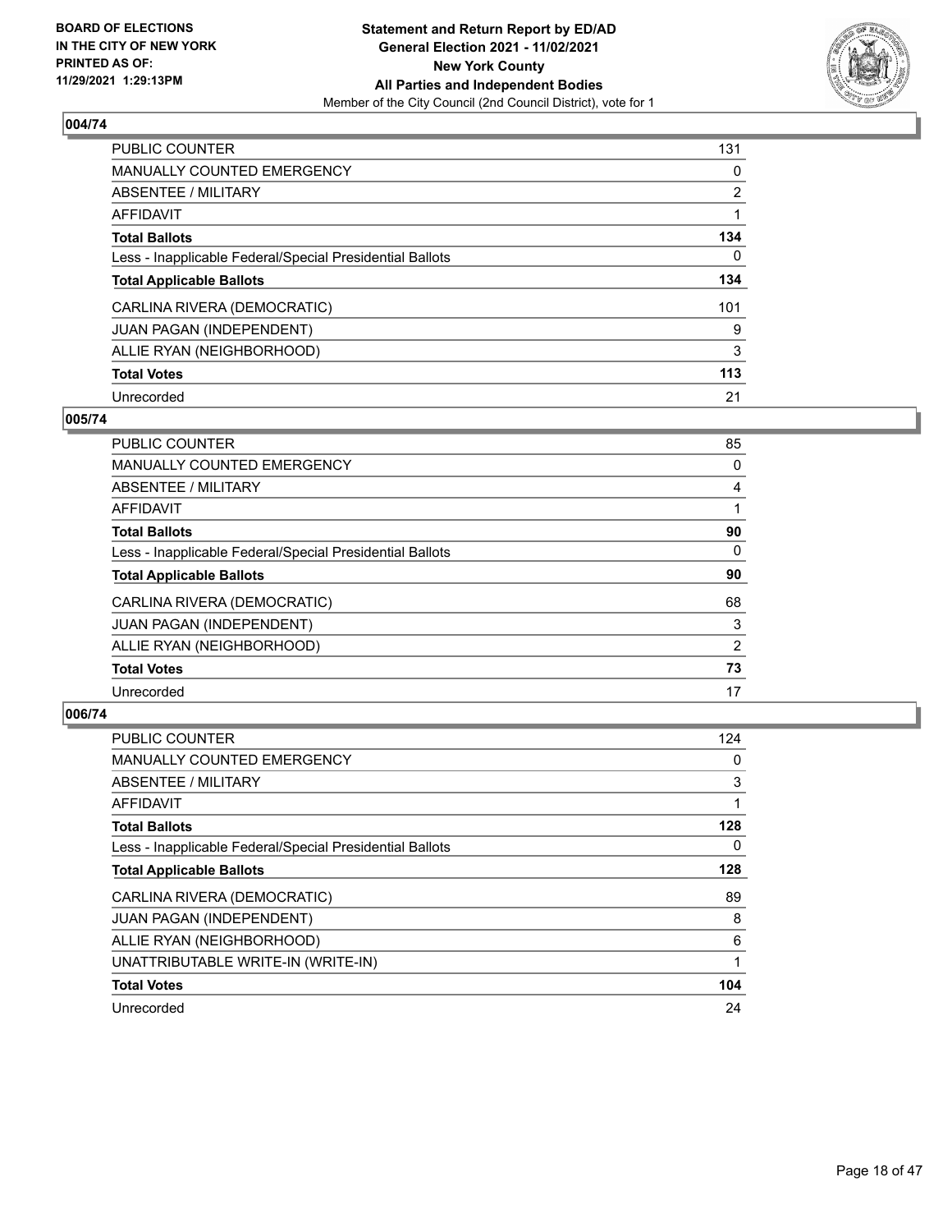## 004/74

| | |
|---|---|
| PUBLIC COUNTER | 131 |
| MANUALLY COUNTED EMERGENCY | 0 |
| ABSENTEE / MILITARY | 2 |
| AFFIDAVIT | 1 |
| **Total Ballots** | **134** |
| Less - Inapplicable Federal/Special Presidential Ballots | 0 |
| **Total Applicable Ballots** | **134** |
| CARLINA RIVERA (DEMOCRATIC) | 101 |
| JUAN PAGAN (INDEPENDENT) | 9 |
| ALLIE RYAN (NEIGHBORHOOD) | 3 |
| **Total Votes** | **113** |
| Unrecorded | 21 |

## 005/74

| | |
|---|---|
| PUBLIC COUNTER | 85 |
| MANUALLY COUNTED EMERGENCY | 0 |
| ABSENTEE / MILITARY | 4 |
| AFFIDAVIT | 1 |
| **Total Ballots** | **90** |
| Less - Inapplicable Federal/Special Presidential Ballots | 0 |
| **Total Applicable Ballots** | **90** |
| CARLINA RIVERA (DEMOCRATIC) | 68 |
| JUAN PAGAN (INDEPENDENT) | 3 |
| ALLIE RYAN (NEIGHBORHOOD) | 2 |
| **Total Votes** | **73** |
| Unrecorded | 17 |

## 006/74

| | |
|---|---|
| PUBLIC COUNTER | 124 |
| MANUALLY COUNTED EMERGENCY | 0 |
| ABSENTEE / MILITARY | 3 |
| AFFIDAVIT | 1 |
| **Total Ballots** | **128** |
| Less - Inapplicable Federal/Special Presidential Ballots | 0 |
| **Total Applicable Ballots** | **128** |
| CARLINA RIVERA (DEMOCRATIC) | 89 |
| JUAN PAGAN (INDEPENDENT) | 8 |
| ALLIE RYAN (NEIGHBORHOOD) | 6 |
| UNATTRIBUTABLE WRITE-IN (WRITE-IN) | 1 |
| **Total Votes** | **104** |
| Unrecorded | 24 |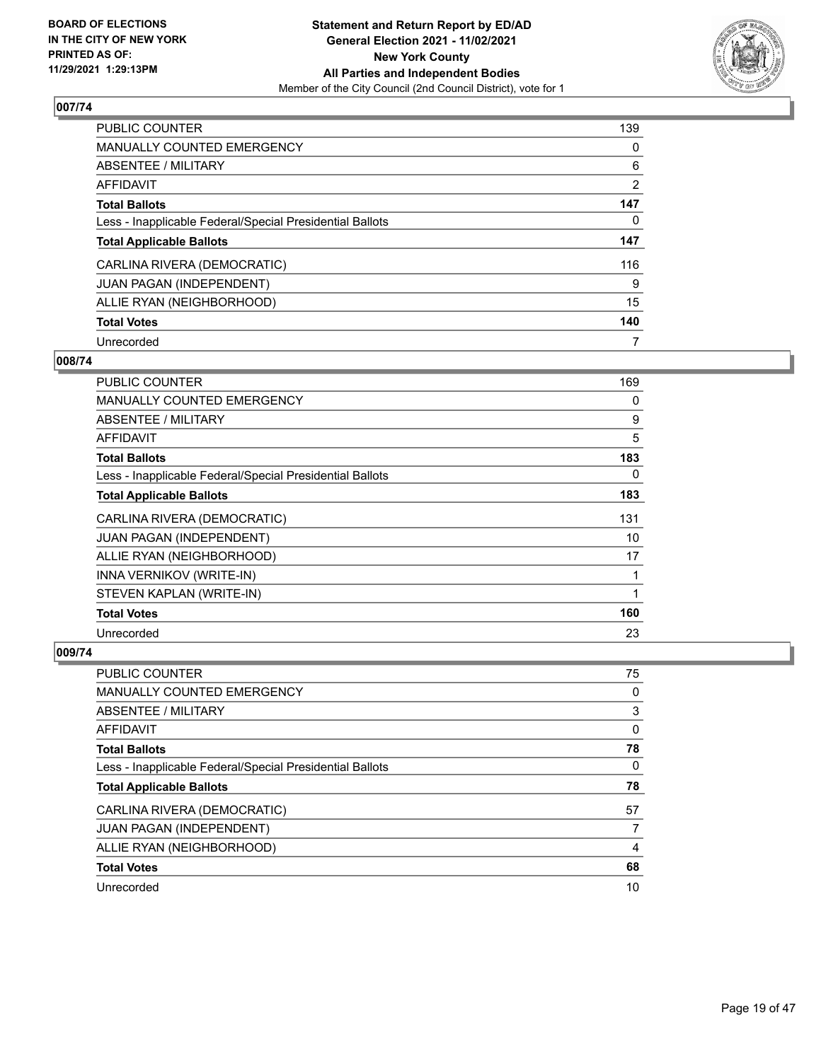**BOARD OF ELECTIONS IN THE CITY OF NEW YORK PRINTED AS OF: 11/29/2021 1:29:13PM**

**Statement and Return Report by ED/AD General Election 2021 - 11/02/2021 New York County All Parties and Independent Bodies**

Member of the City Council (2nd Council District), vote for 1

## 007/74

| | |
|---|---|
| PUBLIC COUNTER | 139 |
| MANUALLY COUNTED EMERGENCY | 0 |
| ABSENTEE / MILITARY | 6 |
| AFFIDAVIT | 2 |
| **Total Ballots** | **147** |
| Less - Inapplicable Federal/Special Presidential Ballots | 0 |
| **Total Applicable Ballots** | **147** |
| CARLINA RIVERA (DEMOCRATIC) | 116 |
| JUAN PAGAN (INDEPENDENT) | 9 |
| ALLIE RYAN (NEIGHBORHOOD) | 15 |
| **Total Votes** | **140** |
| Unrecorded | 7 |

## 008/74

| | |
|---|---|
| PUBLIC COUNTER | 169 |
| MANUALLY COUNTED EMERGENCY | 0 |
| ABSENTEE / MILITARY | 9 |
| AFFIDAVIT | 5 |
| **Total Ballots** | **183** |
| Less - Inapplicable Federal/Special Presidential Ballots | 0 |
| **Total Applicable Ballots** | **183** |
| CARLINA RIVERA (DEMOCRATIC) | 131 |
| JUAN PAGAN (INDEPENDENT) | 10 |
| ALLIE RYAN (NEIGHBORHOOD) | 17 |
| INNA VERNIKOV (WRITE-IN) | 1 |
| STEVEN KAPLAN (WRITE-IN) | 1 |
| **Total Votes** | **160** |
| Unrecorded | 23 |

## 009/74

| | |
|---|---|
| PUBLIC COUNTER | 75 |
| MANUALLY COUNTED EMERGENCY | 0 |
| ABSENTEE / MILITARY | 3 |
| AFFIDAVIT | 0 |
| **Total Ballots** | **78** |
| Less - Inapplicable Federal/Special Presidential Ballots | 0 |
| **Total Applicable Ballots** | **78** |
| CARLINA RIVERA (DEMOCRATIC) | 57 |
| JUAN PAGAN (INDEPENDENT) | 7 |
| ALLIE RYAN (NEIGHBORHOOD) | 4 |
| **Total Votes** | **68** |
| Unrecorded | 10 |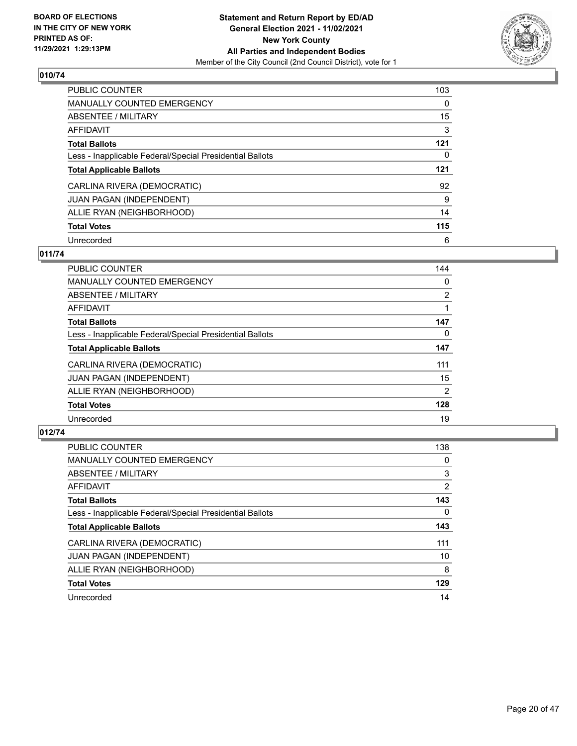**BOARD OF ELECTIONS IN THE CITY OF NEW YORK PRINTED AS OF: 11/29/2021 1:29:13PM**

**Statement and Return Report by ED/AD General Election 2021 - 11/02/2021 New York County All Parties and Independent Bodies**

Member of the City Council (2nd Council District), vote for 1

## 010/74

| | |
|---|---|
| PUBLIC COUNTER | 103 |
| MANUALLY COUNTED EMERGENCY | 0 |
| ABSENTEE / MILITARY | 15 |
| AFFIDAVIT | 3 |
| **Total Ballots** | **121** |
| Less - Inapplicable Federal/Special Presidential Ballots | 0 |
| **Total Applicable Ballots** | **121** |
| CARLINA RIVERA (DEMOCRATIC) | 92 |
| JUAN PAGAN (INDEPENDENT) | 9 |
| ALLIE RYAN (NEIGHBORHOOD) | 14 |
| **Total Votes** | **115** |
| Unrecorded | 6 |

## 011/74

| | |
|---|---|
| PUBLIC COUNTER | 144 |
| MANUALLY COUNTED EMERGENCY | 0 |
| ABSENTEE / MILITARY | 2 |
| AFFIDAVIT | 1 |
| **Total Ballots** | **147** |
| Less - Inapplicable Federal/Special Presidential Ballots | 0 |
| **Total Applicable Ballots** | **147** |
| CARLINA RIVERA (DEMOCRATIC) | 111 |
| JUAN PAGAN (INDEPENDENT) | 15 |
| ALLIE RYAN (NEIGHBORHOOD) | 2 |
| **Total Votes** | **128** |
| Unrecorded | 19 |

## 012/74

| | |
|---|---|
| PUBLIC COUNTER | 138 |
| MANUALLY COUNTED EMERGENCY | 0 |
| ABSENTEE / MILITARY | 3 |
| AFFIDAVIT | 2 |
| **Total Ballots** | **143** |
| Less - Inapplicable Federal/Special Presidential Ballots | 0 |
| **Total Applicable Ballots** | **143** |
| CARLINA RIVERA (DEMOCRATIC) | 111 |
| JUAN PAGAN (INDEPENDENT) | 10 |
| ALLIE RYAN (NEIGHBORHOOD) | 8 |
| **Total Votes** | **129** |
| Unrecorded | 14 |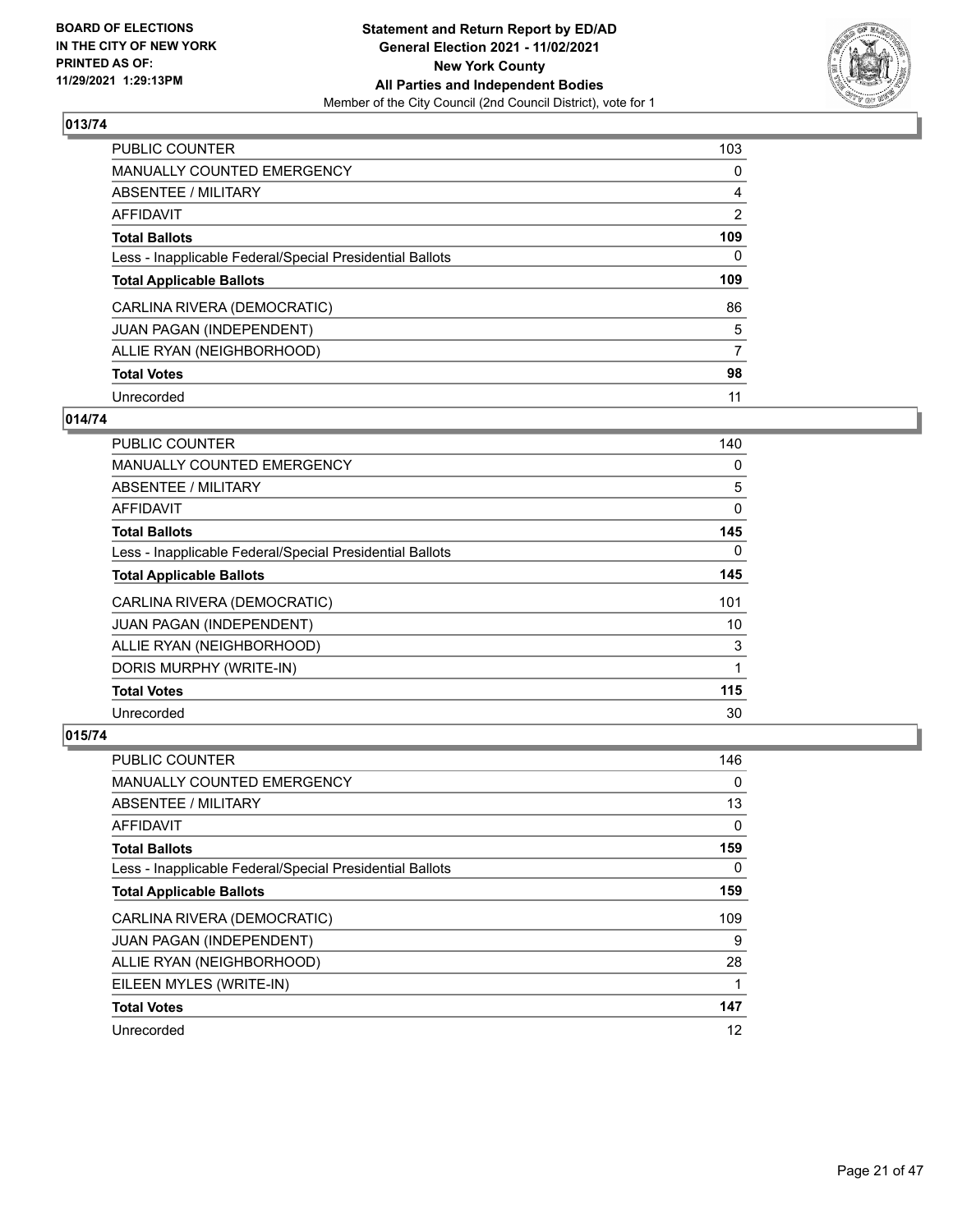**BOARD OF ELECTIONS IN THE CITY OF NEW YORK PRINTED AS OF: 11/29/2021 1:29:13PM**

**Statement and Return Report by ED/AD General Election 2021 - 11/02/2021 New York County All Parties and Independent Bodies**

Member of the City Council (2nd Council District), vote for 1

## 013/74

| | |
|---|---|
| PUBLIC COUNTER | 103 |
| MANUALLY COUNTED EMERGENCY | 0 |
| ABSENTEE / MILITARY | 4 |
| AFFIDAVIT | 2 |
| **Total Ballots** | **109** |
| Less - Inapplicable Federal/Special Presidential Ballots | 0 |
| **Total Applicable Ballots** | **109** |
| CARLINA RIVERA (DEMOCRATIC) | 86 |
| JUAN PAGAN (INDEPENDENT) | 5 |
| ALLIE RYAN (NEIGHBORHOOD) | 7 |
| **Total Votes** | **98** |
| Unrecorded | 11 |

## 014/74

| | |
|---|---|
| PUBLIC COUNTER | 140 |
| MANUALLY COUNTED EMERGENCY | 0 |
| ABSENTEE / MILITARY | 5 |
| AFFIDAVIT | 0 |
| **Total Ballots** | **145** |
| Less - Inapplicable Federal/Special Presidential Ballots | 0 |
| **Total Applicable Ballots** | **145** |
| CARLINA RIVERA (DEMOCRATIC) | 101 |
| JUAN PAGAN (INDEPENDENT) | 10 |
| ALLIE RYAN (NEIGHBORHOOD) | 3 |
| DORIS MURPHY (WRITE-IN) | 1 |
| **Total Votes** | **115** |
| Unrecorded | 30 |

## 015/74

| | |
|---|---|
| PUBLIC COUNTER | 146 |
| MANUALLY COUNTED EMERGENCY | 0 |
| ABSENTEE / MILITARY | 13 |
| AFFIDAVIT | 0 |
| **Total Ballots** | **159** |
| Less - Inapplicable Federal/Special Presidential Ballots | 0 |
| **Total Applicable Ballots** | **159** |
| CARLINA RIVERA (DEMOCRATIC) | 109 |
| JUAN PAGAN (INDEPENDENT) | 9 |
| ALLIE RYAN (NEIGHBORHOOD) | 28 |
| EILEEN MYLES (WRITE-IN) | 1 |
| **Total Votes** | **147** |
| Unrecorded | 12 |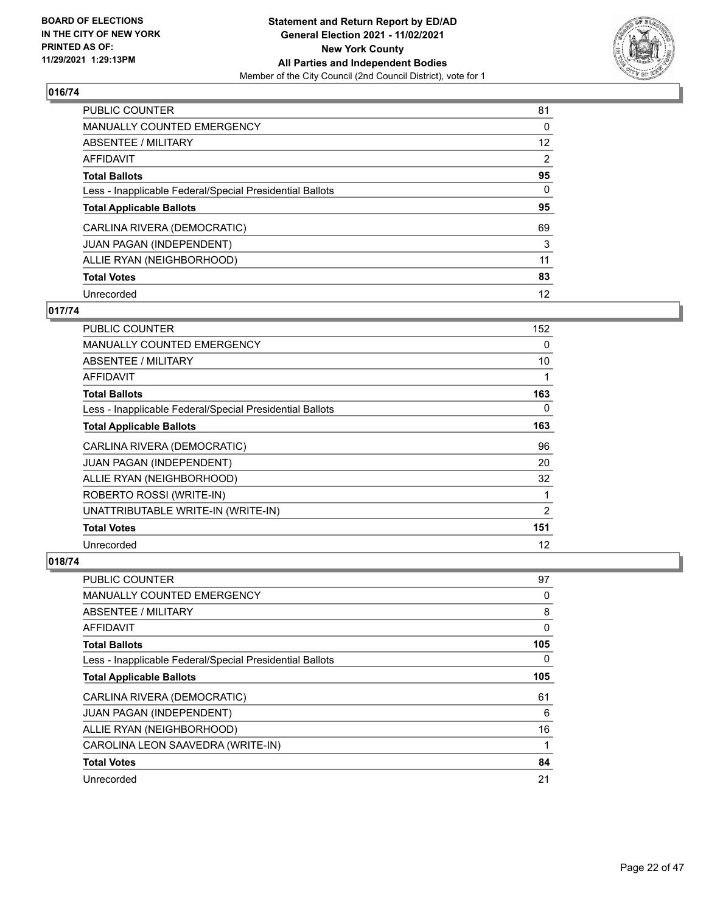**Statement and Return Report by ED/AD**
**General Election 2021 - 11/02/2021**
**New York County**
**All Parties and Independent Bodies**
Member of the City Council (2nd Council District), vote for 1

BOARD OF ELECTIONS IN THE CITY OF NEW YORK PRINTED AS OF: 11/29/2021 1:29:13PM

## 016/74

| | |
|---|---|
| PUBLIC COUNTER | 81 |
| MANUALLY COUNTED EMERGENCY | 0 |
| ABSENTEE / MILITARY | 12 |
| AFFIDAVIT | 2 |
| **Total Ballots** | **95** |
| Less - Inapplicable Federal/Special Presidential Ballots | 0 |
| **Total Applicable Ballots** | **95** |
| CARLINA RIVERA (DEMOCRATIC) | 69 |
| JUAN PAGAN (INDEPENDENT) | 3 |
| ALLIE RYAN (NEIGHBORHOOD) | 11 |
| **Total Votes** | **83** |
| Unrecorded | 12 |

## 017/74

| | |
|---|---|
| PUBLIC COUNTER | 152 |
| MANUALLY COUNTED EMERGENCY | 0 |
| ABSENTEE / MILITARY | 10 |
| AFFIDAVIT | 1 |
| **Total Ballots** | **163** |
| Less - Inapplicable Federal/Special Presidential Ballots | 0 |
| **Total Applicable Ballots** | **163** |
| CARLINA RIVERA (DEMOCRATIC) | 96 |
| JUAN PAGAN (INDEPENDENT) | 20 |
| ALLIE RYAN (NEIGHBORHOOD) | 32 |
| ROBERTO ROSSI (WRITE-IN) | 1 |
| UNATTRIBUTABLE WRITE-IN (WRITE-IN) | 2 |
| **Total Votes** | **151** |
| Unrecorded | 12 |

## 018/74

| | |
|---|---|
| PUBLIC COUNTER | 97 |
| MANUALLY COUNTED EMERGENCY | 0 |
| ABSENTEE / MILITARY | 8 |
| AFFIDAVIT | 0 |
| **Total Ballots** | **105** |
| Less - Inapplicable Federal/Special Presidential Ballots | 0 |
| **Total Applicable Ballots** | **105** |
| CARLINA RIVERA (DEMOCRATIC) | 61 |
| JUAN PAGAN (INDEPENDENT) | 6 |
| ALLIE RYAN (NEIGHBORHOOD) | 16 |
| CAROLINA LEON SAAVEDRA (WRITE-IN) | 1 |
| **Total Votes** | **84** |
| Unrecorded | 21 |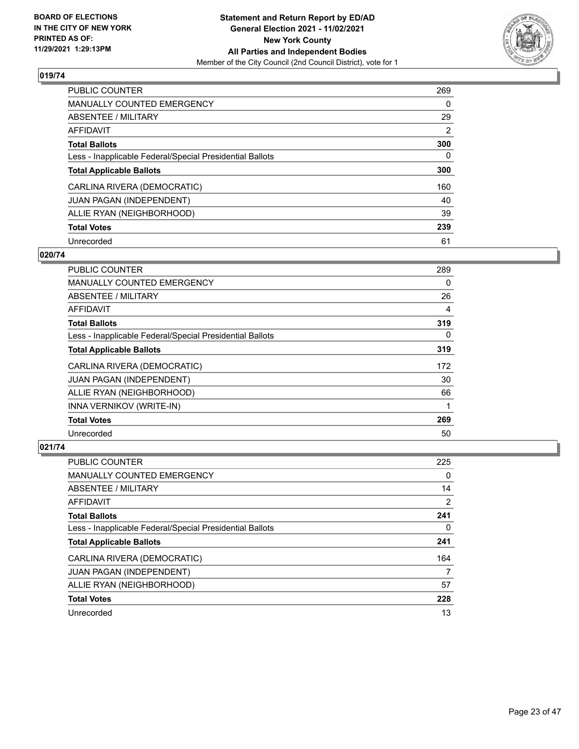**BOARD OF ELECTIONS IN THE CITY OF NEW YORK PRINTED AS OF: 11/29/2021 1:29:13PM**

**Statement and Return Report by ED/AD General Election 2021 - 11/02/2021 New York County All Parties and Independent Bodies**

Member of the City Council (2nd Council District), vote for 1

## 019/74

| | |
|---|---|
| PUBLIC COUNTER | 269 |
| MANUALLY COUNTED EMERGENCY | 0 |
| ABSENTEE / MILITARY | 29 |
| AFFIDAVIT | 2 |
| **Total Ballots** | **300** |
| Less - Inapplicable Federal/Special Presidential Ballots | 0 |
| **Total Applicable Ballots** | **300** |
| CARLINA RIVERA (DEMOCRATIC) | 160 |
| JUAN PAGAN (INDEPENDENT) | 40 |
| ALLIE RYAN (NEIGHBORHOOD) | 39 |
| **Total Votes** | **239** |
| Unrecorded | 61 |

## 020/74

| | |
|---|---|
| PUBLIC COUNTER | 289 |
| MANUALLY COUNTED EMERGENCY | 0 |
| ABSENTEE / MILITARY | 26 |
| AFFIDAVIT | 4 |
| **Total Ballots** | **319** |
| Less - Inapplicable Federal/Special Presidential Ballots | 0 |
| **Total Applicable Ballots** | **319** |
| CARLINA RIVERA (DEMOCRATIC) | 172 |
| JUAN PAGAN (INDEPENDENT) | 30 |
| ALLIE RYAN (NEIGHBORHOOD) | 66 |
| INNA VERNIKOV (WRITE-IN) | 1 |
| **Total Votes** | **269** |
| Unrecorded | 50 |

## 021/74

| | |
|---|---|
| PUBLIC COUNTER | 225 |
| MANUALLY COUNTED EMERGENCY | 0 |
| ABSENTEE / MILITARY | 14 |
| AFFIDAVIT | 2 |
| **Total Ballots** | **241** |
| Less - Inapplicable Federal/Special Presidential Ballots | 0 |
| **Total Applicable Ballots** | **241** |
| CARLINA RIVERA (DEMOCRATIC) | 164 |
| JUAN PAGAN (INDEPENDENT) | 7 |
| ALLIE RYAN (NEIGHBORHOOD) | 57 |
| **Total Votes** | **228** |
| Unrecorded | 13 |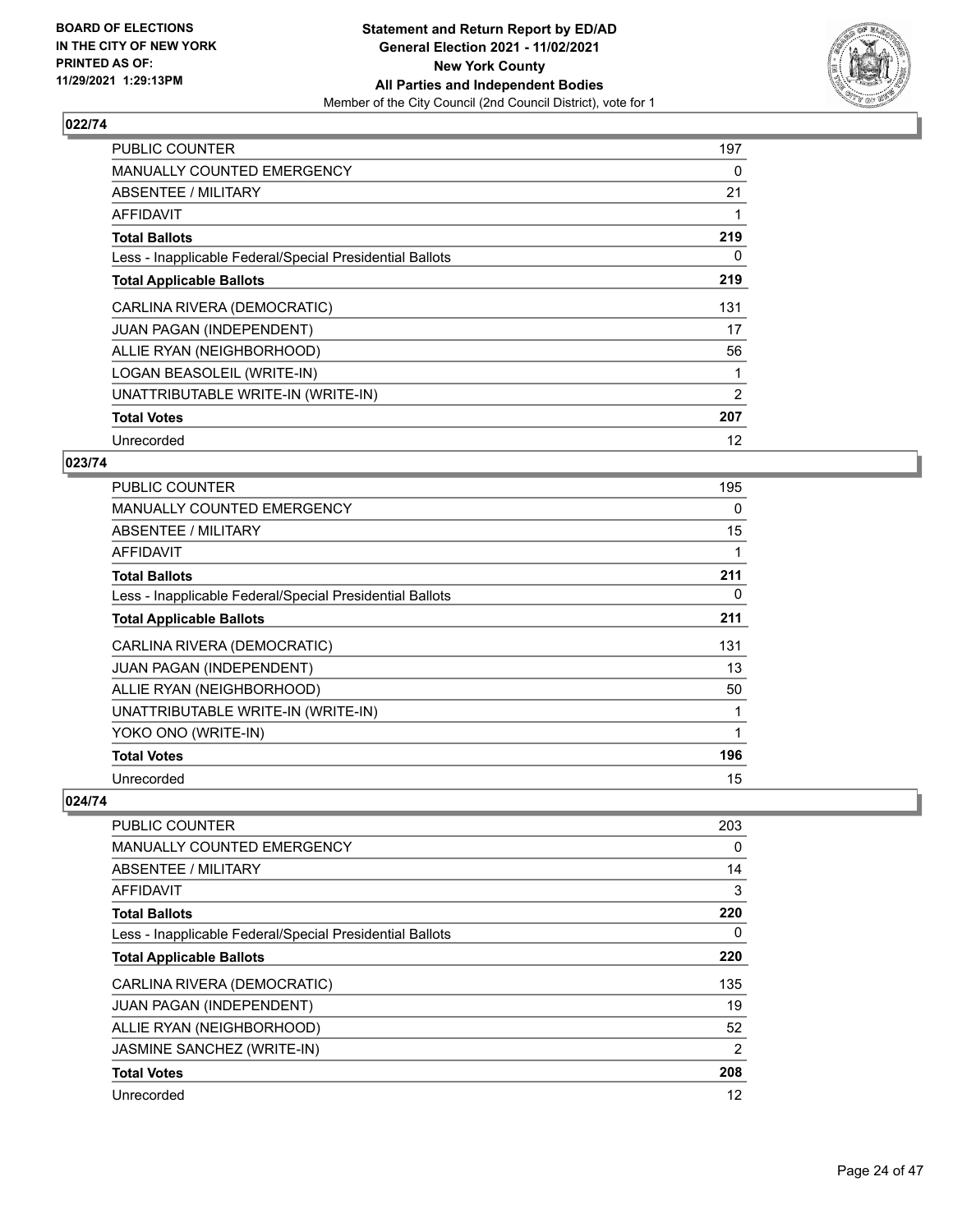BOARD OF ELECTIONS
IN THE CITY OF NEW YORK
PRINTED AS OF:
11/29/2021 1:29:13PM

**Statement and Return Report by ED/AD**
**General Election 2021 - 11/02/2021**
**New York County**
**All Parties and Independent Bodies**
Member of the City Council (2nd Council District), vote for 1

## 022/74

| | |
|---|---|
| PUBLIC COUNTER | 197 |
| MANUALLY COUNTED EMERGENCY | 0 |
| ABSENTEE / MILITARY | 21 |
| AFFIDAVIT | 1 |
| **Total Ballots** | **219** |
| Less - Inapplicable Federal/Special Presidential Ballots | 0 |
| **Total Applicable Ballots** | **219** |
| CARLINA RIVERA (DEMOCRATIC) | 131 |
| JUAN PAGAN (INDEPENDENT) | 17 |
| ALLIE RYAN (NEIGHBORHOOD) | 56 |
| LOGAN BEASOLEIL (WRITE-IN) | 1 |
| UNATTRIBUTABLE WRITE-IN (WRITE-IN) | 2 |
| **Total Votes** | **207** |
| Unrecorded | 12 |

## 023/74

| | |
|---|---|
| PUBLIC COUNTER | 195 |
| MANUALLY COUNTED EMERGENCY | 0 |
| ABSENTEE / MILITARY | 15 |
| AFFIDAVIT | 1 |
| **Total Ballots** | **211** |
| Less - Inapplicable Federal/Special Presidential Ballots | 0 |
| **Total Applicable Ballots** | **211** |
| CARLINA RIVERA (DEMOCRATIC) | 131 |
| JUAN PAGAN (INDEPENDENT) | 13 |
| ALLIE RYAN (NEIGHBORHOOD) | 50 |
| UNATTRIBUTABLE WRITE-IN (WRITE-IN) | 1 |
| YOKO ONO (WRITE-IN) | 1 |
| **Total Votes** | **196** |
| Unrecorded | 15 |

## 024/74

| | |
|---|---|
| PUBLIC COUNTER | 203 |
| MANUALLY COUNTED EMERGENCY | 0 |
| ABSENTEE / MILITARY | 14 |
| AFFIDAVIT | 3 |
| **Total Ballots** | **220** |
| Less - Inapplicable Federal/Special Presidential Ballots | 0 |
| **Total Applicable Ballots** | **220** |
| CARLINA RIVERA (DEMOCRATIC) | 135 |
| JUAN PAGAN (INDEPENDENT) | 19 |
| ALLIE RYAN (NEIGHBORHOOD) | 52 |
| JASMINE SANCHEZ (WRITE-IN) | 2 |
| **Total Votes** | **208** |
| Unrecorded | 12 |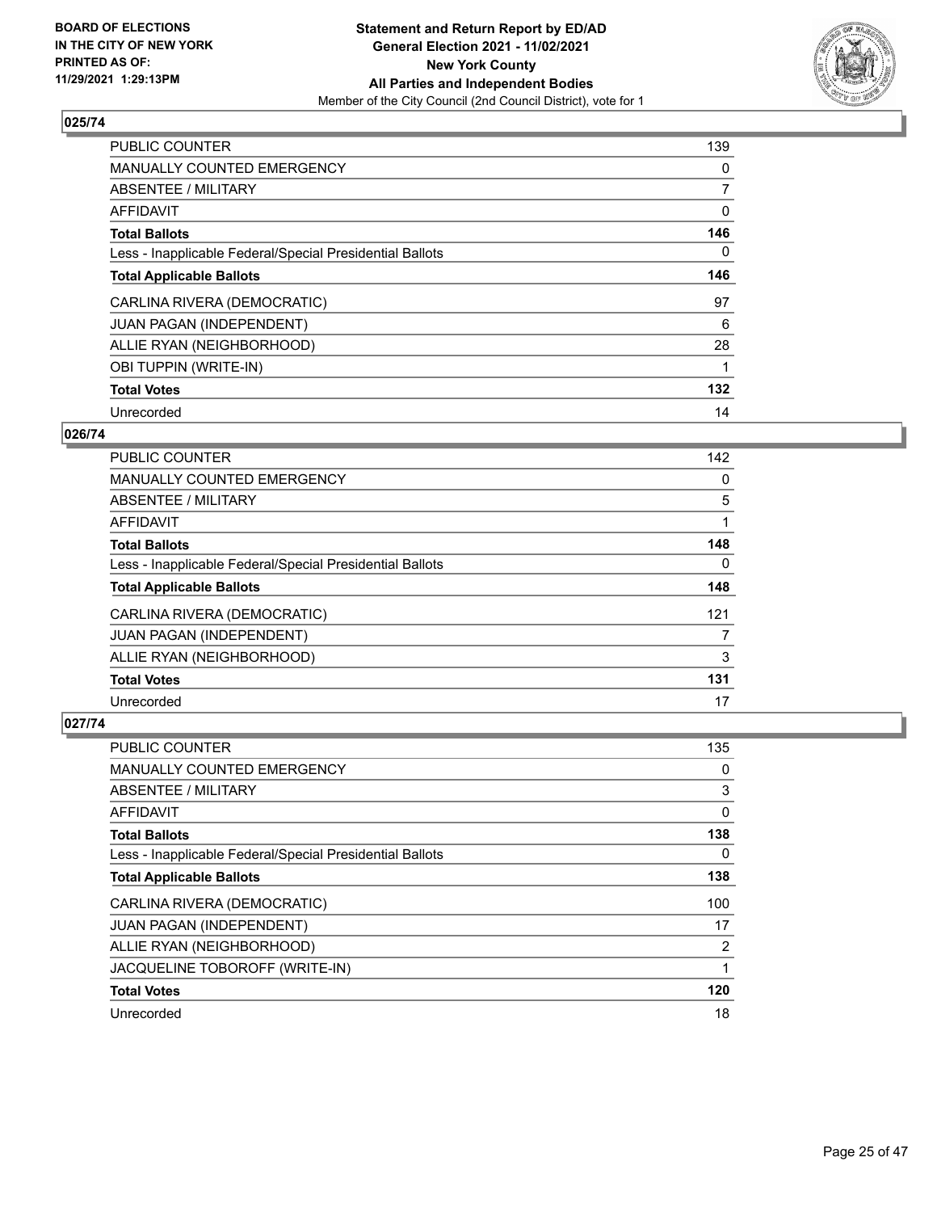**BOARD OF ELECTIONS IN THE CITY OF NEW YORK PRINTED AS OF: 11/29/2021 1:29:13PM**

**Statement and Return Report by ED/AD General Election 2021 - 11/02/2021 New York County All Parties and Independent Bodies**
Member of the City Council (2nd Council District), vote for 1

## 025/74

| | |
|---|---|
| PUBLIC COUNTER | 139 |
| MANUALLY COUNTED EMERGENCY | 0 |
| ABSENTEE / MILITARY | 7 |
| AFFIDAVIT | 0 |
| **Total Ballots** | **146** |
| Less - Inapplicable Federal/Special Presidential Ballots | 0 |
| **Total Applicable Ballots** | **146** |
| CARLINA RIVERA (DEMOCRATIC) | 97 |
| JUAN PAGAN (INDEPENDENT) | 6 |
| ALLIE RYAN (NEIGHBORHOOD) | 28 |
| OBI TUPPIN (WRITE-IN) | 1 |
| **Total Votes** | **132** |
| Unrecorded | 14 |

## 026/74

| | |
|---|---|
| PUBLIC COUNTER | 142 |
| MANUALLY COUNTED EMERGENCY | 0 |
| ABSENTEE / MILITARY | 5 |
| AFFIDAVIT | 1 |
| **Total Ballots** | **148** |
| Less - Inapplicable Federal/Special Presidential Ballots | 0 |
| **Total Applicable Ballots** | **148** |
| CARLINA RIVERA (DEMOCRATIC) | 121 |
| JUAN PAGAN (INDEPENDENT) | 7 |
| ALLIE RYAN (NEIGHBORHOOD) | 3 |
| **Total Votes** | **131** |
| Unrecorded | 17 |

## 027/74

| | |
|---|---|
| PUBLIC COUNTER | 135 |
| MANUALLY COUNTED EMERGENCY | 0 |
| ABSENTEE / MILITARY | 3 |
| AFFIDAVIT | 0 |
| **Total Ballots** | **138** |
| Less - Inapplicable Federal/Special Presidential Ballots | 0 |
| **Total Applicable Ballots** | **138** |
| CARLINA RIVERA (DEMOCRATIC) | 100 |
| JUAN PAGAN (INDEPENDENT) | 17 |
| ALLIE RYAN (NEIGHBORHOOD) | 2 |
| JACQUELINE TOBOROFF (WRITE-IN) | 1 |
| **Total Votes** | **120** |
| Unrecorded | 18 |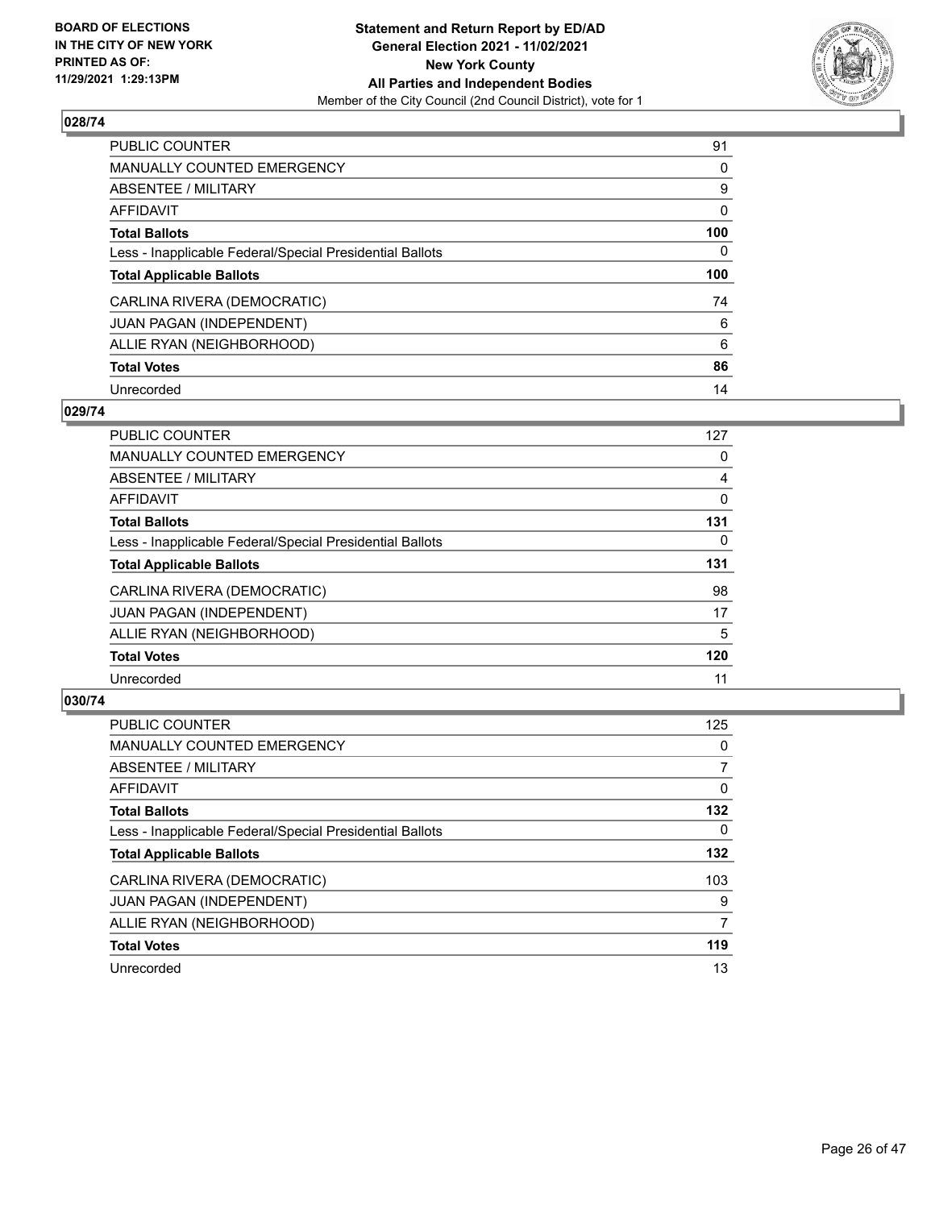BOARD OF ELECTIONS
IN THE CITY OF NEW YORK
PRINTED AS OF:
11/29/2021 1:29:13PM

**Statement and Return Report by ED/AD**
**General Election 2021 - 11/02/2021**
**New York County**
**All Parties and Independent Bodies**
Member of the City Council (2nd Council District), vote for 1

## 028/74

| | |
|---|---|
| PUBLIC COUNTER | 91 |
| MANUALLY COUNTED EMERGENCY | 0 |
| ABSENTEE / MILITARY | 9 |
| AFFIDAVIT | 0 |
| **Total Ballots** | **100** |
| Less - Inapplicable Federal/Special Presidential Ballots | 0 |
| **Total Applicable Ballots** | **100** |
| CARLINA RIVERA (DEMOCRATIC) | 74 |
| JUAN PAGAN (INDEPENDENT) | 6 |
| ALLIE RYAN (NEIGHBORHOOD) | 6 |
| **Total Votes** | **86** |
| Unrecorded | 14 |

## 029/74

| | |
|---|---|
| PUBLIC COUNTER | 127 |
| MANUALLY COUNTED EMERGENCY | 0 |
| ABSENTEE / MILITARY | 4 |
| AFFIDAVIT | 0 |
| **Total Ballots** | **131** |
| Less - Inapplicable Federal/Special Presidential Ballots | 0 |
| **Total Applicable Ballots** | **131** |
| CARLINA RIVERA (DEMOCRATIC) | 98 |
| JUAN PAGAN (INDEPENDENT) | 17 |
| ALLIE RYAN (NEIGHBORHOOD) | 5 |
| **Total Votes** | **120** |
| Unrecorded | 11 |

## 030/74

| | |
|---|---|
| PUBLIC COUNTER | 125 |
| MANUALLY COUNTED EMERGENCY | 0 |
| ABSENTEE / MILITARY | 7 |
| AFFIDAVIT | 0 |
| **Total Ballots** | **132** |
| Less - Inapplicable Federal/Special Presidential Ballots | 0 |
| **Total Applicable Ballots** | **132** |
| CARLINA RIVERA (DEMOCRATIC) | 103 |
| JUAN PAGAN (INDEPENDENT) | 9 |
| ALLIE RYAN (NEIGHBORHOOD) | 7 |
| **Total Votes** | **119** |
| Unrecorded | 13 |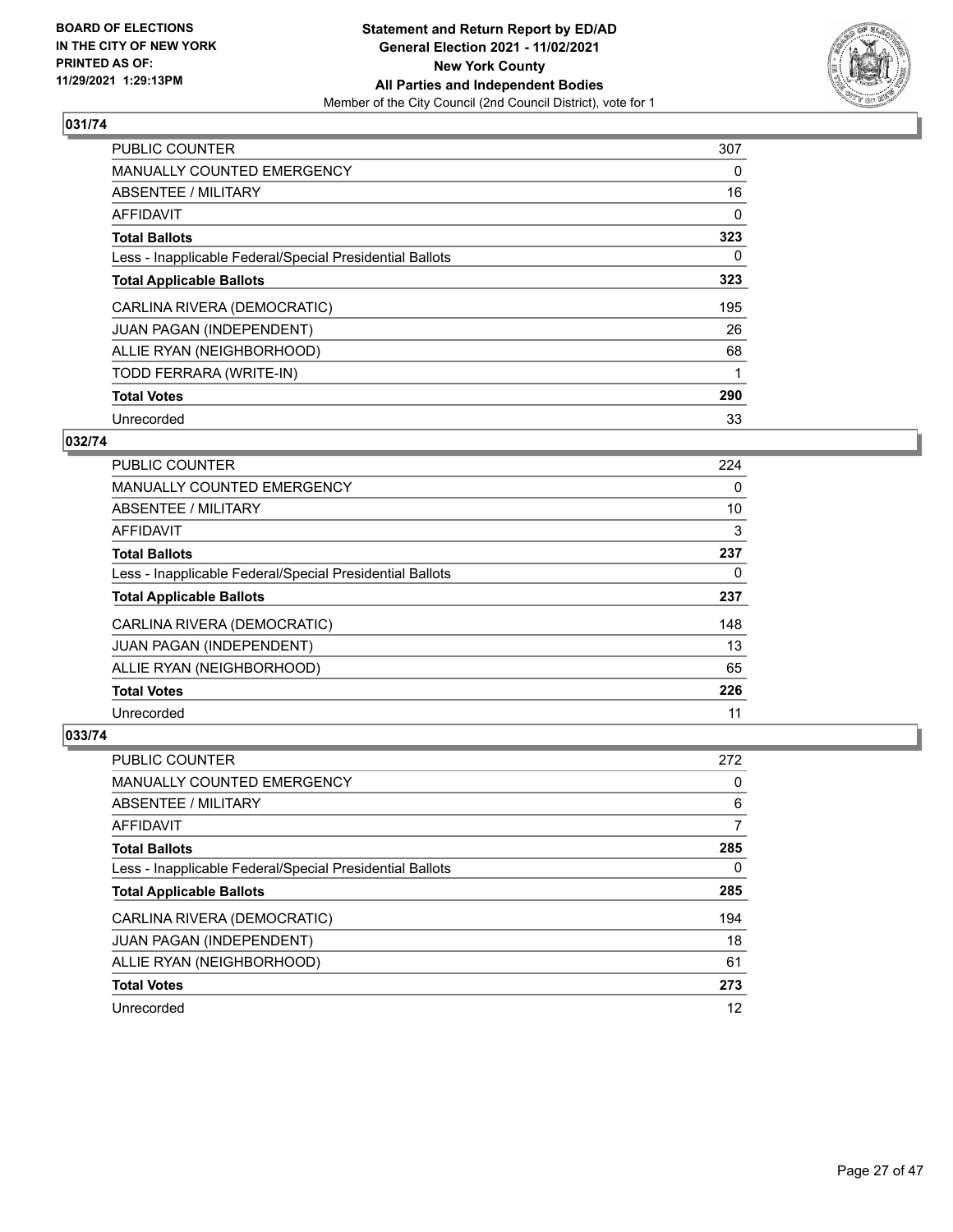**BOARD OF ELECTIONS IN THE CITY OF NEW YORK PRINTED AS OF: 11/29/2021 1:29:13PM**

**Statement and Return Report by ED/AD**
**General Election 2021 - 11/02/2021**
**New York County**
**All Parties and Independent Bodies**
Member of the City Council (2nd Council District), vote for 1

## 031/74

| | |
|---|---|
| PUBLIC COUNTER | 307 |
| MANUALLY COUNTED EMERGENCY | 0 |
| ABSENTEE / MILITARY | 16 |
| AFFIDAVIT | 0 |
| **Total Ballots** | **323** |
| Less - Inapplicable Federal/Special Presidential Ballots | 0 |
| **Total Applicable Ballots** | **323** |
| CARLINA RIVERA (DEMOCRATIC) | 195 |
| JUAN PAGAN (INDEPENDENT) | 26 |
| ALLIE RYAN (NEIGHBORHOOD) | 68 |
| TODD FERRARA (WRITE-IN) | 1 |
| **Total Votes** | **290** |
| Unrecorded | 33 |

## 032/74

| | |
|---|---|
| PUBLIC COUNTER | 224 |
| MANUALLY COUNTED EMERGENCY | 0 |
| ABSENTEE / MILITARY | 10 |
| AFFIDAVIT | 3 |
| **Total Ballots** | **237** |
| Less - Inapplicable Federal/Special Presidential Ballots | 0 |
| **Total Applicable Ballots** | **237** |
| CARLINA RIVERA (DEMOCRATIC) | 148 |
| JUAN PAGAN (INDEPENDENT) | 13 |
| ALLIE RYAN (NEIGHBORHOOD) | 65 |
| **Total Votes** | **226** |
| Unrecorded | 11 |

## 033/74

| | |
|---|---|
| PUBLIC COUNTER | 272 |
| MANUALLY COUNTED EMERGENCY | 0 |
| ABSENTEE / MILITARY | 6 |
| AFFIDAVIT | 7 |
| **Total Ballots** | **285** |
| Less - Inapplicable Federal/Special Presidential Ballots | 0 |
| **Total Applicable Ballots** | **285** |
| CARLINA RIVERA (DEMOCRATIC) | 194 |
| JUAN PAGAN (INDEPENDENT) | 18 |
| ALLIE RYAN (NEIGHBORHOOD) | 61 |
| **Total Votes** | **273** |
| Unrecorded | 12 |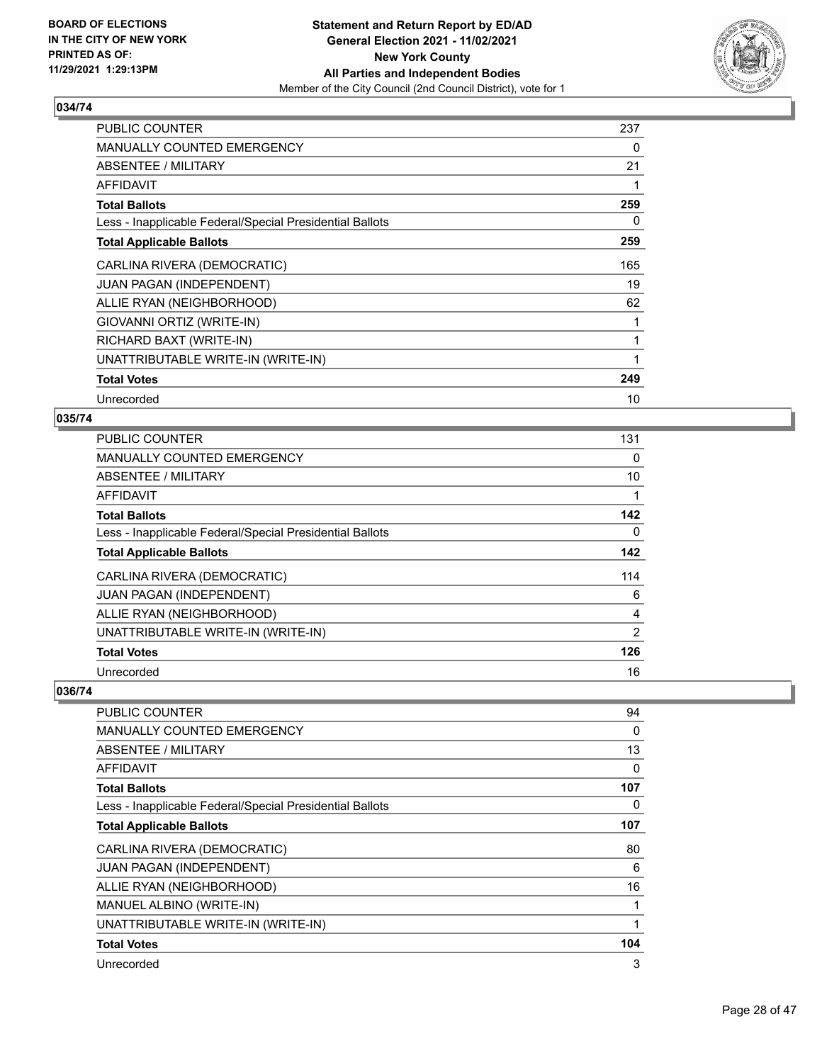**BOARD OF ELECTIONS IN THE CITY OF NEW YORK**
**PRINTED AS OF: 11/29/2021 1:29:13PM**

**Statement and Return Report by ED/AD**
**General Election 2021 - 11/02/2021**
**New York County**
**All Parties and Independent Bodies**
Member of the City Council (2nd Council District), vote for 1

## 034/74

| | |
|---|---|
| PUBLIC COUNTER | 237 |
| MANUALLY COUNTED EMERGENCY | 0 |
| ABSENTEE / MILITARY | 21 |
| AFFIDAVIT | 1 |
| **Total Ballots** | **259** |
| Less - Inapplicable Federal/Special Presidential Ballots | 0 |
| **Total Applicable Ballots** | **259** |
| CARLINA RIVERA (DEMOCRATIC) | 165 |
| JUAN PAGAN (INDEPENDENT) | 19 |
| ALLIE RYAN (NEIGHBORHOOD) | 62 |
| GIOVANNI ORTIZ (WRITE-IN) | 1 |
| RICHARD BAXT (WRITE-IN) | 1 |
| UNATTRIBUTABLE WRITE-IN (WRITE-IN) | 1 |
| **Total Votes** | **249** |
| Unrecorded | 10 |

## 035/74

| | |
|---|---|
| PUBLIC COUNTER | 131 |
| MANUALLY COUNTED EMERGENCY | 0 |
| ABSENTEE / MILITARY | 10 |
| AFFIDAVIT | 1 |
| **Total Ballots** | **142** |
| Less - Inapplicable Federal/Special Presidential Ballots | 0 |
| **Total Applicable Ballots** | **142** |
| CARLINA RIVERA (DEMOCRATIC) | 114 |
| JUAN PAGAN (INDEPENDENT) | 6 |
| ALLIE RYAN (NEIGHBORHOOD) | 4 |
| UNATTRIBUTABLE WRITE-IN (WRITE-IN) | 2 |
| **Total Votes** | **126** |
| Unrecorded | 16 |

## 036/74

| | |
|---|---|
| PUBLIC COUNTER | 94 |
| MANUALLY COUNTED EMERGENCY | 0 |
| ABSENTEE / MILITARY | 13 |
| AFFIDAVIT | 0 |
| **Total Ballots** | **107** |
| Less - Inapplicable Federal/Special Presidential Ballots | 0 |
| **Total Applicable Ballots** | **107** |
| CARLINA RIVERA (DEMOCRATIC) | 80 |
| JUAN PAGAN (INDEPENDENT) | 6 |
| ALLIE RYAN (NEIGHBORHOOD) | 16 |
| MANUEL ALBINO (WRITE-IN) | 1 |
| UNATTRIBUTABLE WRITE-IN (WRITE-IN) | 1 |
| **Total Votes** | **104** |
| Unrecorded | 3 |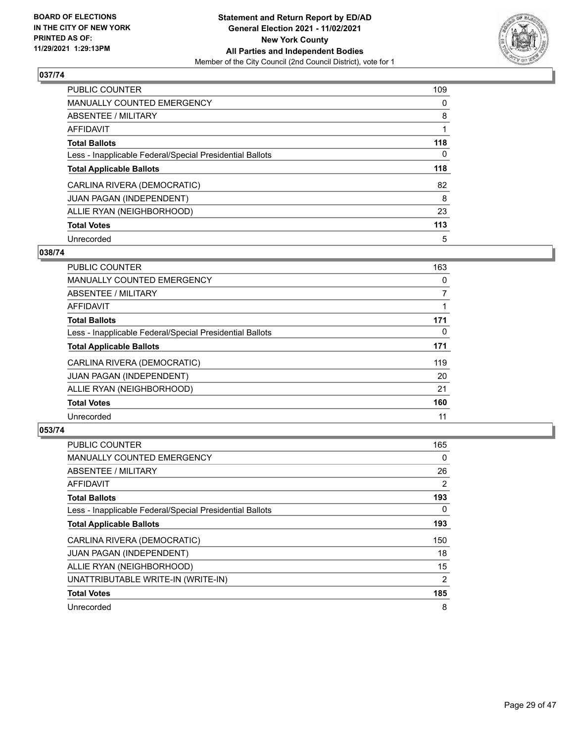**BOARD OF ELECTIONS IN THE CITY OF NEW YORK PRINTED AS OF: 11/29/2021 1:29:13PM**

**Statement and Return Report by ED/AD**
**General Election 2021 - 11/02/2021**
**New York County**
**All Parties and Independent Bodies**
Member of the City Council (2nd Council District), vote for 1

## 037/74

| | |
|---|---|
| PUBLIC COUNTER | 109 |
| MANUALLY COUNTED EMERGENCY | 0 |
| ABSENTEE / MILITARY | 8 |
| AFFIDAVIT | 1 |
| **Total Ballots** | **118** |
| Less - Inapplicable Federal/Special Presidential Ballots | 0 |
| **Total Applicable Ballots** | **118** |
| CARLINA RIVERA (DEMOCRATIC) | 82 |
| JUAN PAGAN (INDEPENDENT) | 8 |
| ALLIE RYAN (NEIGHBORHOOD) | 23 |
| **Total Votes** | **113** |
| Unrecorded | 5 |

## 038/74

| | |
|---|---|
| PUBLIC COUNTER | 163 |
| MANUALLY COUNTED EMERGENCY | 0 |
| ABSENTEE / MILITARY | 7 |
| AFFIDAVIT | 1 |
| **Total Ballots** | **171** |
| Less - Inapplicable Federal/Special Presidential Ballots | 0 |
| **Total Applicable Ballots** | **171** |
| CARLINA RIVERA (DEMOCRATIC) | 119 |
| JUAN PAGAN (INDEPENDENT) | 20 |
| ALLIE RYAN (NEIGHBORHOOD) | 21 |
| **Total Votes** | **160** |
| Unrecorded | 11 |

## 053/74

| | |
|---|---|
| PUBLIC COUNTER | 165 |
| MANUALLY COUNTED EMERGENCY | 0 |
| ABSENTEE / MILITARY | 26 |
| AFFIDAVIT | 2 |
| **Total Ballots** | **193** |
| Less - Inapplicable Federal/Special Presidential Ballots | 0 |
| **Total Applicable Ballots** | **193** |
| CARLINA RIVERA (DEMOCRATIC) | 150 |
| JUAN PAGAN (INDEPENDENT) | 18 |
| ALLIE RYAN (NEIGHBORHOOD) | 15 |
| UNATTRIBUTABLE WRITE-IN (WRITE-IN) | 2 |
| **Total Votes** | **185** |
| Unrecorded | 8 |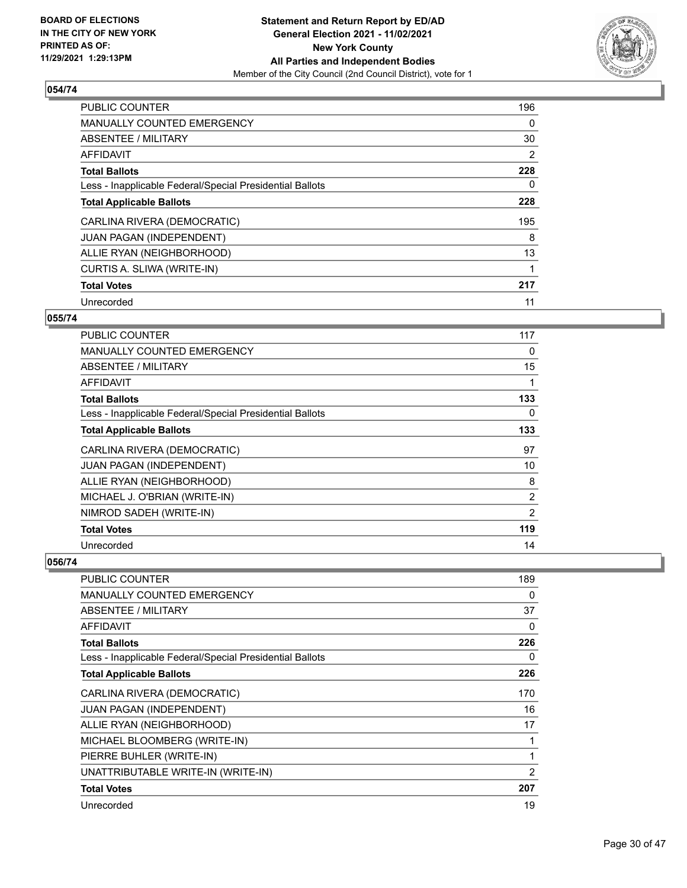**Statement and Return Report by ED/AD**
**General Election 2021 - 11/02/2021**
**New York County**
**All Parties and Independent Bodies**
Member of the City Council (2nd Council District), vote for 1

BOARD OF ELECTIONS IN THE CITY OF NEW YORK
PRINTED AS OF: 11/29/2021 1:29:13PM

## 054/74

| | |
|---|---|
| PUBLIC COUNTER | 196 |
| MANUALLY COUNTED EMERGENCY | 0 |
| ABSENTEE / MILITARY | 30 |
| AFFIDAVIT | 2 |
| **Total Ballots** | **228** |
| Less - Inapplicable Federal/Special Presidential Ballots | 0 |
| **Total Applicable Ballots** | **228** |
| CARLINA RIVERA (DEMOCRATIC) | 195 |
| JUAN PAGAN (INDEPENDENT) | 8 |
| ALLIE RYAN (NEIGHBORHOOD) | 13 |
| CURTIS A. SLIWA (WRITE-IN) | 1 |
| **Total Votes** | **217** |
| Unrecorded | 11 |

## 055/74

| | |
|---|---|
| PUBLIC COUNTER | 117 |
| MANUALLY COUNTED EMERGENCY | 0 |
| ABSENTEE / MILITARY | 15 |
| AFFIDAVIT | 1 |
| **Total Ballots** | **133** |
| Less - Inapplicable Federal/Special Presidential Ballots | 0 |
| **Total Applicable Ballots** | **133** |
| CARLINA RIVERA (DEMOCRATIC) | 97 |
| JUAN PAGAN (INDEPENDENT) | 10 |
| ALLIE RYAN (NEIGHBORHOOD) | 8 |
| MICHAEL J. O'BRIAN (WRITE-IN) | 2 |
| NIMROD SADEH (WRITE-IN) | 2 |
| **Total Votes** | **119** |
| Unrecorded | 14 |

## 056/74

| | |
|---|---|
| PUBLIC COUNTER | 189 |
| MANUALLY COUNTED EMERGENCY | 0 |
| ABSENTEE / MILITARY | 37 |
| AFFIDAVIT | 0 |
| **Total Ballots** | **226** |
| Less - Inapplicable Federal/Special Presidential Ballots | 0 |
| **Total Applicable Ballots** | **226** |
| CARLINA RIVERA (DEMOCRATIC) | 170 |
| JUAN PAGAN (INDEPENDENT) | 16 |
| ALLIE RYAN (NEIGHBORHOOD) | 17 |
| MICHAEL BLOOMBERG (WRITE-IN) | 1 |
| PIERRE BUHLER (WRITE-IN) | 1 |
| UNATTRIBUTABLE WRITE-IN (WRITE-IN) | 2 |
| **Total Votes** | **207** |
| Unrecorded | 19 |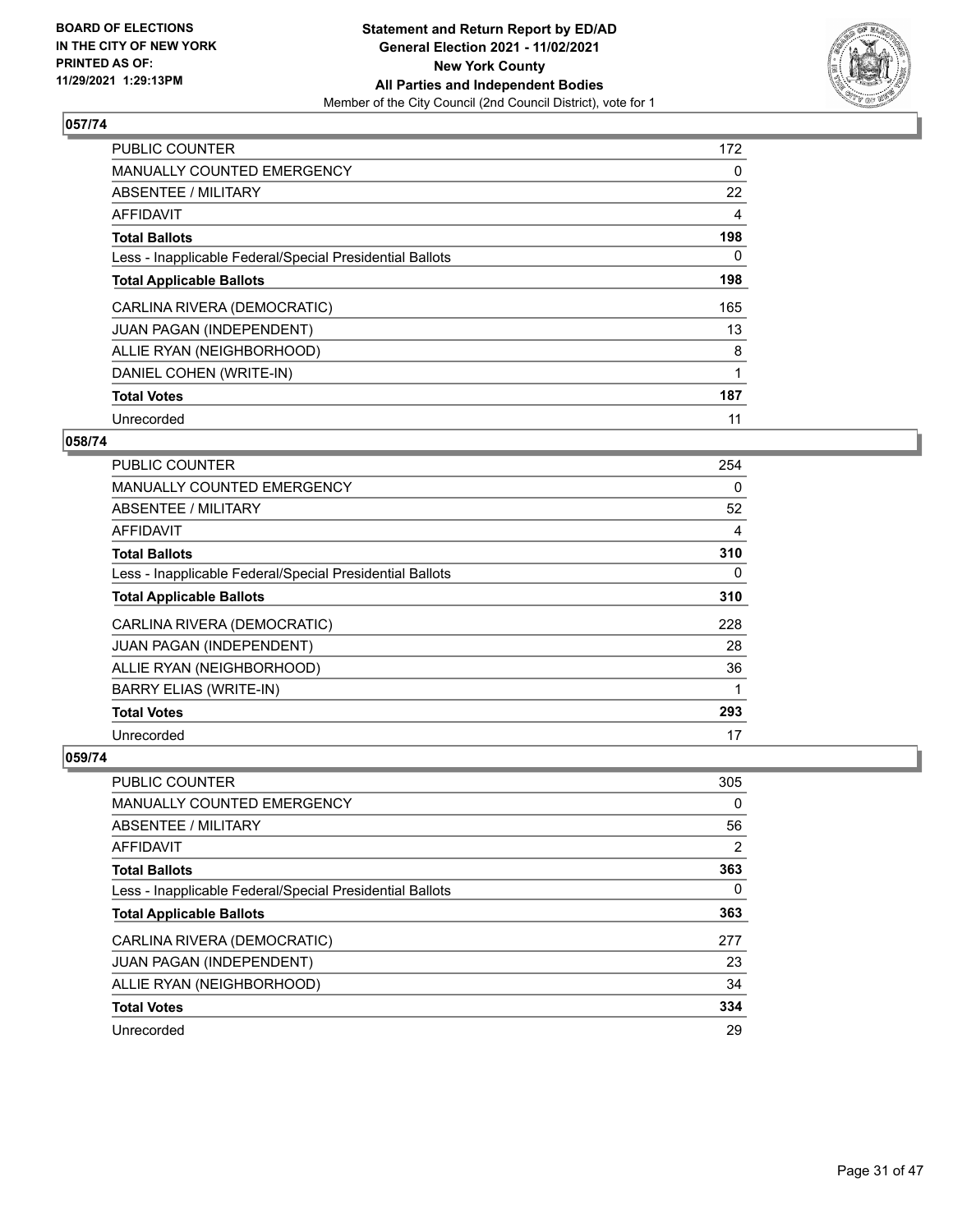**BOARD OF ELECTIONS IN THE CITY OF NEW YORK PRINTED AS OF: 11/29/2021 1:29:13PM**

**Statement and Return Report by ED/AD General Election 2021 - 11/02/2021 New York County All Parties and Independent Bodies**
Member of the City Council (2nd Council District), vote for 1

## 057/74

| | |
|---|---|
| PUBLIC COUNTER | 172 |
| MANUALLY COUNTED EMERGENCY | 0 |
| ABSENTEE / MILITARY | 22 |
| AFFIDAVIT | 4 |
| **Total Ballots** | **198** |
| Less - Inapplicable Federal/Special Presidential Ballots | 0 |
| **Total Applicable Ballots** | **198** |
| CARLINA RIVERA (DEMOCRATIC) | 165 |
| JUAN PAGAN (INDEPENDENT) | 13 |
| ALLIE RYAN (NEIGHBORHOOD) | 8 |
| DANIEL COHEN (WRITE-IN) | 1 |
| **Total Votes** | **187** |
| Unrecorded | 11 |

## 058/74

| | |
|---|---|
| PUBLIC COUNTER | 254 |
| MANUALLY COUNTED EMERGENCY | 0 |
| ABSENTEE / MILITARY | 52 |
| AFFIDAVIT | 4 |
| **Total Ballots** | **310** |
| Less - Inapplicable Federal/Special Presidential Ballots | 0 |
| **Total Applicable Ballots** | **310** |
| CARLINA RIVERA (DEMOCRATIC) | 228 |
| JUAN PAGAN (INDEPENDENT) | 28 |
| ALLIE RYAN (NEIGHBORHOOD) | 36 |
| BARRY ELIAS (WRITE-IN) | 1 |
| **Total Votes** | **293** |
| Unrecorded | 17 |

## 059/74

| | |
|---|---|
| PUBLIC COUNTER | 305 |
| MANUALLY COUNTED EMERGENCY | 0 |
| ABSENTEE / MILITARY | 56 |
| AFFIDAVIT | 2 |
| **Total Ballots** | **363** |
| Less - Inapplicable Federal/Special Presidential Ballots | 0 |
| **Total Applicable Ballots** | **363** |
| CARLINA RIVERA (DEMOCRATIC) | 277 |
| JUAN PAGAN (INDEPENDENT) | 23 |
| ALLIE RYAN (NEIGHBORHOOD) | 34 |
| **Total Votes** | **334** |
| Unrecorded | 29 |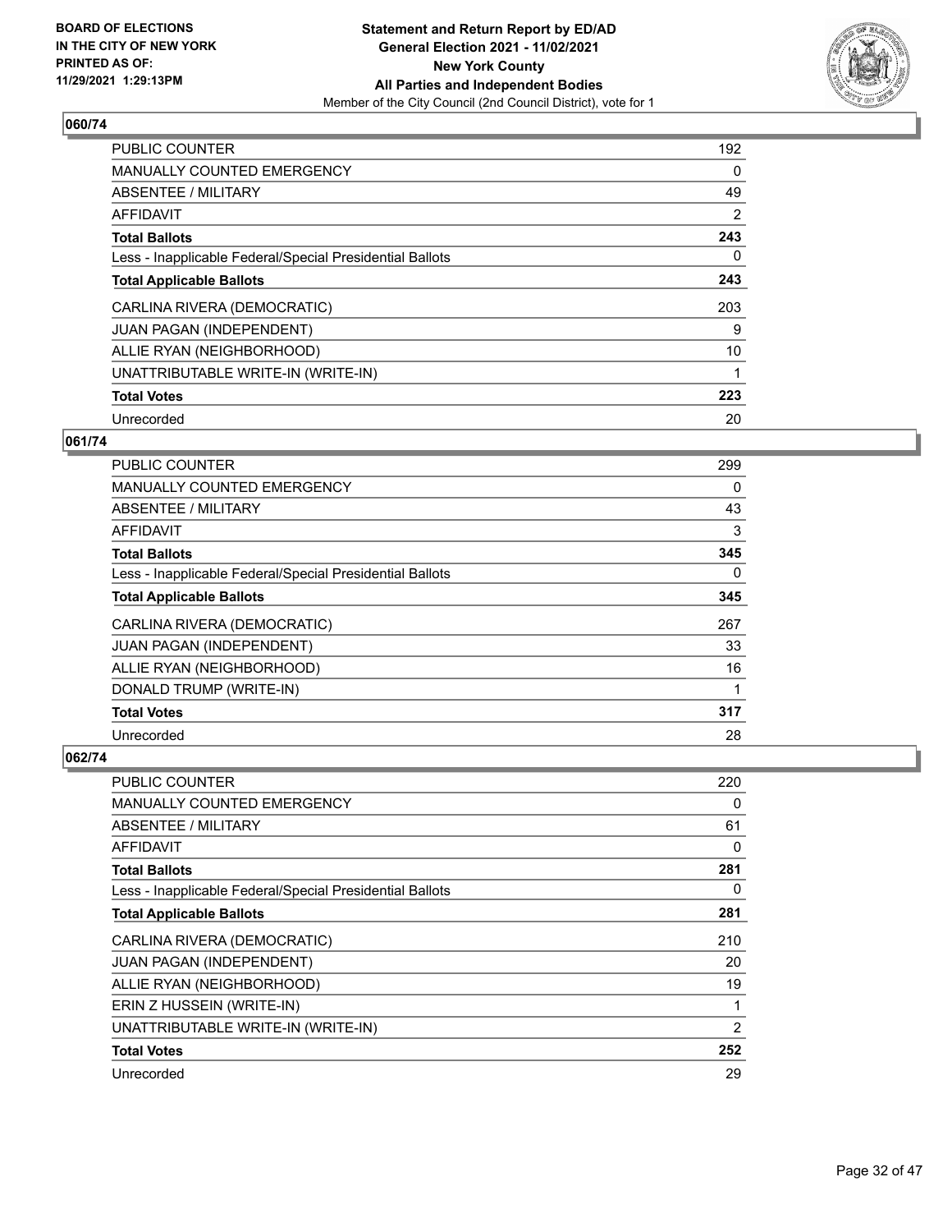**BOARD OF ELECTIONS IN THE CITY OF NEW YORK PRINTED AS OF: 11/29/2021 1:29:13PM**

**Statement and Return Report by ED/AD General Election 2021 - 11/02/2021 New York County All Parties and Independent Bodies**

Member of the City Council (2nd Council District), vote for 1

### 060/74

| | |
|---|---|
| PUBLIC COUNTER | 192 |
| MANUALLY COUNTED EMERGENCY | 0 |
| ABSENTEE / MILITARY | 49 |
| AFFIDAVIT | 2 |
| **Total Ballots** | **243** |
| Less - Inapplicable Federal/Special Presidential Ballots | 0 |
| **Total Applicable Ballots** | **243** |
| CARLINA RIVERA (DEMOCRATIC) | 203 |
| JUAN PAGAN (INDEPENDENT) | 9 |
| ALLIE RYAN (NEIGHBORHOOD) | 10 |
| UNATTRIBUTABLE WRITE-IN (WRITE-IN) | 1 |
| **Total Votes** | **223** |
| Unrecorded | 20 |

### 061/74

| | |
|---|---|
| PUBLIC COUNTER | 299 |
| MANUALLY COUNTED EMERGENCY | 0 |
| ABSENTEE / MILITARY | 43 |
| AFFIDAVIT | 3 |
| **Total Ballots** | **345** |
| Less - Inapplicable Federal/Special Presidential Ballots | 0 |
| **Total Applicable Ballots** | **345** |
| CARLINA RIVERA (DEMOCRATIC) | 267 |
| JUAN PAGAN (INDEPENDENT) | 33 |
| ALLIE RYAN (NEIGHBORHOOD) | 16 |
| DONALD TRUMP (WRITE-IN) | 1 |
| **Total Votes** | **317** |
| Unrecorded | 28 |

### 062/74

| | |
|---|---|
| PUBLIC COUNTER | 220 |
| MANUALLY COUNTED EMERGENCY | 0 |
| ABSENTEE / MILITARY | 61 |
| AFFIDAVIT | 0 |
| **Total Ballots** | **281** |
| Less - Inapplicable Federal/Special Presidential Ballots | 0 |
| **Total Applicable Ballots** | **281** |
| CARLINA RIVERA (DEMOCRATIC) | 210 |
| JUAN PAGAN (INDEPENDENT) | 20 |
| ALLIE RYAN (NEIGHBORHOOD) | 19 |
| ERIN Z HUSSEIN (WRITE-IN) | 1 |
| UNATTRIBUTABLE WRITE-IN (WRITE-IN) | 2 |
| **Total Votes** | **252** |
| Unrecorded | 29 |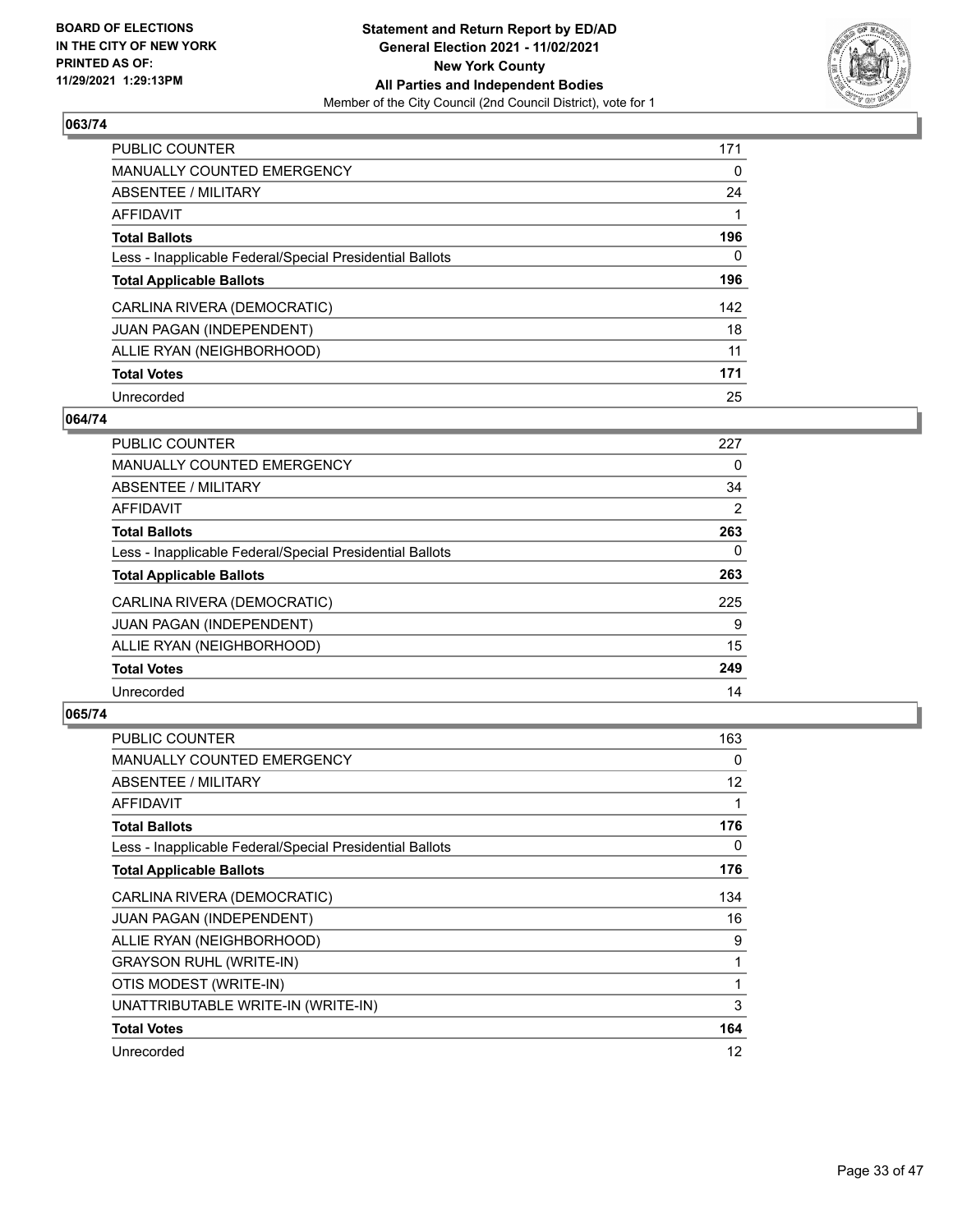## 063/74

| | |
|---|---|
| PUBLIC COUNTER | 171 |
| MANUALLY COUNTED EMERGENCY | 0 |
| ABSENTEE / MILITARY | 24 |
| AFFIDAVIT | 1 |
| **Total Ballots** | **196** |
| Less - Inapplicable Federal/Special Presidential Ballots | 0 |
| **Total Applicable Ballots** | **196** |
| CARLINA RIVERA (DEMOCRATIC) | 142 |
| JUAN PAGAN (INDEPENDENT) | 18 |
| ALLIE RYAN (NEIGHBORHOOD) | 11 |
| **Total Votes** | **171** |
| Unrecorded | 25 |

## 064/74

| | |
|---|---|
| PUBLIC COUNTER | 227 |
| MANUALLY COUNTED EMERGENCY | 0 |
| ABSENTEE / MILITARY | 34 |
| AFFIDAVIT | 2 |
| **Total Ballots** | **263** |
| Less - Inapplicable Federal/Special Presidential Ballots | 0 |
| **Total Applicable Ballots** | **263** |
| CARLINA RIVERA (DEMOCRATIC) | 225 |
| JUAN PAGAN (INDEPENDENT) | 9 |
| ALLIE RYAN (NEIGHBORHOOD) | 15 |
| **Total Votes** | **249** |
| Unrecorded | 14 |

## 065/74

| | |
|---|---|
| PUBLIC COUNTER | 163 |
| MANUALLY COUNTED EMERGENCY | 0 |
| ABSENTEE / MILITARY | 12 |
| AFFIDAVIT | 1 |
| **Total Ballots** | **176** |
| Less - Inapplicable Federal/Special Presidential Ballots | 0 |
| **Total Applicable Ballots** | **176** |
| CARLINA RIVERA (DEMOCRATIC) | 134 |
| JUAN PAGAN (INDEPENDENT) | 16 |
| ALLIE RYAN (NEIGHBORHOOD) | 9 |
| GRAYSON RUHL (WRITE-IN) | 1 |
| OTIS MODEST (WRITE-IN) | 1 |
| UNATTRIBUTABLE WRITE-IN (WRITE-IN) | 3 |
| **Total Votes** | **164** |
| Unrecorded | 12 |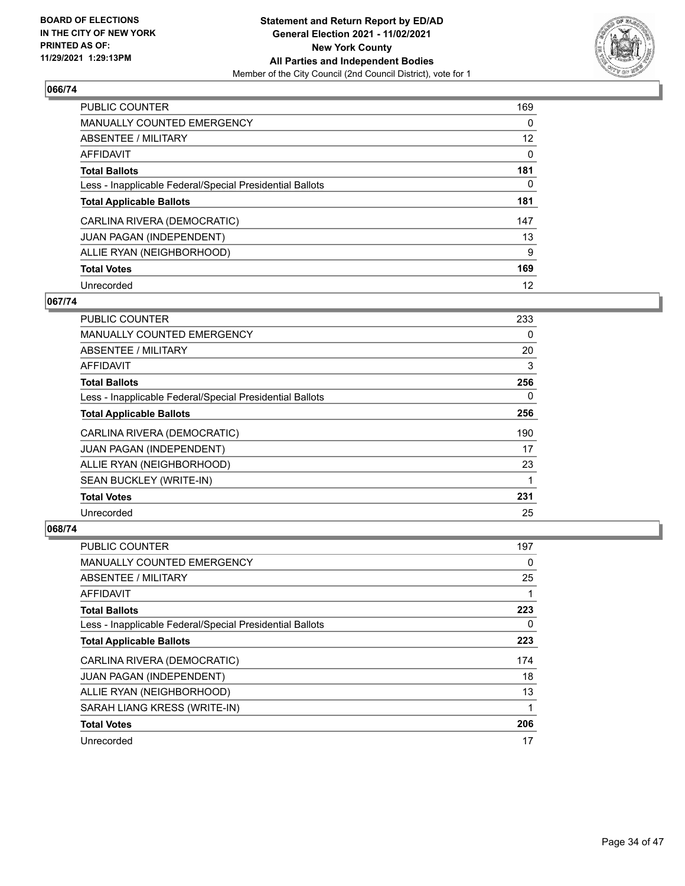### 066/74

| | |
|---|---|
| PUBLIC COUNTER | 169 |
| MANUALLY COUNTED EMERGENCY | 0 |
| ABSENTEE / MILITARY | 12 |
| AFFIDAVIT | 0 |
| **Total Ballots** | **181** |
| Less - Inapplicable Federal/Special Presidential Ballots | 0 |
| **Total Applicable Ballots** | **181** |
| CARLINA RIVERA (DEMOCRATIC) | 147 |
| JUAN PAGAN (INDEPENDENT) | 13 |
| ALLIE RYAN (NEIGHBORHOOD) | 9 |
| **Total Votes** | **169** |
| Unrecorded | 12 |

### 067/74

| | |
|---|---|
| PUBLIC COUNTER | 233 |
| MANUALLY COUNTED EMERGENCY | 0 |
| ABSENTEE / MILITARY | 20 |
| AFFIDAVIT | 3 |
| **Total Ballots** | **256** |
| Less - Inapplicable Federal/Special Presidential Ballots | 0 |
| **Total Applicable Ballots** | **256** |
| CARLINA RIVERA (DEMOCRATIC) | 190 |
| JUAN PAGAN (INDEPENDENT) | 17 |
| ALLIE RYAN (NEIGHBORHOOD) | 23 |
| SEAN BUCKLEY (WRITE-IN) | 1 |
| **Total Votes** | **231** |
| Unrecorded | 25 |

### 068/74

| | |
|---|---|
| PUBLIC COUNTER | 197 |
| MANUALLY COUNTED EMERGENCY | 0 |
| ABSENTEE / MILITARY | 25 |
| AFFIDAVIT | 1 |
| **Total Ballots** | **223** |
| Less - Inapplicable Federal/Special Presidential Ballots | 0 |
| **Total Applicable Ballots** | **223** |
| CARLINA RIVERA (DEMOCRATIC) | 174 |
| JUAN PAGAN (INDEPENDENT) | 18 |
| ALLIE RYAN (NEIGHBORHOOD) | 13 |
| SARAH LIANG KRESS (WRITE-IN) | 1 |
| **Total Votes** | **206** |
| Unrecorded | 17 |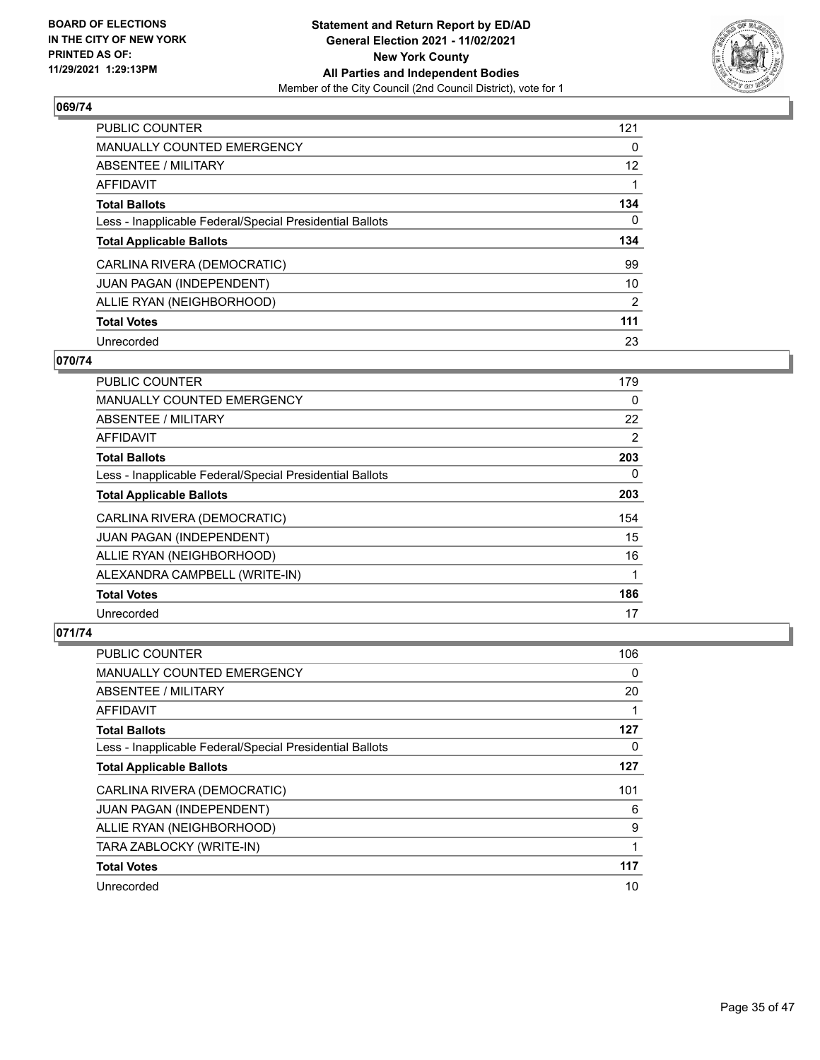**Statement and Return Report by ED/AD**
**General Election 2021 - 11/02/2021**
**New York County**
**All Parties and Independent Bodies**
Member of the City Council (2nd Council District), vote for 1

BOARD OF ELECTIONS IN THE CITY OF NEW YORK PRINTED AS OF: 11/29/2021 1:29:13PM

## 069/74

| | |
|---|---|
| PUBLIC COUNTER | 121 |
| MANUALLY COUNTED EMERGENCY | 0 |
| ABSENTEE / MILITARY | 12 |
| AFFIDAVIT | 1 |
| **Total Ballots** | **134** |
| Less - Inapplicable Federal/Special Presidential Ballots | 0 |
| **Total Applicable Ballots** | **134** |
| CARLINA RIVERA (DEMOCRATIC) | 99 |
| JUAN PAGAN (INDEPENDENT) | 10 |
| ALLIE RYAN (NEIGHBORHOOD) | 2 |
| **Total Votes** | **111** |
| Unrecorded | 23 |

## 070/74

| | |
|---|---|
| PUBLIC COUNTER | 179 |
| MANUALLY COUNTED EMERGENCY | 0 |
| ABSENTEE / MILITARY | 22 |
| AFFIDAVIT | 2 |
| **Total Ballots** | **203** |
| Less - Inapplicable Federal/Special Presidential Ballots | 0 |
| **Total Applicable Ballots** | **203** |
| CARLINA RIVERA (DEMOCRATIC) | 154 |
| JUAN PAGAN (INDEPENDENT) | 15 |
| ALLIE RYAN (NEIGHBORHOOD) | 16 |
| ALEXANDRA CAMPBELL (WRITE-IN) | 1 |
| **Total Votes** | **186** |
| Unrecorded | 17 |

## 071/74

| | |
|---|---|
| PUBLIC COUNTER | 106 |
| MANUALLY COUNTED EMERGENCY | 0 |
| ABSENTEE / MILITARY | 20 |
| AFFIDAVIT | 1 |
| **Total Ballots** | **127** |
| Less - Inapplicable Federal/Special Presidential Ballots | 0 |
| **Total Applicable Ballots** | **127** |
| CARLINA RIVERA (DEMOCRATIC) | 101 |
| JUAN PAGAN (INDEPENDENT) | 6 |
| ALLIE RYAN (NEIGHBORHOOD) | 9 |
| TARA ZABLOCKY (WRITE-IN) | 1 |
| **Total Votes** | **117** |
| Unrecorded | 10 |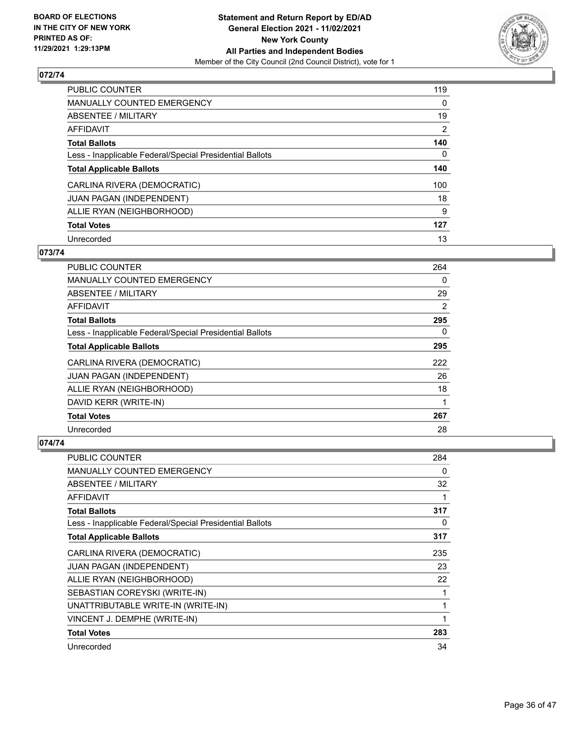**BOARD OF ELECTIONS IN THE CITY OF NEW YORK PRINTED AS OF: 11/29/2021 1:29:13PM**

**Statement and Return Report by ED/AD General Election 2021 - 11/02/2021 New York County All Parties and Independent Bodies**

Member of the City Council (2nd Council District), vote for 1

### 072/74

| | |
|---|---|
| PUBLIC COUNTER | 119 |
| MANUALLY COUNTED EMERGENCY | 0 |
| ABSENTEE / MILITARY | 19 |
| AFFIDAVIT | 2 |
| **Total Ballots** | **140** |
| Less - Inapplicable Federal/Special Presidential Ballots | 0 |
| **Total Applicable Ballots** | **140** |
| CARLINA RIVERA (DEMOCRATIC) | 100 |
| JUAN PAGAN (INDEPENDENT) | 18 |
| ALLIE RYAN (NEIGHBORHOOD) | 9 |
| **Total Votes** | **127** |
| Unrecorded | 13 |

### 073/74

| | |
|---|---|
| PUBLIC COUNTER | 264 |
| MANUALLY COUNTED EMERGENCY | 0 |
| ABSENTEE / MILITARY | 29 |
| AFFIDAVIT | 2 |
| **Total Ballots** | **295** |
| Less - Inapplicable Federal/Special Presidential Ballots | 0 |
| **Total Applicable Ballots** | **295** |
| CARLINA RIVERA (DEMOCRATIC) | 222 |
| JUAN PAGAN (INDEPENDENT) | 26 |
| ALLIE RYAN (NEIGHBORHOOD) | 18 |
| DAVID KERR (WRITE-IN) | 1 |
| **Total Votes** | **267** |
| Unrecorded | 28 |

### 074/74

| | |
|---|---|
| PUBLIC COUNTER | 284 |
| MANUALLY COUNTED EMERGENCY | 0 |
| ABSENTEE / MILITARY | 32 |
| AFFIDAVIT | 1 |
| **Total Ballots** | **317** |
| Less - Inapplicable Federal/Special Presidential Ballots | 0 |
| **Total Applicable Ballots** | **317** |
| CARLINA RIVERA (DEMOCRATIC) | 235 |
| JUAN PAGAN (INDEPENDENT) | 23 |
| ALLIE RYAN (NEIGHBORHOOD) | 22 |
| SEBASTIAN COREYSKI (WRITE-IN) | 1 |
| UNATTRIBUTABLE WRITE-IN (WRITE-IN) | 1 |
| VINCENT J. DEMPHE (WRITE-IN) | 1 |
| **Total Votes** | **283** |
| Unrecorded | 34 |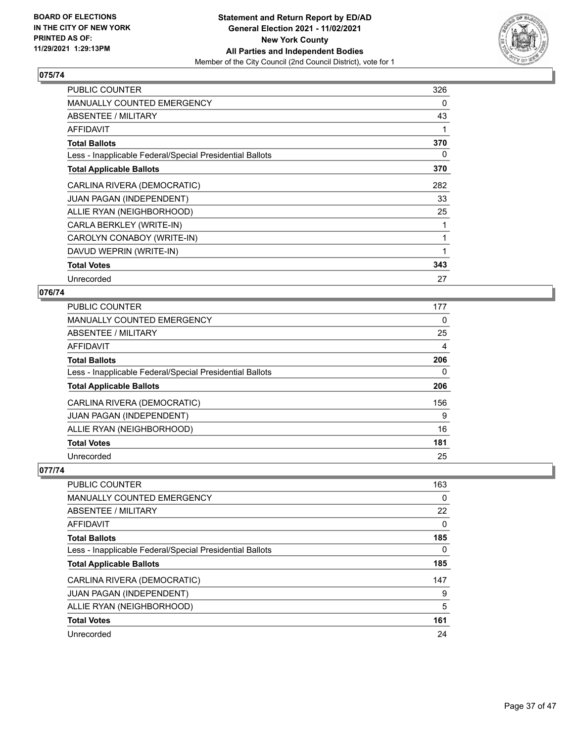**Statement and Return Report by ED/AD**
**General Election 2021 - 11/02/2021**
**New York County**
**All Parties and Independent Bodies**
Member of the City Council (2nd Council District), vote for 1

BOARD OF ELECTIONS
IN THE CITY OF NEW YORK
PRINTED AS OF:
11/29/2021 1:29:13PM

## 075/74

| | |
|---|---|
| PUBLIC COUNTER | 326 |
| MANUALLY COUNTED EMERGENCY | 0 |
| ABSENTEE / MILITARY | 43 |
| AFFIDAVIT | 1 |
| **Total Ballots** | **370** |
| Less - Inapplicable Federal/Special Presidential Ballots | 0 |
| **Total Applicable Ballots** | **370** |
| CARLINA RIVERA (DEMOCRATIC) | 282 |
| JUAN PAGAN (INDEPENDENT) | 33 |
| ALLIE RYAN (NEIGHBORHOOD) | 25 |
| CARLA BERKLEY (WRITE-IN) | 1 |
| CAROLYN CONABOY (WRITE-IN) | 1 |
| DAVUD WEPRIN (WRITE-IN) | 1 |
| **Total Votes** | **343** |
| Unrecorded | 27 |

## 076/74

| | |
|---|---|
| PUBLIC COUNTER | 177 |
| MANUALLY COUNTED EMERGENCY | 0 |
| ABSENTEE / MILITARY | 25 |
| AFFIDAVIT | 4 |
| **Total Ballots** | **206** |
| Less - Inapplicable Federal/Special Presidential Ballots | 0 |
| **Total Applicable Ballots** | **206** |
| CARLINA RIVERA (DEMOCRATIC) | 156 |
| JUAN PAGAN (INDEPENDENT) | 9 |
| ALLIE RYAN (NEIGHBORHOOD) | 16 |
| **Total Votes** | **181** |
| Unrecorded | 25 |

## 077/74

| | |
|---|---|
| PUBLIC COUNTER | 163 |
| MANUALLY COUNTED EMERGENCY | 0 |
| ABSENTEE / MILITARY | 22 |
| AFFIDAVIT | 0 |
| **Total Ballots** | **185** |
| Less - Inapplicable Federal/Special Presidential Ballots | 0 |
| **Total Applicable Ballots** | **185** |
| CARLINA RIVERA (DEMOCRATIC) | 147 |
| JUAN PAGAN (INDEPENDENT) | 9 |
| ALLIE RYAN (NEIGHBORHOOD) | 5 |
| **Total Votes** | **161** |
| Unrecorded | 24 |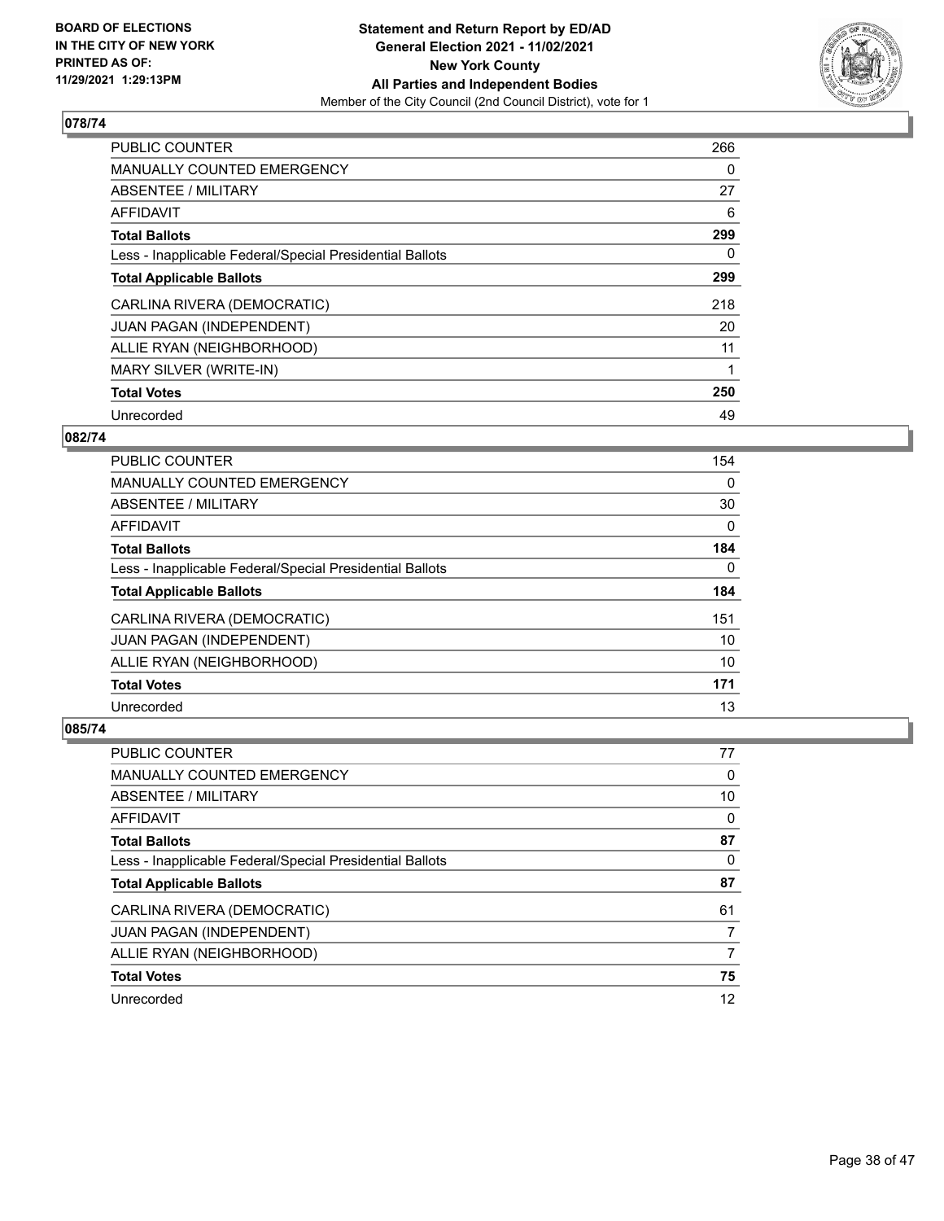BOARD OF ELECTIONS
IN THE CITY OF NEW YORK
PRINTED AS OF:
11/29/2021 1:29:13PM

**Statement and Return Report by ED/AD**
**General Election 2021 - 11/02/2021**
**New York County**
**All Parties and Independent Bodies**
Member of the City Council (2nd Council District), vote for 1

## 078/74

| | |
|---|---|
| PUBLIC COUNTER | 266 |
| MANUALLY COUNTED EMERGENCY | 0 |
| ABSENTEE / MILITARY | 27 |
| AFFIDAVIT | 6 |
| **Total Ballots** | **299** |
| Less - Inapplicable Federal/Special Presidential Ballots | 0 |
| **Total Applicable Ballots** | **299** |
| CARLINA RIVERA (DEMOCRATIC) | 218 |
| JUAN PAGAN (INDEPENDENT) | 20 |
| ALLIE RYAN (NEIGHBORHOOD) | 11 |
| MARY SILVER (WRITE-IN) | 1 |
| **Total Votes** | **250** |
| Unrecorded | 49 |

## 082/74

| | |
|---|---|
| PUBLIC COUNTER | 154 |
| MANUALLY COUNTED EMERGENCY | 0 |
| ABSENTEE / MILITARY | 30 |
| AFFIDAVIT | 0 |
| **Total Ballots** | **184** |
| Less - Inapplicable Federal/Special Presidential Ballots | 0 |
| **Total Applicable Ballots** | **184** |
| CARLINA RIVERA (DEMOCRATIC) | 151 |
| JUAN PAGAN (INDEPENDENT) | 10 |
| ALLIE RYAN (NEIGHBORHOOD) | 10 |
| **Total Votes** | **171** |
| Unrecorded | 13 |

## 085/74

| | |
|---|---|
| PUBLIC COUNTER | 77 |
| MANUALLY COUNTED EMERGENCY | 0 |
| ABSENTEE / MILITARY | 10 |
| AFFIDAVIT | 0 |
| **Total Ballots** | **87** |
| Less - Inapplicable Federal/Special Presidential Ballots | 0 |
| **Total Applicable Ballots** | **87** |
| CARLINA RIVERA (DEMOCRATIC) | 61 |
| JUAN PAGAN (INDEPENDENT) | 7 |
| ALLIE RYAN (NEIGHBORHOOD) | 7 |
| **Total Votes** | **75** |
| Unrecorded | 12 |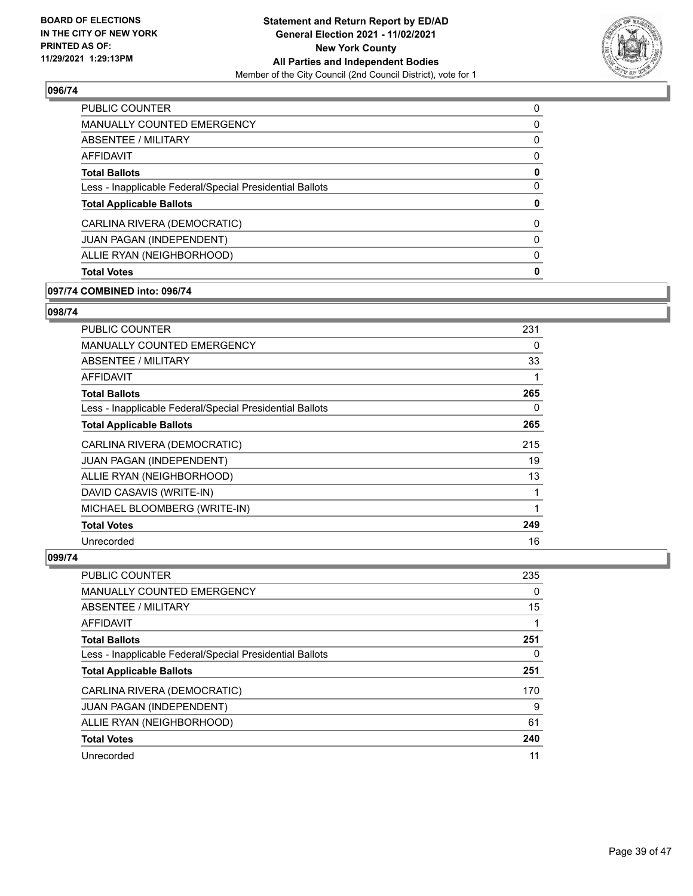BOARD OF ELECTIONS
IN THE CITY OF NEW YORK
PRINTED AS OF:
11/29/2021 1:29:13PM

**Statement and Return Report by ED/AD**
**General Election 2021 - 11/02/2021**
**New York County**
**All Parties and Independent Bodies**
Member of the City Council (2nd Council District), vote for 1

## 096/74

| | |
|---|---|
| PUBLIC COUNTER | 0 |
| MANUALLY COUNTED EMERGENCY | 0 |
| ABSENTEE / MILITARY | 0 |
| AFFIDAVIT | 0 |
| **Total Ballots** | **0** |
| Less - Inapplicable Federal/Special Presidential Ballots | 0 |
| **Total Applicable Ballots** | **0** |
| CARLINA RIVERA (DEMOCRATIC) | 0 |
| JUAN PAGAN (INDEPENDENT) | 0 |
| ALLIE RYAN (NEIGHBORHOOD) | 0 |
| **Total Votes** | **0** |

## 097/74 COMBINED into: 096/74

## 098/74

| | |
|---|---|
| PUBLIC COUNTER | 231 |
| MANUALLY COUNTED EMERGENCY | 0 |
| ABSENTEE / MILITARY | 33 |
| AFFIDAVIT | 1 |
| **Total Ballots** | **265** |
| Less - Inapplicable Federal/Special Presidential Ballots | 0 |
| **Total Applicable Ballots** | **265** |
| CARLINA RIVERA (DEMOCRATIC) | 215 |
| JUAN PAGAN (INDEPENDENT) | 19 |
| ALLIE RYAN (NEIGHBORHOOD) | 13 |
| DAVID CASAVIS (WRITE-IN) | 1 |
| MICHAEL BLOOMBERG (WRITE-IN) | 1 |
| **Total Votes** | **249** |
| Unrecorded | 16 |

## 099/74

| | |
|---|---|
| PUBLIC COUNTER | 235 |
| MANUALLY COUNTED EMERGENCY | 0 |
| ABSENTEE / MILITARY | 15 |
| AFFIDAVIT | 1 |
| **Total Ballots** | **251** |
| Less - Inapplicable Federal/Special Presidential Ballots | 0 |
| **Total Applicable Ballots** | **251** |
| CARLINA RIVERA (DEMOCRATIC) | 170 |
| JUAN PAGAN (INDEPENDENT) | 9 |
| ALLIE RYAN (NEIGHBORHOOD) | 61 |
| **Total Votes** | **240** |
| Unrecorded | 11 |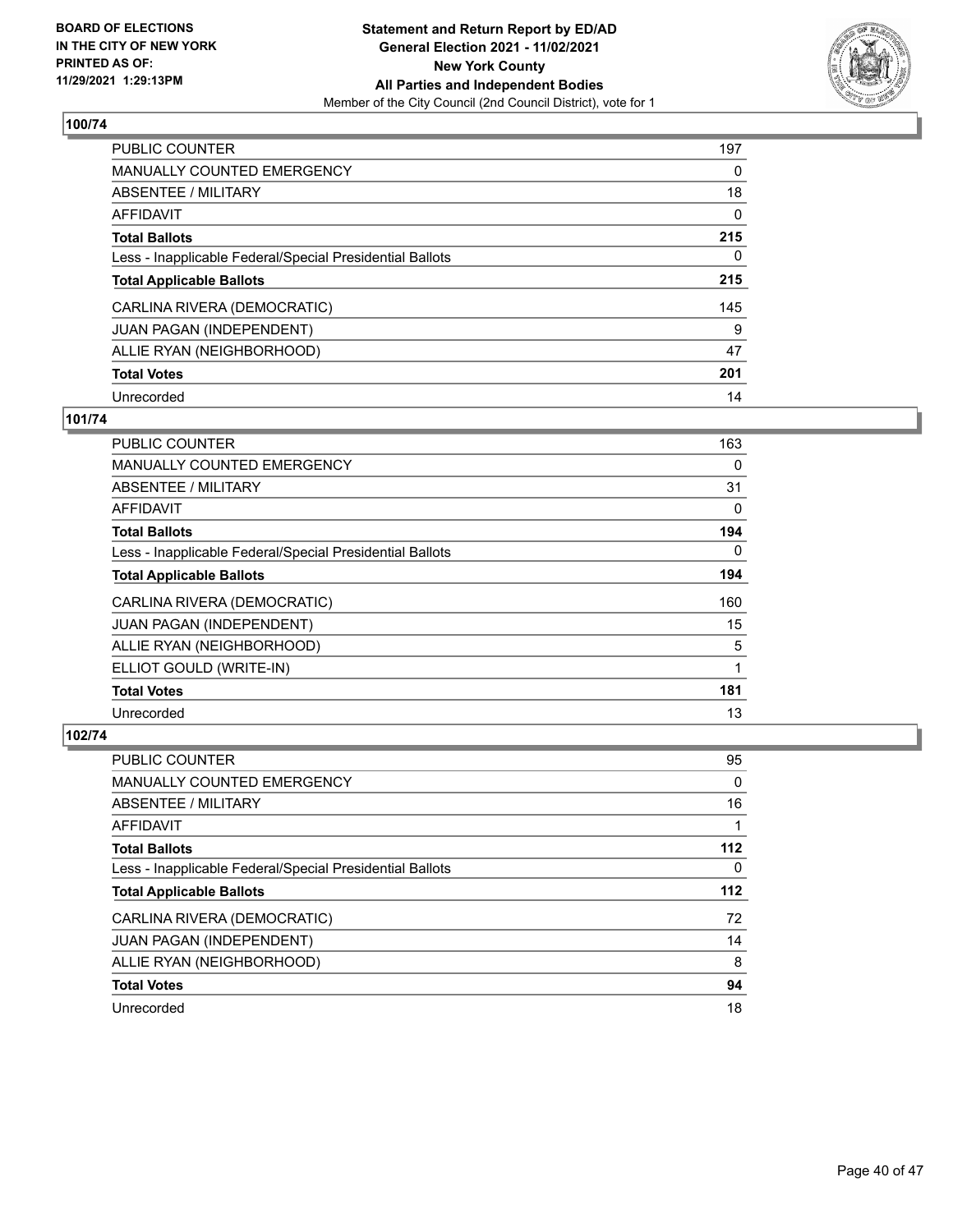**BOARD OF ELECTIONS IN THE CITY OF NEW YORK PRINTED AS OF: 11/29/2021 1:29:13PM**

**Statement and Return Report by ED/AD General Election 2021 - 11/02/2021 New York County All Parties and Independent Bodies**

Member of the City Council (2nd Council District), vote for 1

## 100/74

| | |
|---|---|
| PUBLIC COUNTER | 197 |
| MANUALLY COUNTED EMERGENCY | 0 |
| ABSENTEE / MILITARY | 18 |
| AFFIDAVIT | 0 |
| **Total Ballots** | **215** |
| Less - Inapplicable Federal/Special Presidential Ballots | 0 |
| **Total Applicable Ballots** | **215** |
| CARLINA RIVERA (DEMOCRATIC) | 145 |
| JUAN PAGAN (INDEPENDENT) | 9 |
| ALLIE RYAN (NEIGHBORHOOD) | 47 |
| **Total Votes** | **201** |
| Unrecorded | 14 |

## 101/74

| | |
|---|---|
| PUBLIC COUNTER | 163 |
| MANUALLY COUNTED EMERGENCY | 0 |
| ABSENTEE / MILITARY | 31 |
| AFFIDAVIT | 0 |
| **Total Ballots** | **194** |
| Less - Inapplicable Federal/Special Presidential Ballots | 0 |
| **Total Applicable Ballots** | **194** |
| CARLINA RIVERA (DEMOCRATIC) | 160 |
| JUAN PAGAN (INDEPENDENT) | 15 |
| ALLIE RYAN (NEIGHBORHOOD) | 5 |
| ELLIOT GOULD (WRITE-IN) | 1 |
| **Total Votes** | **181** |
| Unrecorded | 13 |

## 102/74

| | |
|---|---|
| PUBLIC COUNTER | 95 |
| MANUALLY COUNTED EMERGENCY | 0 |
| ABSENTEE / MILITARY | 16 |
| AFFIDAVIT | 1 |
| **Total Ballots** | **112** |
| Less - Inapplicable Federal/Special Presidential Ballots | 0 |
| **Total Applicable Ballots** | **112** |
| CARLINA RIVERA (DEMOCRATIC) | 72 |
| JUAN PAGAN (INDEPENDENT) | 14 |
| ALLIE RYAN (NEIGHBORHOOD) | 8 |
| **Total Votes** | **94** |
| Unrecorded | 18 |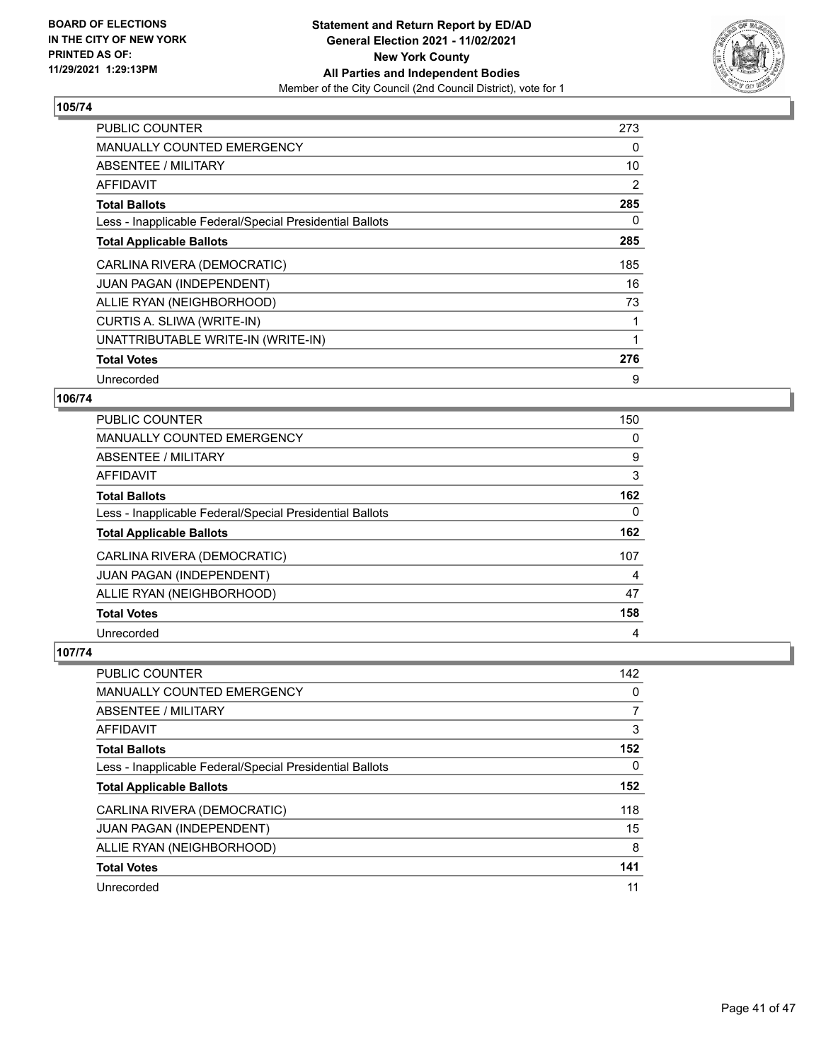**BOARD OF ELECTIONS IN THE CITY OF NEW YORK PRINTED AS OF: 11/29/2021 1:29:13PM**

**Statement and Return Report by ED/AD**
**General Election 2021 - 11/02/2021**
**New York County**
**All Parties and Independent Bodies**
Member of the City Council (2nd Council District), vote for 1

### 105/74

| | |
|---|---|
| PUBLIC COUNTER | 273 |
| MANUALLY COUNTED EMERGENCY | 0 |
| ABSENTEE / MILITARY | 10 |
| AFFIDAVIT | 2 |
| **Total Ballots** | **285** |
| Less - Inapplicable Federal/Special Presidential Ballots | 0 |
| **Total Applicable Ballots** | **285** |
| CARLINA RIVERA (DEMOCRATIC) | 185 |
| JUAN PAGAN (INDEPENDENT) | 16 |
| ALLIE RYAN (NEIGHBORHOOD) | 73 |
| CURTIS A. SLIWA (WRITE-IN) | 1 |
| UNATTRIBUTABLE WRITE-IN (WRITE-IN) | 1 |
| **Total Votes** | **276** |
| Unrecorded | 9 |

### 106/74

| | |
|---|---|
| PUBLIC COUNTER | 150 |
| MANUALLY COUNTED EMERGENCY | 0 |
| ABSENTEE / MILITARY | 9 |
| AFFIDAVIT | 3 |
| **Total Ballots** | **162** |
| Less - Inapplicable Federal/Special Presidential Ballots | 0 |
| **Total Applicable Ballots** | **162** |
| CARLINA RIVERA (DEMOCRATIC) | 107 |
| JUAN PAGAN (INDEPENDENT) | 4 |
| ALLIE RYAN (NEIGHBORHOOD) | 47 |
| **Total Votes** | **158** |
| Unrecorded | 4 |

### 107/74

| | |
|---|---|
| PUBLIC COUNTER | 142 |
| MANUALLY COUNTED EMERGENCY | 0 |
| ABSENTEE / MILITARY | 7 |
| AFFIDAVIT | 3 |
| **Total Ballots** | **152** |
| Less - Inapplicable Federal/Special Presidential Ballots | 0 |
| **Total Applicable Ballots** | **152** |
| CARLINA RIVERA (DEMOCRATIC) | 118 |
| JUAN PAGAN (INDEPENDENT) | 15 |
| ALLIE RYAN (NEIGHBORHOOD) | 8 |
| **Total Votes** | **141** |
| Unrecorded | 11 |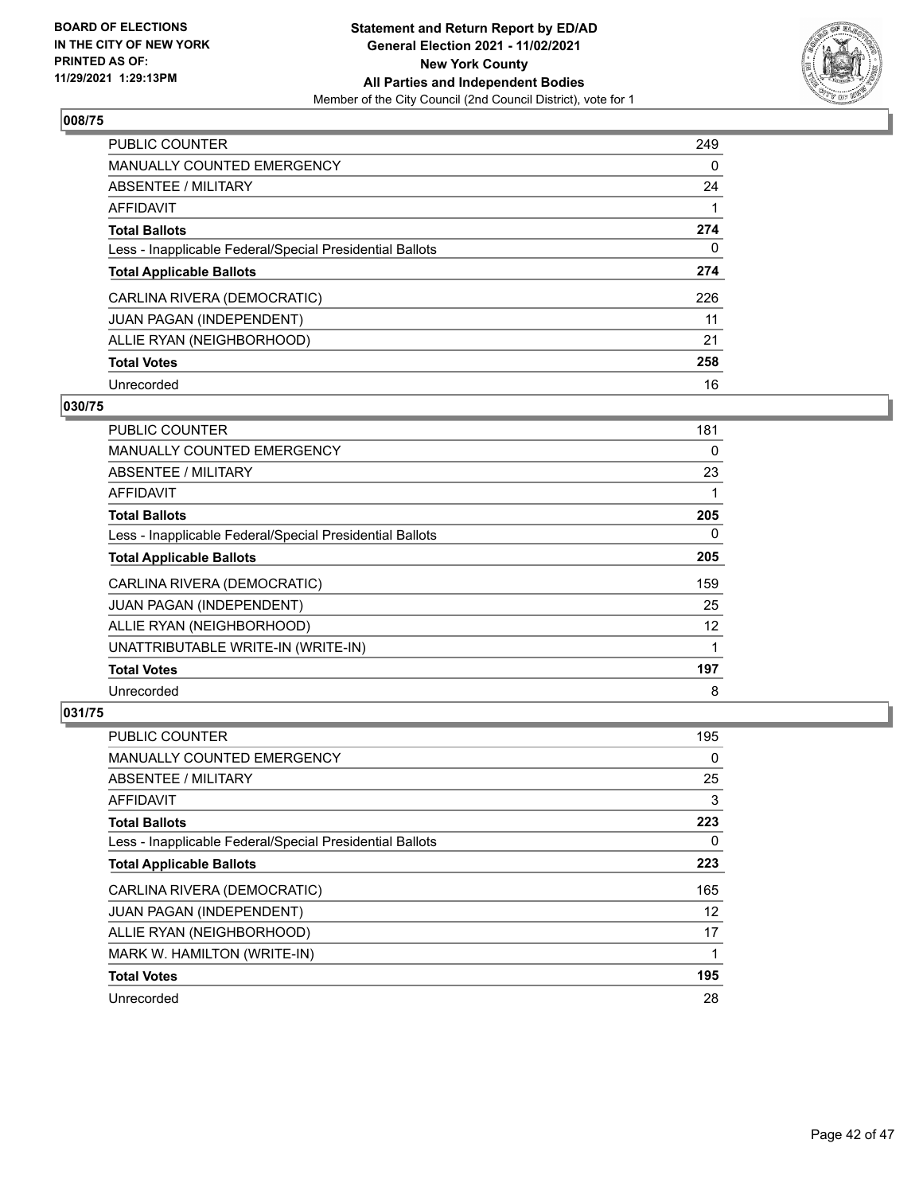**BOARD OF ELECTIONS IN THE CITY OF NEW YORK PRINTED AS OF: 11/29/2021 1:29:13PM**

**Statement and Return Report by ED/AD General Election 2021 - 11/02/2021 New York County All Parties and Independent Bodies**
Member of the City Council (2nd Council District), vote for 1

### 008/75

| | |
|---|---|
| PUBLIC COUNTER | 249 |
| MANUALLY COUNTED EMERGENCY | 0 |
| ABSENTEE / MILITARY | 24 |
| AFFIDAVIT | 1 |
| **Total Ballots** | **274** |
| Less - Inapplicable Federal/Special Presidential Ballots | 0 |
| **Total Applicable Ballots** | **274** |
| CARLINA RIVERA (DEMOCRATIC) | 226 |
| JUAN PAGAN (INDEPENDENT) | 11 |
| ALLIE RYAN (NEIGHBORHOOD) | 21 |
| **Total Votes** | **258** |
| Unrecorded | 16 |

### 030/75

| | |
|---|---|
| PUBLIC COUNTER | 181 |
| MANUALLY COUNTED EMERGENCY | 0 |
| ABSENTEE / MILITARY | 23 |
| AFFIDAVIT | 1 |
| **Total Ballots** | **205** |
| Less - Inapplicable Federal/Special Presidential Ballots | 0 |
| **Total Applicable Ballots** | **205** |
| CARLINA RIVERA (DEMOCRATIC) | 159 |
| JUAN PAGAN (INDEPENDENT) | 25 |
| ALLIE RYAN (NEIGHBORHOOD) | 12 |
| UNATTRIBUTABLE WRITE-IN (WRITE-IN) | 1 |
| **Total Votes** | **197** |
| Unrecorded | 8 |

### 031/75

| | |
|---|---|
| PUBLIC COUNTER | 195 |
| MANUALLY COUNTED EMERGENCY | 0 |
| ABSENTEE / MILITARY | 25 |
| AFFIDAVIT | 3 |
| **Total Ballots** | **223** |
| Less - Inapplicable Federal/Special Presidential Ballots | 0 |
| **Total Applicable Ballots** | **223** |
| CARLINA RIVERA (DEMOCRATIC) | 165 |
| JUAN PAGAN (INDEPENDENT) | 12 |
| ALLIE RYAN (NEIGHBORHOOD) | 17 |
| MARK W. HAMILTON (WRITE-IN) | 1 |
| **Total Votes** | **195** |
| Unrecorded | 28 |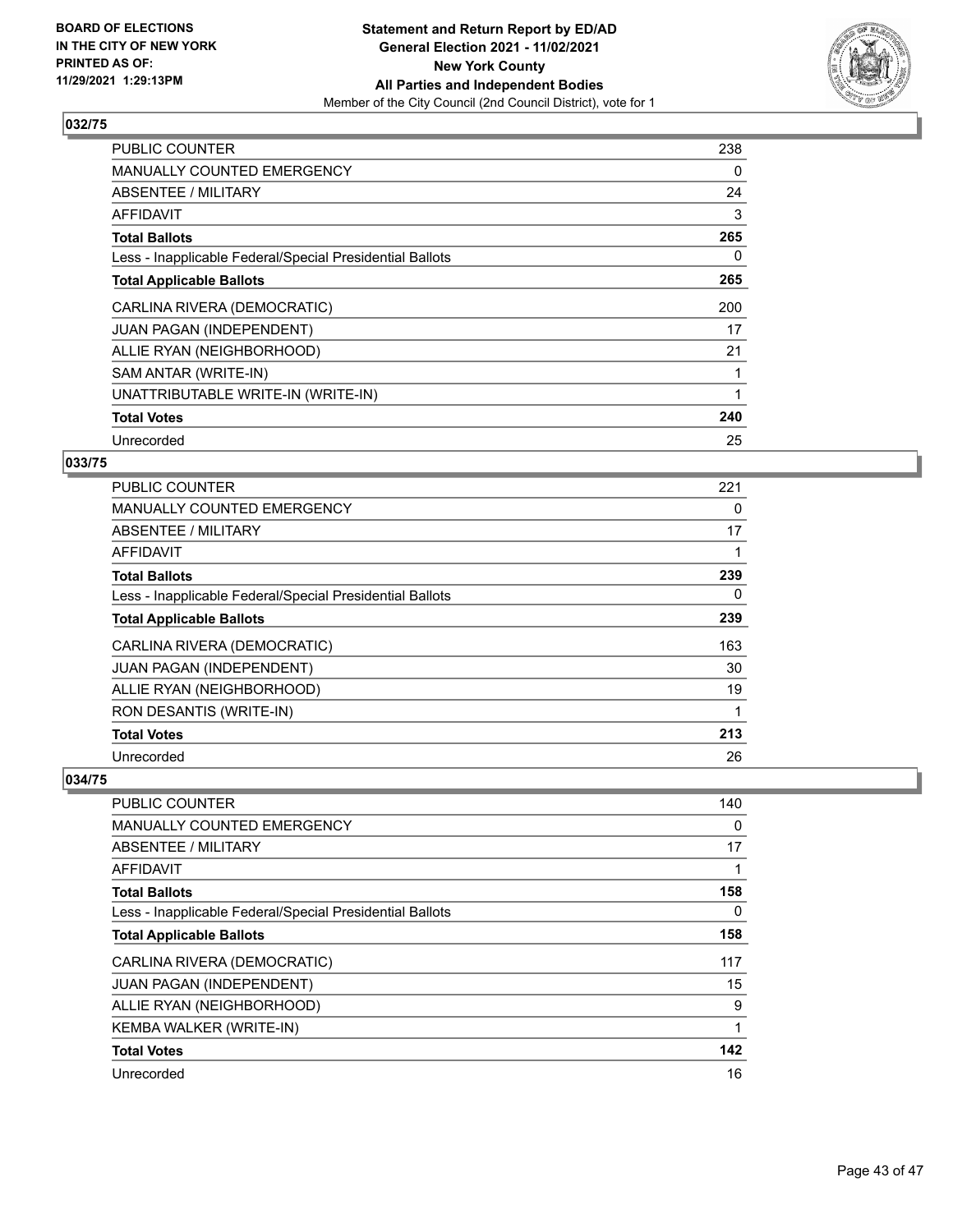**BOARD OF ELECTIONS IN THE CITY OF NEW YORK PRINTED AS OF: 11/29/2021 1:29:13PM**

**Statement and Return Report by ED/AD General Election 2021 - 11/02/2021 New York County All Parties and Independent Bodies**
Member of the City Council (2nd Council District), vote for 1

### 032/75

| | |
|---|---|
| PUBLIC COUNTER | 238 |
| MANUALLY COUNTED EMERGENCY | 0 |
| ABSENTEE / MILITARY | 24 |
| AFFIDAVIT | 3 |
| **Total Ballots** | **265** |
| Less - Inapplicable Federal/Special Presidential Ballots | 0 |
| **Total Applicable Ballots** | **265** |
| CARLINA RIVERA (DEMOCRATIC) | 200 |
| JUAN PAGAN (INDEPENDENT) | 17 |
| ALLIE RYAN (NEIGHBORHOOD) | 21 |
| SAM ANTAR (WRITE-IN) | 1 |
| UNATTRIBUTABLE WRITE-IN (WRITE-IN) | 1 |
| **Total Votes** | **240** |
| Unrecorded | 25 |

### 033/75

| | |
|---|---|
| PUBLIC COUNTER | 221 |
| MANUALLY COUNTED EMERGENCY | 0 |
| ABSENTEE / MILITARY | 17 |
| AFFIDAVIT | 1 |
| **Total Ballots** | **239** |
| Less - Inapplicable Federal/Special Presidential Ballots | 0 |
| **Total Applicable Ballots** | **239** |
| CARLINA RIVERA (DEMOCRATIC) | 163 |
| JUAN PAGAN (INDEPENDENT) | 30 |
| ALLIE RYAN (NEIGHBORHOOD) | 19 |
| RON DESANTIS (WRITE-IN) | 1 |
| **Total Votes** | **213** |
| Unrecorded | 26 |

### 034/75

| | |
|---|---|
| PUBLIC COUNTER | 140 |
| MANUALLY COUNTED EMERGENCY | 0 |
| ABSENTEE / MILITARY | 17 |
| AFFIDAVIT | 1 |
| **Total Ballots** | **158** |
| Less - Inapplicable Federal/Special Presidential Ballots | 0 |
| **Total Applicable Ballots** | **158** |
| CARLINA RIVERA (DEMOCRATIC) | 117 |
| JUAN PAGAN (INDEPENDENT) | 15 |
| ALLIE RYAN (NEIGHBORHOOD) | 9 |
| KEMBA WALKER (WRITE-IN) | 1 |
| **Total Votes** | **142** |
| Unrecorded | 16 |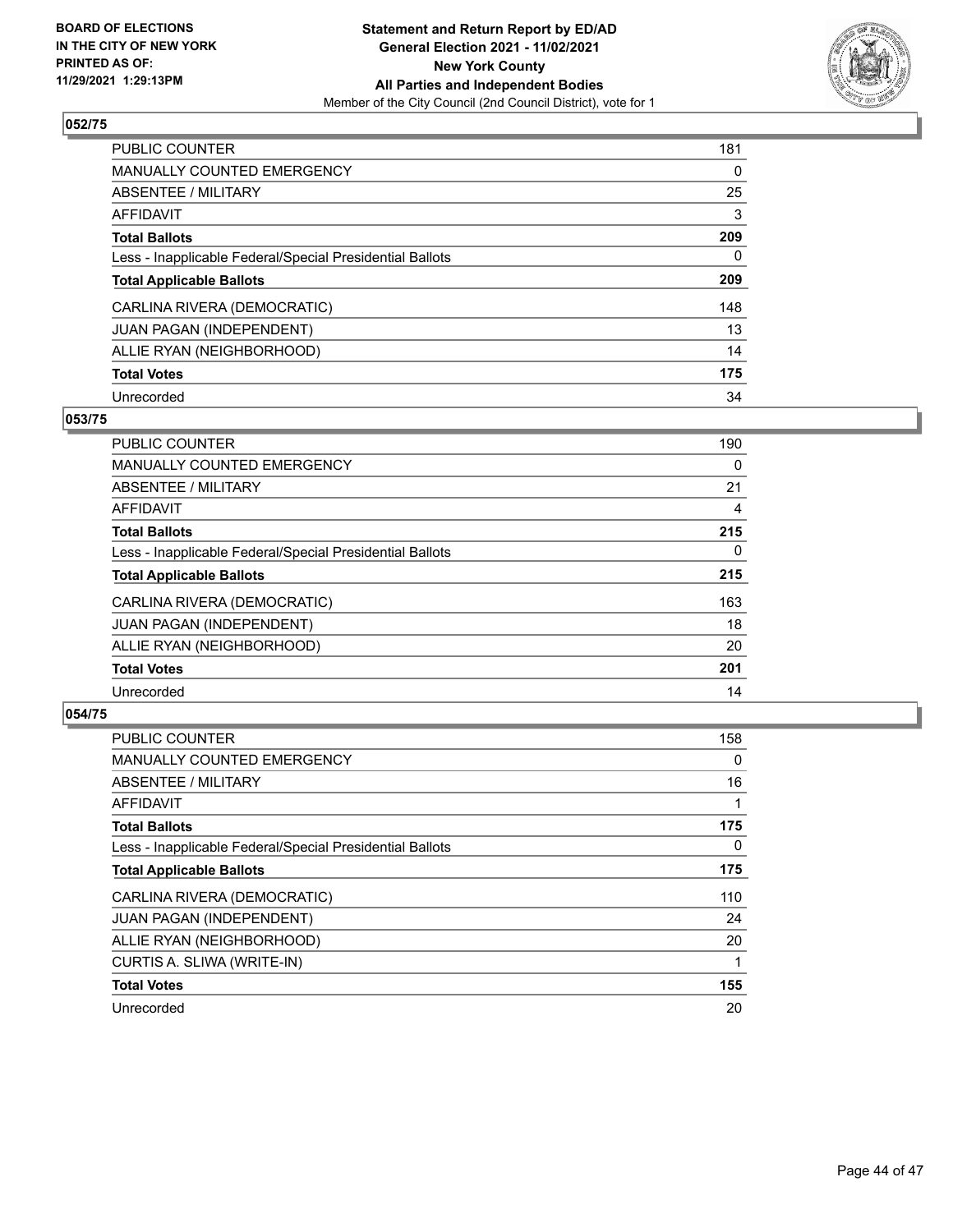BOARD OF ELECTIONS
IN THE CITY OF NEW YORK
PRINTED AS OF:
11/29/2021 1:29:13PM

**Statement and Return Report by ED/AD**
**General Election 2021 - 11/02/2021**
**New York County**
**All Parties and Independent Bodies**
Member of the City Council (2nd Council District), vote for 1

## 052/75

| | |
|---|---|
| PUBLIC COUNTER | 181 |
| MANUALLY COUNTED EMERGENCY | 0 |
| ABSENTEE / MILITARY | 25 |
| AFFIDAVIT | 3 |
| **Total Ballots** | **209** |
| Less - Inapplicable Federal/Special Presidential Ballots | 0 |
| **Total Applicable Ballots** | **209** |
| CARLINA RIVERA (DEMOCRATIC) | 148 |
| JUAN PAGAN (INDEPENDENT) | 13 |
| ALLIE RYAN (NEIGHBORHOOD) | 14 |
| **Total Votes** | **175** |
| Unrecorded | 34 |

## 053/75

| | |
|---|---|
| PUBLIC COUNTER | 190 |
| MANUALLY COUNTED EMERGENCY | 0 |
| ABSENTEE / MILITARY | 21 |
| AFFIDAVIT | 4 |
| **Total Ballots** | **215** |
| Less - Inapplicable Federal/Special Presidential Ballots | 0 |
| **Total Applicable Ballots** | **215** |
| CARLINA RIVERA (DEMOCRATIC) | 163 |
| JUAN PAGAN (INDEPENDENT) | 18 |
| ALLIE RYAN (NEIGHBORHOOD) | 20 |
| **Total Votes** | **201** |
| Unrecorded | 14 |

## 054/75

| | |
|---|---|
| PUBLIC COUNTER | 158 |
| MANUALLY COUNTED EMERGENCY | 0 |
| ABSENTEE / MILITARY | 16 |
| AFFIDAVIT | 1 |
| **Total Ballots** | **175** |
| Less - Inapplicable Federal/Special Presidential Ballots | 0 |
| **Total Applicable Ballots** | **175** |
| CARLINA RIVERA (DEMOCRATIC) | 110 |
| JUAN PAGAN (INDEPENDENT) | 24 |
| ALLIE RYAN (NEIGHBORHOOD) | 20 |
| CURTIS A. SLIWA (WRITE-IN) | 1 |
| **Total Votes** | **155** |
| Unrecorded | 20 |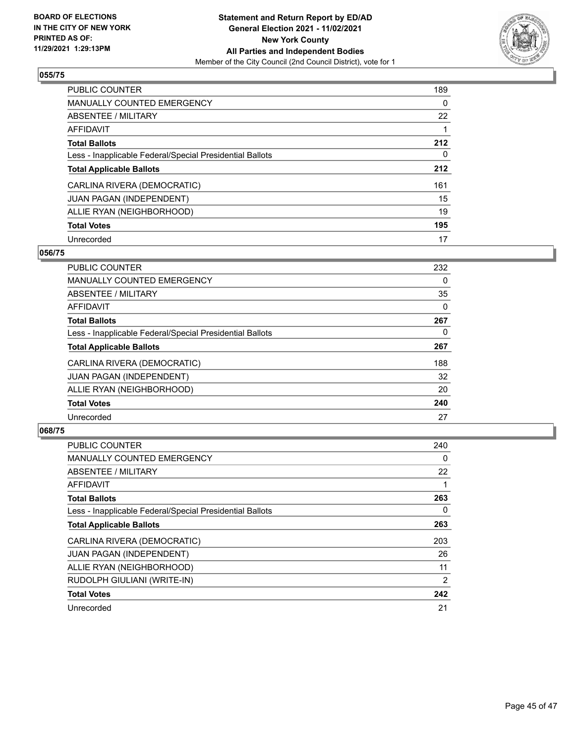**BOARD OF ELECTIONS IN THE CITY OF NEW YORK PRINTED AS OF: 11/29/2021 1:29:13PM**

**Statement and Return Report by ED/AD General Election 2021 - 11/02/2021 New York County All Parties and Independent Bodies**
Member of the City Council (2nd Council District), vote for 1

### 055/75

| | |
|---|---|
| PUBLIC COUNTER | 189 |
| MANUALLY COUNTED EMERGENCY | 0 |
| ABSENTEE / MILITARY | 22 |
| AFFIDAVIT | 1 |
| **Total Ballots** | **212** |
| Less - Inapplicable Federal/Special Presidential Ballots | 0 |
| **Total Applicable Ballots** | **212** |
| CARLINA RIVERA (DEMOCRATIC) | 161 |
| JUAN PAGAN (INDEPENDENT) | 15 |
| ALLIE RYAN (NEIGHBORHOOD) | 19 |
| **Total Votes** | **195** |
| Unrecorded | 17 |

### 056/75

| | |
|---|---|
| PUBLIC COUNTER | 232 |
| MANUALLY COUNTED EMERGENCY | 0 |
| ABSENTEE / MILITARY | 35 |
| AFFIDAVIT | 0 |
| **Total Ballots** | **267** |
| Less - Inapplicable Federal/Special Presidential Ballots | 0 |
| **Total Applicable Ballots** | **267** |
| CARLINA RIVERA (DEMOCRATIC) | 188 |
| JUAN PAGAN (INDEPENDENT) | 32 |
| ALLIE RYAN (NEIGHBORHOOD) | 20 |
| **Total Votes** | **240** |
| Unrecorded | 27 |

### 068/75

| | |
|---|---|
| PUBLIC COUNTER | 240 |
| MANUALLY COUNTED EMERGENCY | 0 |
| ABSENTEE / MILITARY | 22 |
| AFFIDAVIT | 1 |
| **Total Ballots** | **263** |
| Less - Inapplicable Federal/Special Presidential Ballots | 0 |
| **Total Applicable Ballots** | **263** |
| CARLINA RIVERA (DEMOCRATIC) | 203 |
| JUAN PAGAN (INDEPENDENT) | 26 |
| ALLIE RYAN (NEIGHBORHOOD) | 11 |
| RUDOLPH GIULIANI (WRITE-IN) | 2 |
| **Total Votes** | **242** |
| Unrecorded | 21 |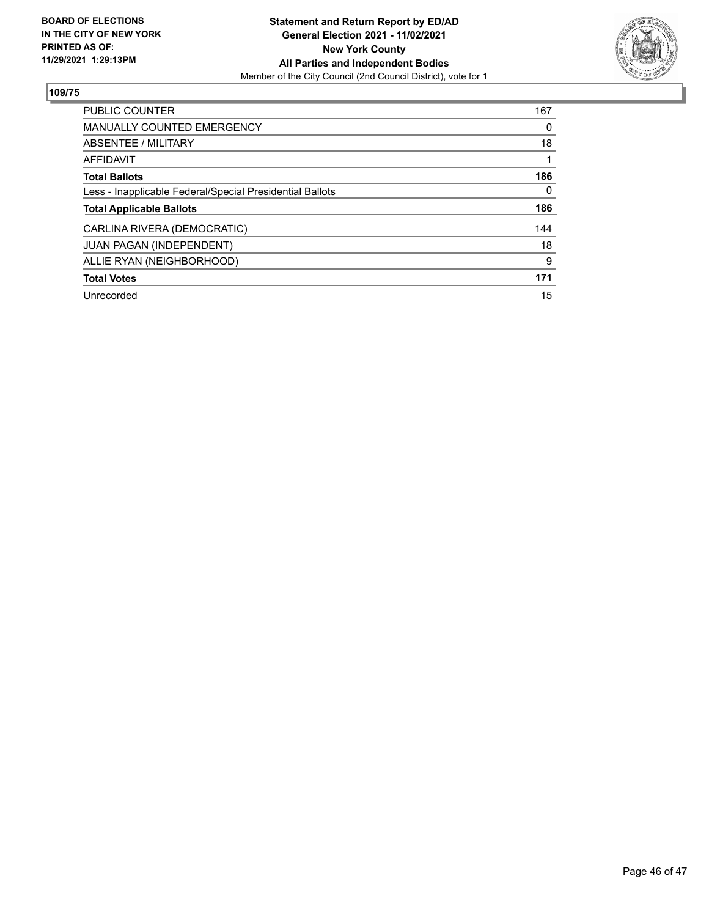**BOARD OF ELECTIONS IN THE CITY OF NEW YORK PRINTED AS OF: 11/29/2021 1:29:13PM**

**Statement and Return Report by ED/AD**
**General Election 2021 - 11/02/2021**
**New York County**
**All Parties and Independent Bodies**
Member of the City Council (2nd Council District), vote for 1

## 109/75

| | |
|---|---|
| PUBLIC COUNTER | 167 |
| MANUALLY COUNTED EMERGENCY | 0 |
| ABSENTEE / MILITARY | 18 |
| AFFIDAVIT | 1 |
| **Total Ballots** | **186** |
| Less - Inapplicable Federal/Special Presidential Ballots | 0 |
| **Total Applicable Ballots** | **186** |
| CARLINA RIVERA (DEMOCRATIC) | 144 |
| JUAN PAGAN (INDEPENDENT) | 18 |
| ALLIE RYAN (NEIGHBORHOOD) | 9 |
| **Total Votes** | **171** |
| Unrecorded | 15 |